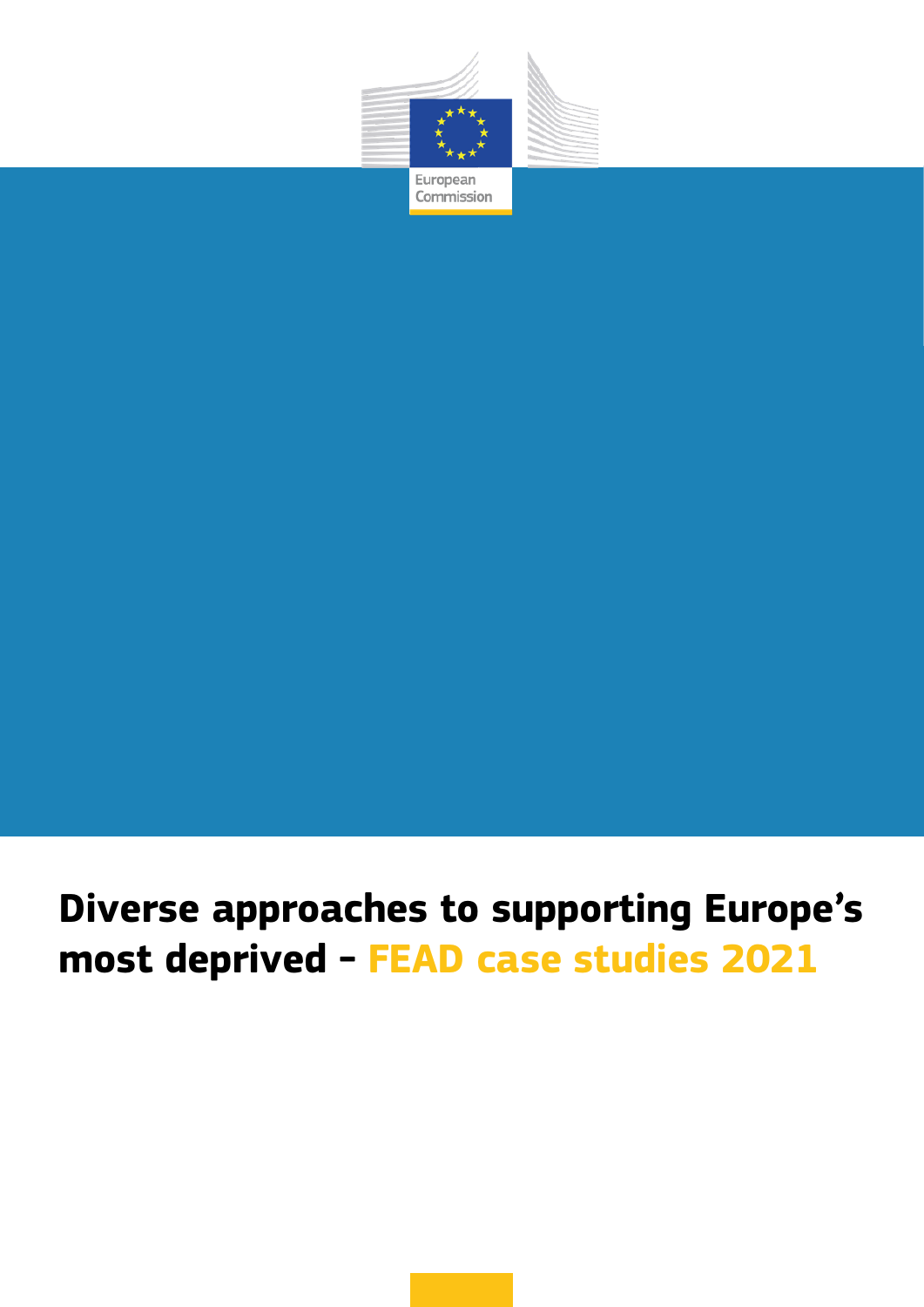European Commission

# Diverse approaches to supporting Europe's most deprived – FEAD case studies 2021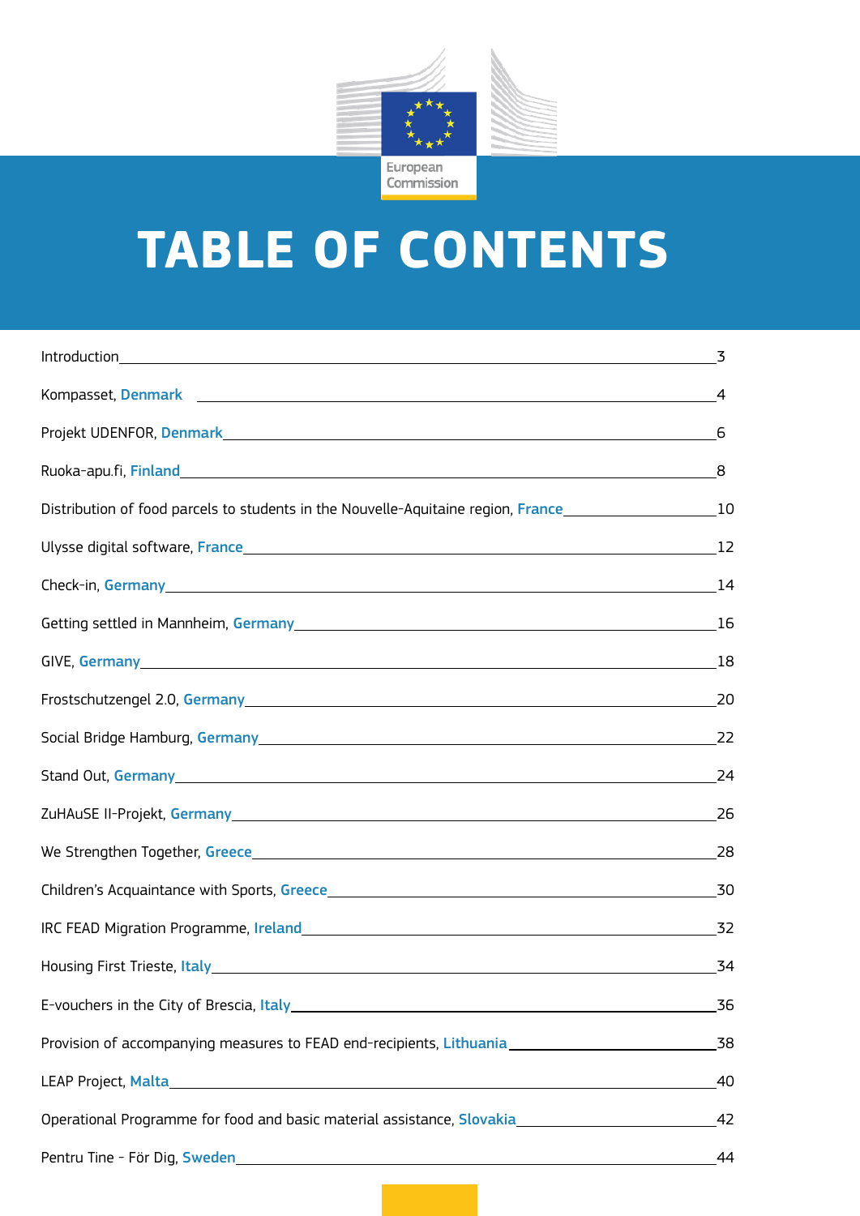European Commission

# TABLE OF CONTENTS

| | |
|---|---|
| Introduction | 3 |
| Kompasset, Denmark | 4 |
| Projekt UDENFOR, Denmark | 6 |
| Ruoka-apu.fi, Finland | 8 |
| Distribution of food parcels to students in the Nouvelle-Aquitaine region, France | 10 |
| Ulysse digital software, France | 12 |
| Check-in, Germany | 14 |
| Getting settled in Mannheim, Germany | 16 |
| GIVE, Germany | 18 |
| Frostschutzengel 2.0, Germany | 20 |
| Social Bridge Hamburg, Germany | 22 |
| Stand Out, Germany | 24 |
| ZuHAuSE II-Projekt, Germany | 26 |
| We Strengthen Together, Greece | 28 |
| Children's Acquaintance with Sports, Greece | 30 |
| IRC FEAD Migration Programme, Ireland | 32 |
| Housing First Trieste, Italy | 34 |
| E-vouchers in the City of Brescia, Italy | 36 |
| Provision of accompanying measures to FEAD end-recipients, Lithuania | 38 |
| LEAP Project, Malta | 40 |
| Operational Programme for food and basic material assistance, Slovakia | 42 |
| Pentru Tine - För Dig, Sweden | 44 |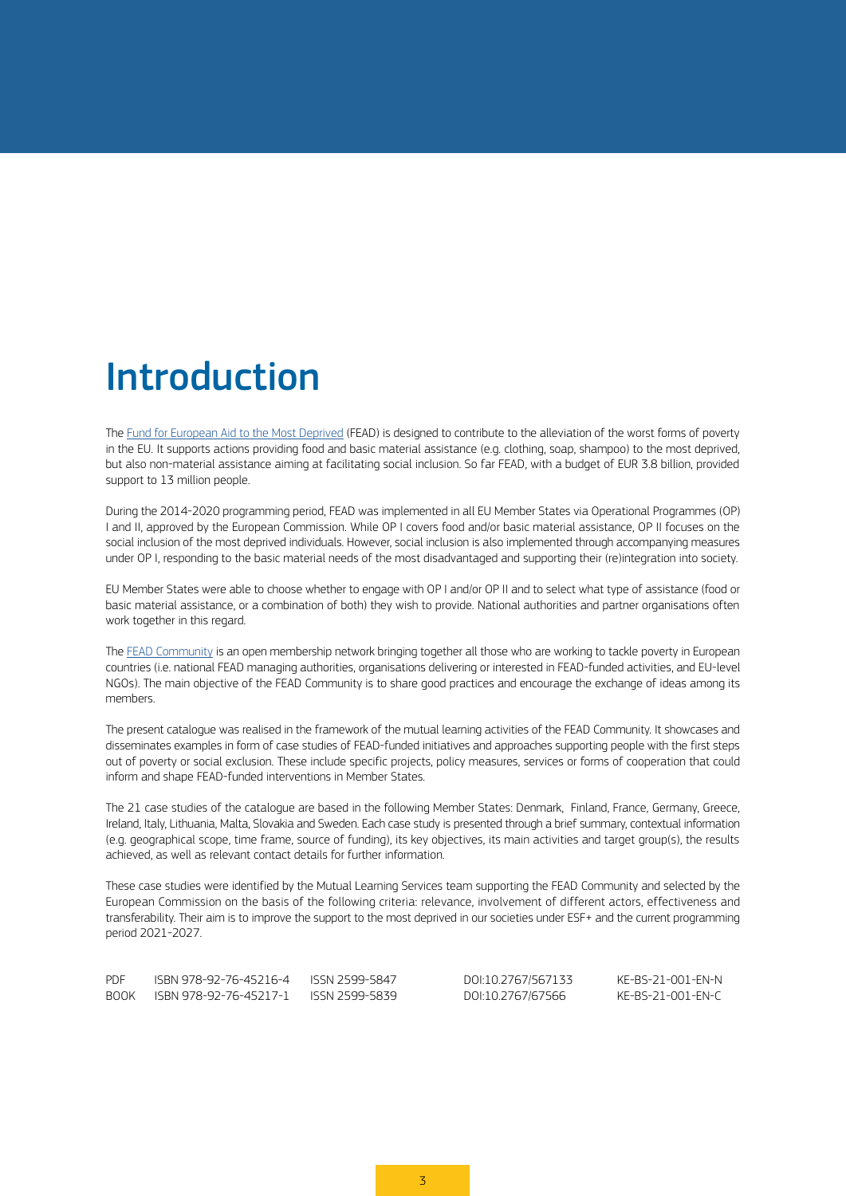# Introduction

The Fund for European Aid to the Most Deprived (FEAD) is designed to contribute to the alleviation of the worst forms of poverty in the EU. It supports actions providing food and basic material assistance (e.g. clothing, soap, shampoo) to the most deprived, but also non-material assistance aiming at facilitating social inclusion. So far FEAD, with a budget of EUR 3.8 billion, provided support to 13 million people.

During the 2014-2020 programming period, FEAD was implemented in all EU Member States via Operational Programmes (OP) I and II, approved by the European Commission. While OP I covers food and/or basic material assistance, OP II focuses on the social inclusion of the most deprived individuals. However, social inclusion is also implemented through accompanying measures under OP I, responding to the basic material needs of the most disadvantaged and supporting their (re)integration into society.

EU Member States were able to choose whether to engage with OP I and/or OP II and to select what type of assistance (food or basic material assistance, or a combination of both) they wish to provide. National authorities and partner organisations often work together in this regard.

The FEAD Community is an open membership network bringing together all those who are working to tackle poverty in European countries (i.e. national FEAD managing authorities, organisations delivering or interested in FEAD-funded activities, and EU-level NGOs). The main objective of the FEAD Community is to share good practices and encourage the exchange of ideas among its members.

The present catalogue was realised in the framework of the mutual learning activities of the FEAD Community. It showcases and disseminates examples in form of case studies of FEAD-funded initiatives and approaches supporting people with the first steps out of poverty or social exclusion. These include specific projects, policy measures, services or forms of cooperation that could inform and shape FEAD-funded interventions in Member States.

The 21 case studies of the catalogue are based in the following Member States: Denmark, Finland, France, Germany, Greece, Ireland, Italy, Lithuania, Malta, Slovakia and Sweden. Each case study is presented through a brief summary, contextual information (e.g. geographical scope, time frame, source of funding), its key objectives, its main activities and target group(s), the results achieved, as well as relevant contact details for further information.

These case studies were identified by the Mutual Learning Services team supporting the FEAD Community and selected by the European Commission on the basis of the following criteria: relevance, involvement of different actors, effectiveness and transferability. Their aim is to improve the support to the most deprived in our societies under ESF+ and the current programming period 2021-2027.

| | | | | |
|---|---|---|---|---|
| PDF | ISBN 978-92-76-45216-4 | ISSN 2599-5847 | DOI:10.2767/567133 | KE-BS-21-001-EN-N |
| BOOK | ISBN 978-92-76-45217-1 | ISSN 2599-5839 | DOI:10.2767/67566 | KE-BS-21-001-EN-C |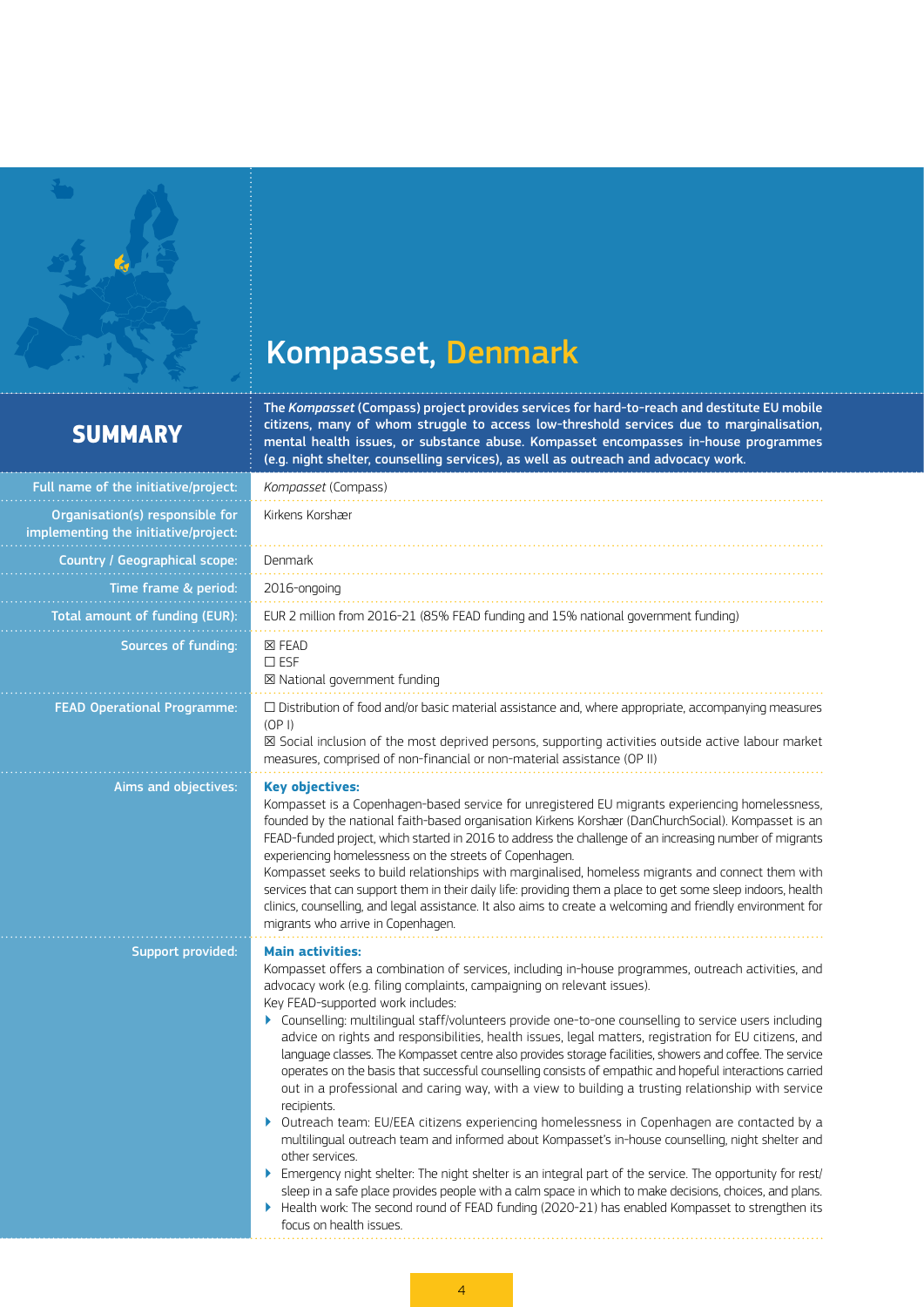# Kompasset, Denmark

## SUMMARY

**The *Kompasset* (Compass) project provides services for hard-to-reach and destitute EU mobile citizens, many of whom struggle to access low-threshold services due to marginalisation, mental health issues, or substance abuse. Kompasset encompasses in-house programmes (e.g. night shelter, counselling services), as well as outreach and advocacy work.**

| | |
|---|---|
| Full name of the initiative/project: | *Kompasset* (Compass) |
| Organisation(s) responsible for implementing the initiative/project: | Kirkens Korshær |
| Country / Geographical scope: | Denmark |
| Time frame & period: | 2016-ongoing |
| Total amount of funding (EUR): | EUR 2 million from 2016-21 (85% FEAD funding and 15% national government funding) |
| Sources of funding: | ☒ FEAD<br>☐ ESF<br>☒ National government funding |
| FEAD Operational Programme: | ☐ Distribution of food and/or basic material assistance and, where appropriate, accompanying measures (OP I)<br>☒ Social inclusion of the most deprived persons, supporting activities outside active labour market measures, comprised of non-financial or non-material assistance (OP II) |
| Aims and objectives: | **Key objectives:**<br>Kompasset is a Copenhagen-based service for unregistered EU migrants experiencing homelessness, founded by the national faith-based organisation Kirkens Korshær (DanChurchSocial). Kompasset is an FEAD-funded project, which started in 2016 to address the challenge of an increasing number of migrants experiencing homelessness on the streets of Copenhagen.<br>Kompasset seeks to build relationships with marginalised, homeless migrants and connect them with services that can support them in their daily life: providing them a place to get some sleep indoors, health clinics, counselling, and legal assistance. It also aims to create a welcoming and friendly environment for migrants who arrive in Copenhagen. |
| Support provided: | **Main activities:**<br>Kompasset offers a combination of services, including in-house programmes, outreach activities, and advocacy work (e.g. filing complaints, campaigning on relevant issues).<br>Key FEAD-supported work includes:<br>- Counselling: multilingual staff/volunteers provide one-to-one counselling to service users including advice on rights and responsibilities, health issues, legal matters, registration for EU citizens, and language classes. The Kompasset centre also provides storage facilities, showers and coffee. The service operates on the basis that successful counselling consists of empathic and hopeful interactions carried out in a professional and caring way, with a view to building a trusting relationship with service recipients.<br>- Outreach team: EU/EEA citizens experiencing homelessness in Copenhagen are contacted by a multilingual outreach team and informed about Kompasset's in-house counselling, night shelter and other services.<br>- Emergency night shelter: The night shelter is an integral part of the service. The opportunity for rest/sleep in a safe place provides people with a calm space in which to make decisions, choices, and plans.<br>- Health work: The second round of FEAD funding (2020-21) has enabled Kompasset to strengthen its focus on health issues. |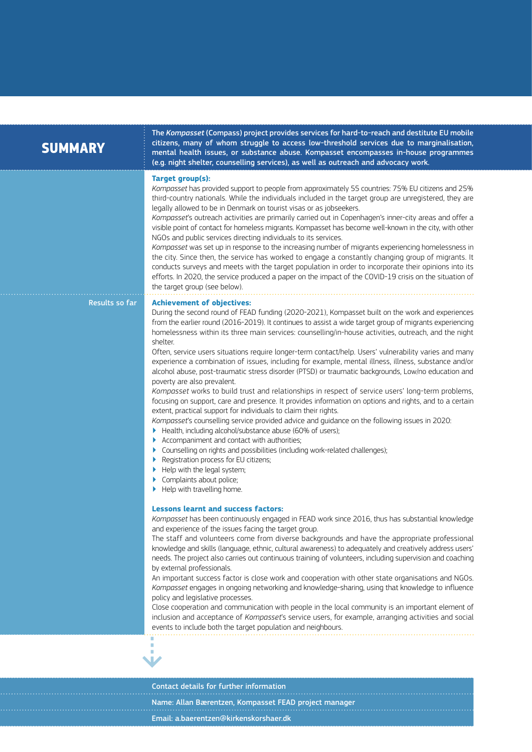## SUMMARY

**The *Kompasset* (Compass) project provides services for hard-to-reach and destitute EU mobile citizens, many of whom struggle to access low-threshold services due to marginalisation, mental health issues, or substance abuse. Kompasset encompasses in-house programmes (e.g. night shelter, counselling services), as well as outreach and advocacy work.**

### Target group(s):

*Kompasset* has provided support to people from approximately 55 countries: 75% EU citizens and 25% third-country nationals. While the individuals included in the target group are unregistered, they are legally allowed to be in Denmark on tourist visas or as jobseekers.

*Kompasset*'s outreach activities are primarily carried out in Copenhagen's inner-city areas and offer a visible point of contact for homeless migrants. Kompasset has become well-known in the city, with other NGOs and public services directing individuals to its services.

*Kompasset* was set up in response to the increasing number of migrants experiencing homelessness in the city. Since then, the service has worked to engage a constantly changing group of migrants. It conducts surveys and meets with the target population in order to incorporate their opinions into its efforts. In 2020, the service produced a paper on the impact of the COVID-19 crisis on the situation of the target group (see below).

**Results so far**

### Achievement of objectives:

During the second round of FEAD funding (2020-2021), Kompasset built on the work and experiences from the earlier round (2016-2019). It continues to assist a wide target group of migrants experiencing homelessness within its three main services: counselling/in-house activities, outreach, and the night shelter.

Often, service users situations require longer-term contact/help. Users' vulnerability varies and many experience a combination of issues, including for example, mental illness, illness, substance and/or alcohol abuse, post-traumatic stress disorder (PTSD) or traumatic backgrounds, Low/no education and poverty are also prevalent.

*Kompasset* works to build trust and relationships in respect of service users' long-term problems, focusing on support, care and presence. It provides information on options and rights, and to a certain extent, practical support for individuals to claim their rights.

*Kompasset*'s counselling service provided advice and guidance on the following issues in 2020:

- Health, including alcohol/substance abuse (60% of users);
- Accompaniment and contact with authorities;
- Counselling on rights and possibilities (including work-related challenges);
- Registration process for EU citizens;
- Help with the legal system;
- Complaints about police;
- Help with travelling home.

### Lessons learnt and success factors:

*Kompasset* has been continuously engaged in FEAD work since 2016, thus has substantial knowledge and experience of the issues facing the target group.

The staff and volunteers come from diverse backgrounds and have the appropriate professional knowledge and skills (language, ethnic, cultural awareness) to adequately and creatively address users' needs. The project also carries out continuous training of volunteers, including supervision and coaching by external professionals.

An important success factor is close work and cooperation with other state organisations and NGOs. *Kompasset* engages in ongoing networking and knowledge-sharing, using that knowledge to influence policy and legislative processes.

Close cooperation and communication with people in the local community is an important element of inclusion and acceptance of *Kompasset*'s service users, for example, arranging activities and social events to include both the target population and neighbours.

**Contact details for further information**

Name: Allan Bærentzen, Kompasset FEAD project manager

Email: a.baerentzen@kirkenskorshaer.dk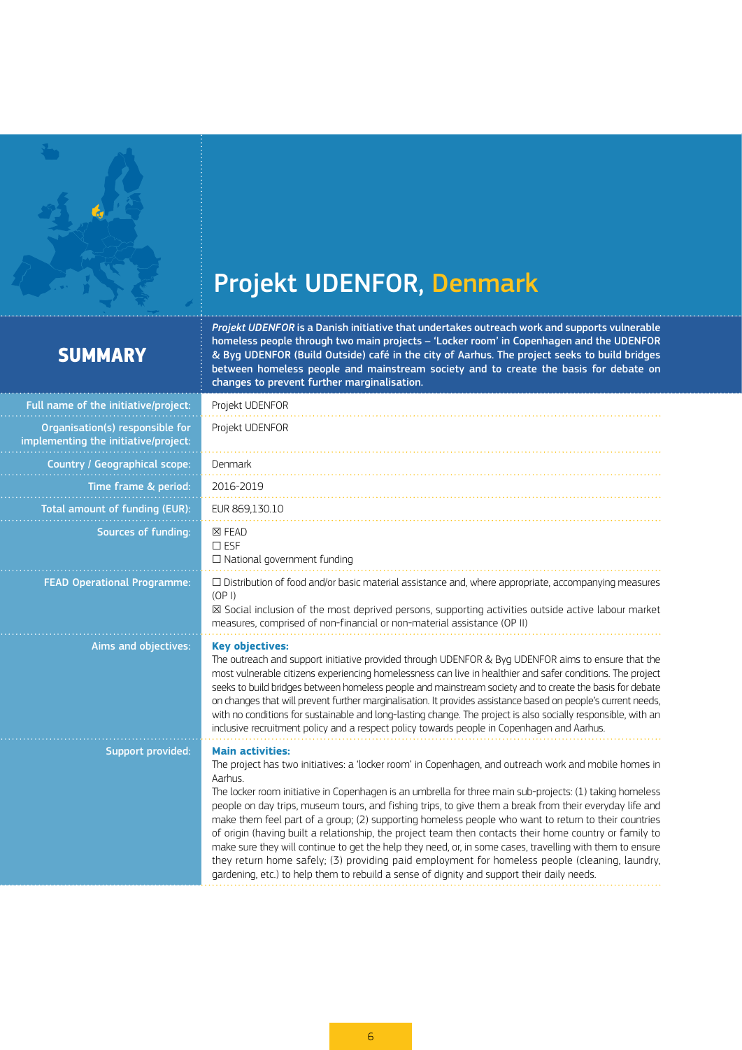# Projekt UDENFOR, Denmark

## SUMMARY

*Projekt UDENFOR* is a Danish initiative that undertakes outreach work and supports vulnerable homeless people through two main projects – 'Locker room' in Copenhagen and the UDENFOR & Byg UDENFOR (Build Outside) café in the city of Aarhus. The project seeks to build bridges between homeless people and mainstream society and to create the basis for debate on changes to prevent further marginalisation.

| | |
|---|---|
| Full name of the initiative/project: | Projekt UDENFOR |
| Organisation(s) responsible for implementing the initiative/project: | Projekt UDENFOR |
| Country / Geographical scope: | Denmark |
| Time frame & period: | 2016-2019 |
| Total amount of funding (EUR): | EUR 869,130.10 |
| Sources of funding: | ☒ FEAD<br>☐ ESF<br>☐ National government funding |
| FEAD Operational Programme: | ☐ Distribution of food and/or basic material assistance and, where appropriate, accompanying measures (OP I)<br>☒ Social inclusion of the most deprived persons, supporting activities outside active labour market measures, comprised of non-financial or non-material assistance (OP II) |
| Aims and objectives: | **Key objectives:**<br>The outreach and support initiative provided through UDENFOR & Byg UDENFOR aims to ensure that the most vulnerable citizens experiencing homelessness can live in healthier and safer conditions. The project seeks to build bridges between homeless people and mainstream society and to create the basis for debate on changes that will prevent further marginalisation. It provides assistance based on people's current needs, with no conditions for sustainable and long-lasting change. The project is also socially responsible, with an inclusive recruitment policy and a respect policy towards people in Copenhagen and Aarhus. |
| Support provided: | **Main activities:**<br>The project has two initiatives: a 'locker room' in Copenhagen, and outreach work and mobile homes in Aarhus.<br>The locker room initiative in Copenhagen is an umbrella for three main sub-projects: (1) taking homeless people on day trips, museum tours, and fishing trips, to give them a break from their everyday life and make them feel part of a group; (2) supporting homeless people who want to return to their countries of origin (having built a relationship, the project team then contacts their home country or family to make sure they will continue to get the help they need, or, in some cases, travelling with them to ensure they return home safely; (3) providing paid employment for homeless people (cleaning, laundry, gardening, etc.) to help them to rebuild a sense of dignity and support their daily needs. |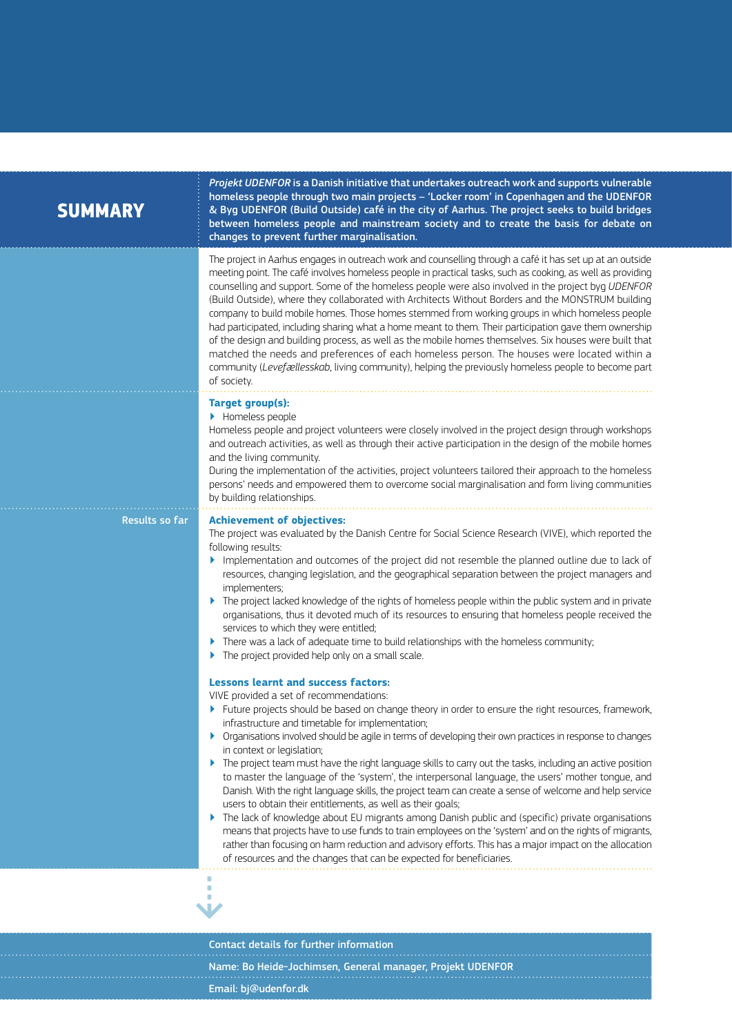## SUMMARY

***Projekt UDENFOR*** **is a Danish initiative that undertakes outreach work and supports vulnerable homeless people through two main projects – 'Locker room' in Copenhagen and the UDENFOR & Byg UDENFOR (Build Outside) café in the city of Aarhus. The project seeks to build bridges between homeless people and mainstream society and to create the basis for debate on changes to prevent further marginalisation.**

The project in Aarhus engages in outreach work and counselling through a café it has set up at an outside meeting point. The café involves homeless people in practical tasks, such as cooking, as well as providing counselling and support. Some of the homeless people were also involved in the project byg *UDENFOR* (Build Outside), where they collaborated with Architects Without Borders and the MONSTRUM building company to build mobile homes. Those homes stemmed from working groups in which homeless people had participated, including sharing what a home meant to them. Their participation gave them ownership of the design and building process, as well as the mobile homes themselves. Six houses were built that matched the needs and preferences of each homeless person. The houses were located within a community (*Levefællesskab*, living community), helping the previously homeless people to become part of society.

### Target group(s):

- Homeless people

Homeless people and project volunteers were closely involved in the project design through workshops and outreach activities, as well as through their active participation in the design of the mobile homes and the living community.

During the implementation of the activities, project volunteers tailored their approach to the homeless persons' needs and empowered them to overcome social marginalisation and form living communities by building relationships.

## Results so far

### Achievement of objectives:

The project was evaluated by the Danish Centre for Social Science Research (VIVE), which reported the following results:

- Implementation and outcomes of the project did not resemble the planned outline due to lack of resources, changing legislation, and the geographical separation between the project managers and implementers;
- The project lacked knowledge of the rights of homeless people within the public system and in private organisations, thus it devoted much of its resources to ensuring that homeless people received the services to which they were entitled;
- There was a lack of adequate time to build relationships with the homeless community;
- The project provided help only on a small scale.

### Lessons learnt and success factors:

VIVE provided a set of recommendations:

- Future projects should be based on change theory in order to ensure the right resources, framework, infrastructure and timetable for implementation;
- Organisations involved should be agile in terms of developing their own practices in response to changes in context or legislation;
- The project team must have the right language skills to carry out the tasks, including an active position to master the language of the 'system', the interpersonal language, the users' mother tongue, and Danish. With the right language skills, the project team can create a sense of welcome and help service users to obtain their entitlements, as well as their goals;
- The lack of knowledge about EU migrants among Danish public and (specific) private organisations means that projects have to use funds to train employees on the 'system' and on the rights of migrants, rather than focusing on harm reduction and advisory efforts. This has a major impact on the allocation of resources and the changes that can be expected for beneficiaries.

**Contact details for further information**

**Name: Bo Heide-Jochimsen, General manager, Projekt UDENFOR**

**Email: bj@udenfor.dk**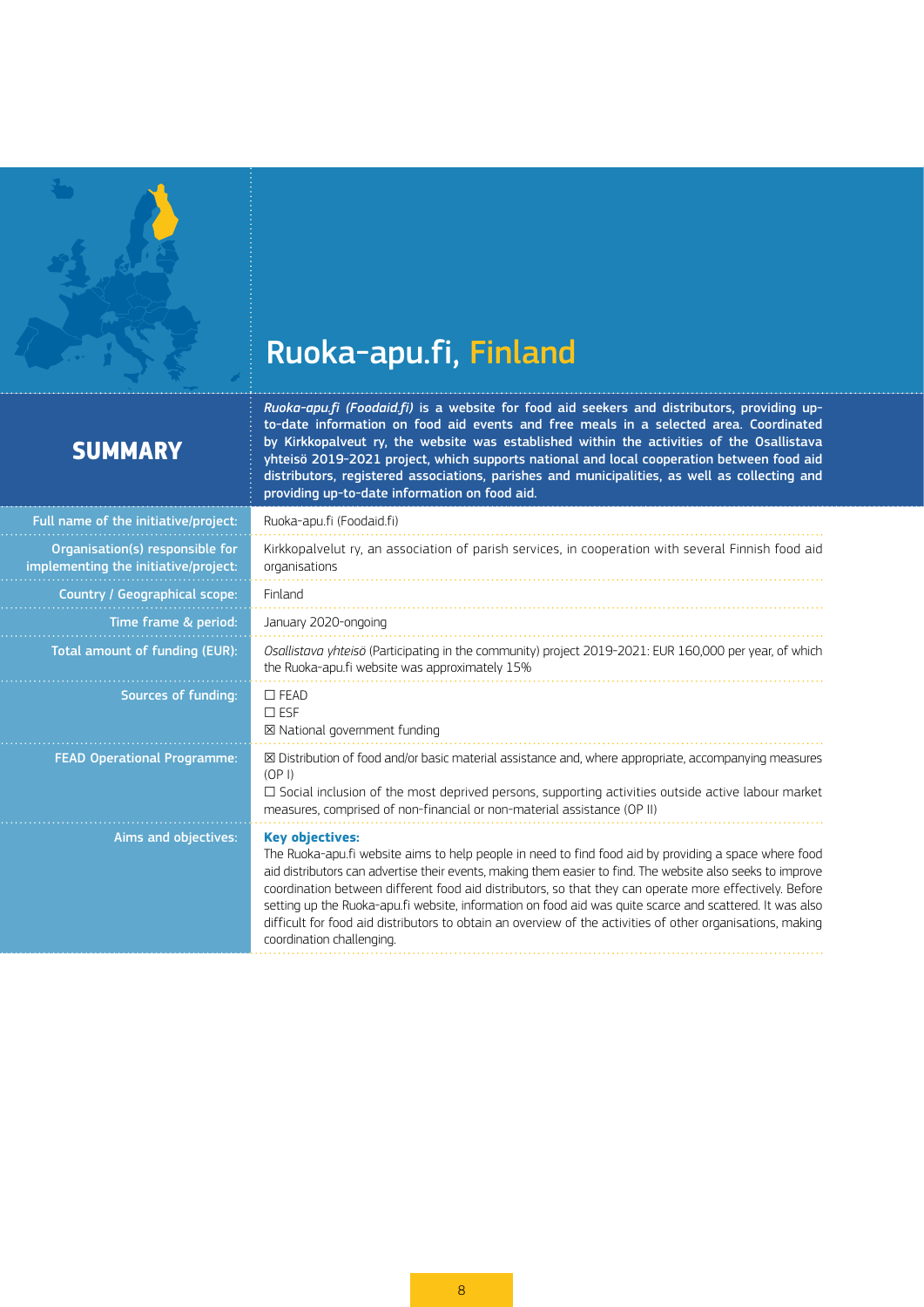# Ruoka-apu.fi, Finland

## SUMMARY

***Ruoka-apu.fi (Foodaid.fi)*** **is a website for food aid seekers and distributors, providing up-to-date information on food aid events and free meals in a selected area. Coordinated by Kirkkopalveut ry, the website was established within the activities of the Osallistava yhteisö 2019-2021 project, which supports national and local cooperation between food aid distributors, registered associations, parishes and municipalities, as well as collecting and providing up-to-date information on food aid.**

| | |
|---|---|
| Full name of the initiative/project: | Ruoka-apu.fi (Foodaid.fi) |
| Organisation(s) responsible for implementing the initiative/project: | Kirkkopalvelut ry, an association of parish services, in cooperation with several Finnish food aid organisations |
| Country / Geographical scope: | Finland |
| Time frame & period: | January 2020-ongoing |
| Total amount of funding (EUR): | *Osallistava yhteisö* (Participating in the community) project 2019-2021: EUR 160,000 per year, of which the Ruoka-apu.fi website was approximately 15% |
| Sources of funding: | ☐ FEAD<br>☐ ESF<br>☒ National government funding |
| FEAD Operational Programme: | ☒ Distribution of food and/or basic material assistance and, where appropriate, accompanying measures (OP I)<br>☐ Social inclusion of the most deprived persons, supporting activities outside active labour market measures, comprised of non-financial or non-material assistance (OP II) |
| Aims and objectives: | **Key objectives:**<br>The Ruoka-apu.fi website aims to help people in need to find food aid by providing a space where food aid distributors can advertise their events, making them easier to find. The website also seeks to improve coordination between different food aid distributors, so that they can operate more effectively. Before setting up the Ruoka-apu.fi website, information on food aid was quite scarce and scattered. It was also difficult for food aid distributors to obtain an overview of the activities of other organisations, making coordination challenging. |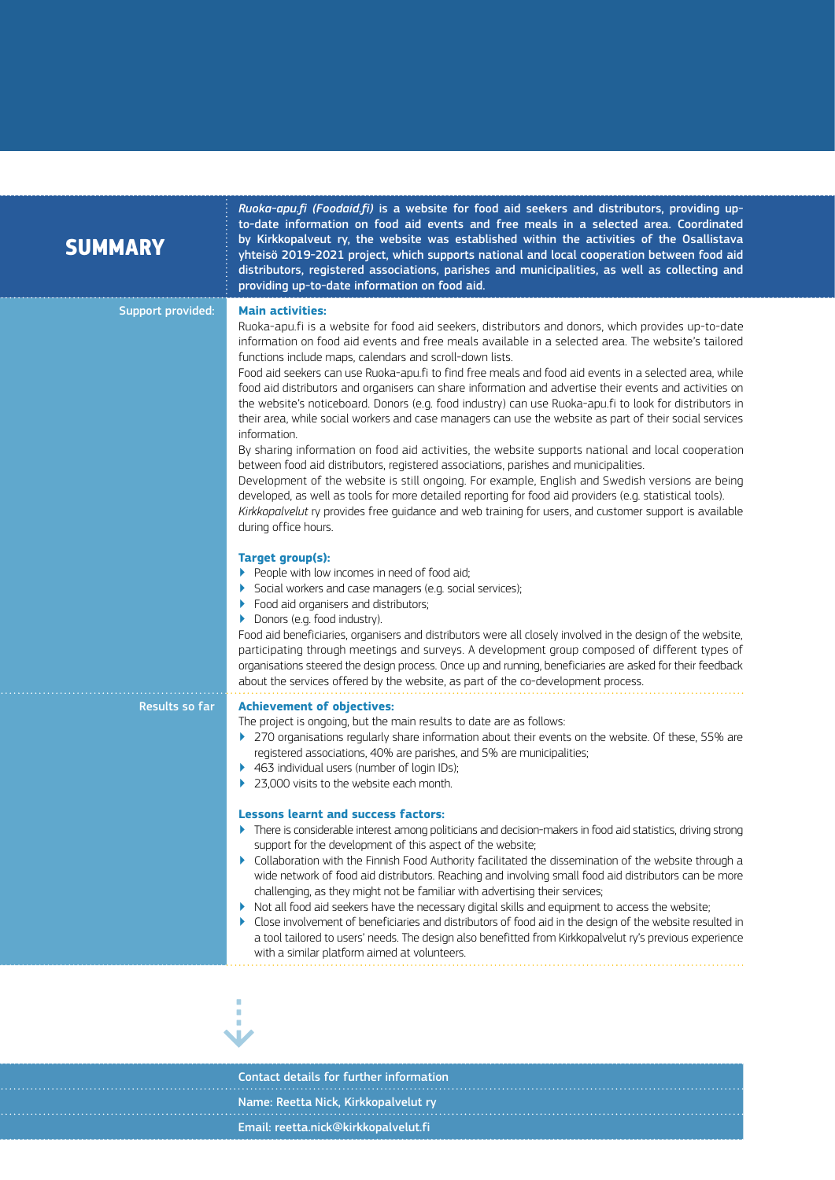## SUMMARY

*Ruoka-apu.fi (Foodaid.fi)* is a website for food aid seekers and distributors, providing up-to-date information on food aid events and free meals in a selected area. Coordinated by Kirkkopalveut ry, the website was established within the activities of the Osallistava yhteisö 2019-2021 project, which supports national and local cooperation between food aid distributors, registered associations, parishes and municipalities, as well as collecting and providing up-to-date information on food aid.

**Support provided:**

### Main activities:

Ruoka-apu.fi is a website for food aid seekers, distributors and donors, which provides up-to-date information on food aid events and free meals available in a selected area. The website's tailored functions include maps, calendars and scroll-down lists.

Food aid seekers can use Ruoka-apu.fi to find free meals and food aid events in a selected area, while food aid distributors and organisers can share information and advertise their events and activities on the website's noticeboard. Donors (e.g. food industry) can use Ruoka-apu.fi to look for distributors in their area, while social workers and case managers can use the website as part of their social services information.

By sharing information on food aid activities, the website supports national and local cooperation between food aid distributors, registered associations, parishes and municipalities.

Development of the website is still ongoing. For example, English and Swedish versions are being developed, as well as tools for more detailed reporting for food aid providers (e.g. statistical tools).

*Kirkkopalvelut* ry provides free guidance and web training for users, and customer support is available during office hours.

### Target group(s):

- People with low incomes in need of food aid;
- Social workers and case managers (e.g. social services);
- Food aid organisers and distributors;
- Donors (e.g. food industry).

Food aid beneficiaries, organisers and distributors were all closely involved in the design of the website, participating through meetings and surveys. A development group composed of different types of organisations steered the design process. Once up and running, beneficiaries are asked for their feedback about the services offered by the website, as part of the co-development process.

**Results so far**

### Achievement of objectives:

The project is ongoing, but the main results to date are as follows:

- 270 organisations regularly share information about their events on the website. Of these, 55% are registered associations, 40% are parishes, and 5% are municipalities;
- 463 individual users (number of login IDs);
- 23,000 visits to the website each month.

### Lessons learnt and success factors:

- There is considerable interest among politicians and decision-makers in food aid statistics, driving strong support for the development of this aspect of the website;
- Collaboration with the Finnish Food Authority facilitated the dissemination of the website through a wide network of food aid distributors. Reaching and involving small food aid distributors can be more challenging, as they might not be familiar with advertising their services;
- Not all food aid seekers have the necessary digital skills and equipment to access the website;
- Close involvement of beneficiaries and distributors of food aid in the design of the website resulted in a tool tailored to users' needs. The design also benefitted from Kirkkopalvelut ry's previous experience with a similar platform aimed at volunteers.

Contact details for further information

Name: Reetta Nick, Kirkkopalvelut ry

Email: reetta.nick@kirkkopalvelut.fi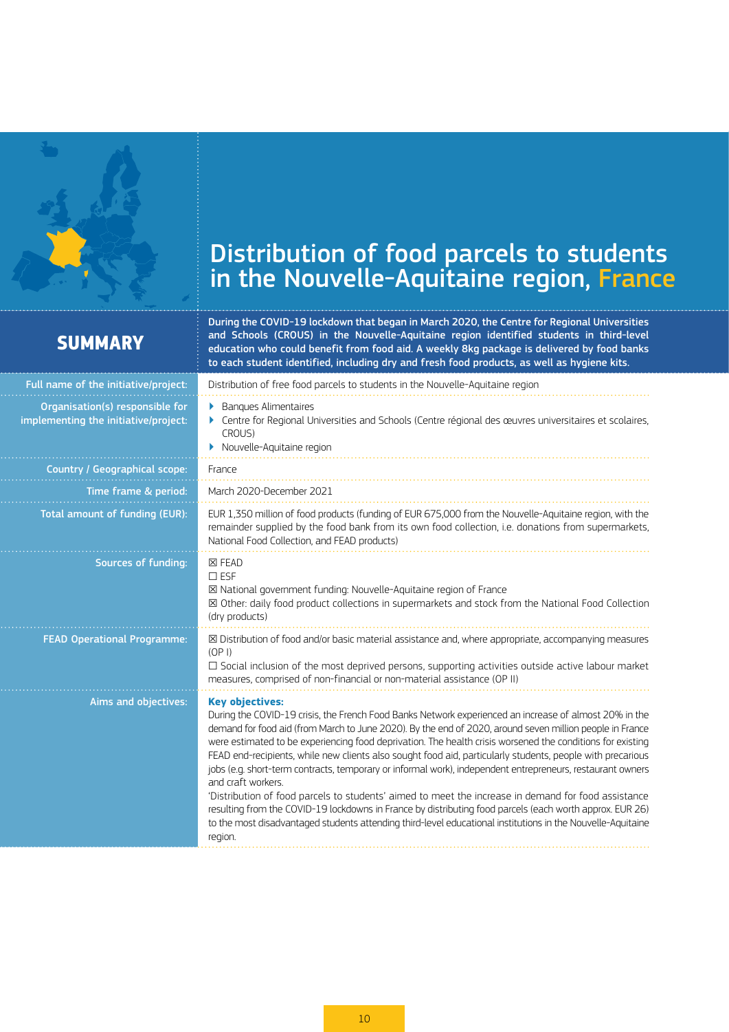# Distribution of food parcels to students in the Nouvelle-Aquitaine region, France

## SUMMARY

**During the COVID-19 lockdown that began in March 2020, the Centre for Regional Universities and Schools (CROUS) in the Nouvelle-Aquitaine region identified students in third-level education who could benefit from food aid. A weekly 8kg package is delivered by food banks to each student identified, including dry and fresh food products, as well as hygiene kits.**

| | |
|---|---|
| Full name of the initiative/project: | Distribution of free food parcels to students in the Nouvelle-Aquitaine region |
| Organisation(s) responsible for implementing the initiative/project: | ▸ Banques Alimentaires<br>▸ Centre for Regional Universities and Schools (Centre régional des œuvres universitaires et scolaires, CROUS)<br>▸ Nouvelle-Aquitaine region |
| Country / Geographical scope: | France |
| Time frame & period: | March 2020-December 2021 |
| Total amount of funding (EUR): | EUR 1,350 million of food products (funding of EUR 675,000 from the Nouvelle-Aquitaine region, with the remainder supplied by the food bank from its own food collection, i.e. donations from supermarkets, National Food Collection, and FEAD products) |
| Sources of funding: | ☒ FEAD<br>☐ ESF<br>☒ National government funding: Nouvelle-Aquitaine region of France<br>☒ Other: daily food product collections in supermarkets and stock from the National Food Collection (dry products) |
| FEAD Operational Programme: | ☒ Distribution of food and/or basic material assistance and, where appropriate, accompanying measures (OP I)<br>☐ Social inclusion of the most deprived persons, supporting activities outside active labour market measures, comprised of non-financial or non-material assistance (OP II) |
| Aims and objectives: | **Key objectives:**<br>During the COVID-19 crisis, the French Food Banks Network experienced an increase of almost 20% in the demand for food aid (from March to June 2020). By the end of 2020, around seven million people in France were estimated to be experiencing food deprivation. The health crisis worsened the conditions for existing FEAD end-recipients, while new clients also sought food aid, particularly students, people with precarious jobs (e.g. short-term contracts, temporary or informal work), independent entrepreneurs, restaurant owners and craft workers.<br>'Distribution of food parcels to students' aimed to meet the increase in demand for food assistance resulting from the COVID-19 lockdowns in France by distributing food parcels (each worth approx. EUR 26) to the most disadvantaged students attending third-level educational institutions in the Nouvelle-Aquitaine region. |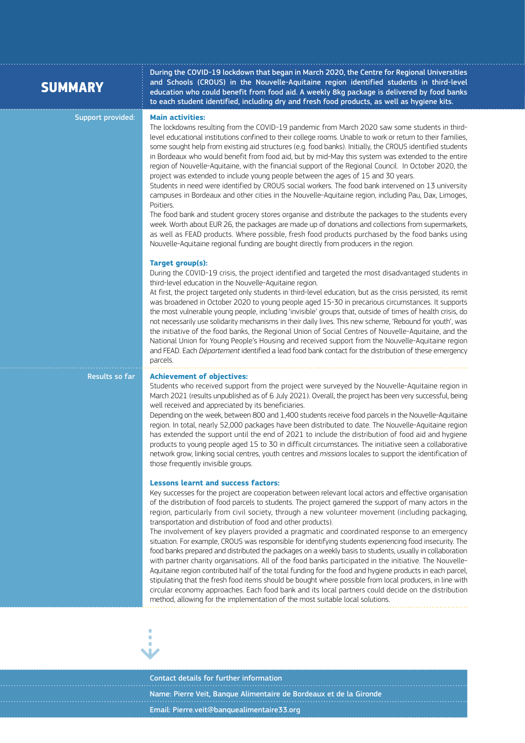## SUMMARY

**During the COVID-19 lockdown that began in March 2020, the Centre for Regional Universities and Schools (CROUS) in the Nouvelle-Aquitaine region identified students in third-level education who could benefit from food aid. A weekly 8kg package is delivered by food banks to each student identified, including dry and fresh food products, as well as hygiene kits.**

### Support provided:

**Main activities:**

The lockdowns resulting from the COVID-19 pandemic from March 2020 saw some students in third-level educational institutions confined to their college rooms. Unable to work or return to their families, some sought help from existing aid structures (e.g. food banks). Initially, the CROUS identified students in Bordeaux who would benefit from food aid, but by mid-May this system was extended to the entire region of Nouvelle-Aquitaine, with the financial support of the Regional Council. In October 2020, the project was extended to include young people between the ages of 15 and 30 years.

Students in need were identified by CROUS social workers. The food bank intervened on 13 university campuses in Bordeaux and other cities in the Nouvelle-Aquitaine region, including Pau, Dax, Limoges, Poitiers.

The food bank and student grocery stores organise and distribute the packages to the students every week. Worth about EUR 26, the packages are made up of donations and collections from supermarkets, as well as FEAD products. Where possible, fresh food products purchased by the food banks using Nouvelle-Aquitaine regional funding are bought directly from producers in the region.

**Target group(s):**

During the COVID-19 crisis, the project identified and targeted the most disadvantaged students in third-level education in the Nouvelle-Aquitaine region.

At first, the project targeted only students in third-level education, but as the crisis persisted, its remit was broadened in October 2020 to young people aged 15-30 in precarious circumstances. It supports the most vulnerable young people, including 'invisible' groups that, outside of times of health crisis, do not necessarily use solidarity mechanisms in their daily lives. This new scheme, 'Rebound for youth', was the initiative of the food banks, the Regional Union of Social Centres of Nouvelle-Aquitaine, and the National Union for Young People's Housing and received support from the Nouvelle-Aquitaine region and FEAD. Each *Département* identified a lead food bank contact for the distribution of these emergency parcels.

### Results so far

**Achievement of objectives:**

Students who received support from the project were surveyed by the Nouvelle-Aquitaine region in March 2021 (results unpublished as of 6 July 2021). Overall, the project has been very successful, being well received and appreciated by its beneficiaries.

Depending on the week, between 800 and 1,400 students receive food parcels in the Nouvelle-Aquitaine region. In total, nearly 52,000 packages have been distributed to date. The Nouvelle-Aquitaine region has extended the support until the end of 2021 to include the distribution of food aid and hygiene products to young people aged 15 to 30 in difficult circumstances. The initiative seen a collaborative network grow, linking social centres, youth centres and *missions* locales to support the identification of those frequently invisible groups.

**Lessons learnt and success factors:**

Key successes for the project are cooperation between relevant local actors and effective organisation of the distribution of food parcels to students. The project garnered the support of many actors in the region, particularly from civil society, through a new volunteer movement (including packaging, transportation and distribution of food and other products).

The involvement of key players provided a pragmatic and coordinated response to an emergency situation. For example, CROUS was responsible for identifying students experiencing food insecurity. The food banks prepared and distributed the packages on a weekly basis to students, usually in collaboration with partner charity organisations. All of the food banks participated in the initiative. The Nouvelle-Aquitaine region contributed half of the total funding for the food and hygiene products in each parcel, stipulating that the fresh food items should be bought where possible from local producers, in line with circular economy approaches. Each food bank and its local partners could decide on the distribution method, allowing for the implementation of the most suitable local solutions.

Contact details for further information

Name: Pierre Veit, Banque Alimentaire de Bordeaux et de la Gironde

Email: Pierre.veit@banquealimentaire33.org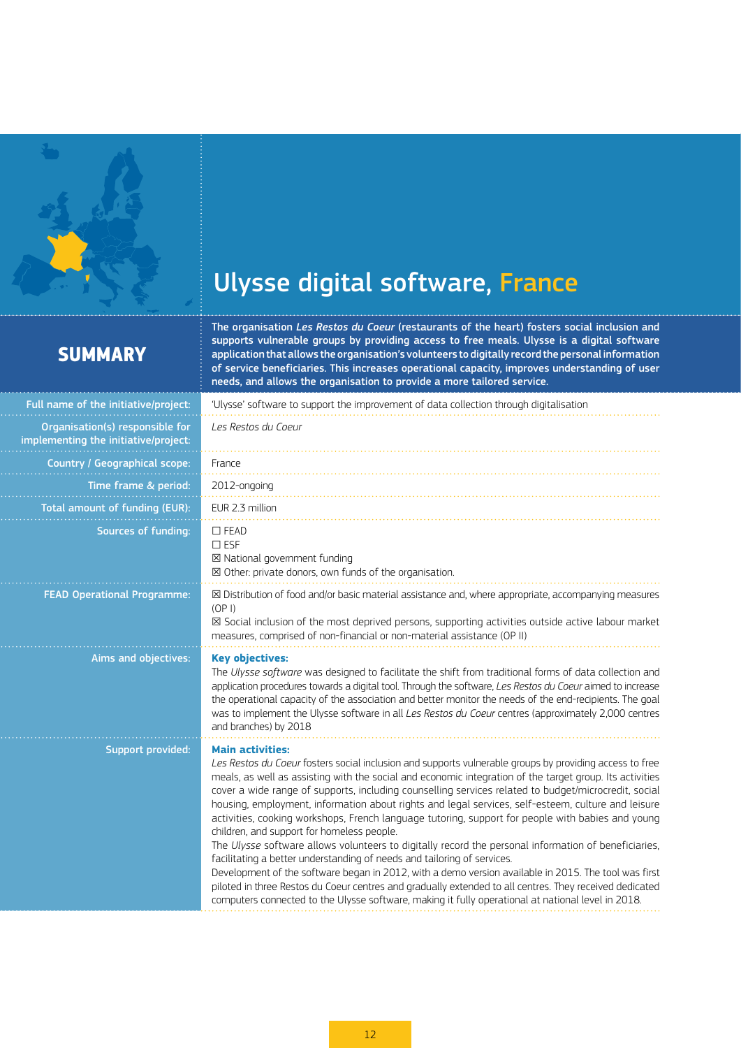# Ulysse digital software, France

## SUMMARY

**The organisation *Les Restos du Coeur* (restaurants of the heart) fosters social inclusion and supports vulnerable groups by providing access to free meals. Ulysse is a digital software application that allows the organisation's volunteers to digitally record the personal information of service beneficiaries. This increases operational capacity, improves understanding of user needs, and allows the organisation to provide a more tailored service.**

| | |
|---|---|
| Full name of the initiative/project: | 'Ulysse' software to support the improvement of data collection through digitalisation |
| Organisation(s) responsible for implementing the initiative/project: | *Les Restos du Coeur* |
| Country / Geographical scope: | France |
| Time frame & period: | 2012-ongoing |
| Total amount of funding (EUR): | EUR 2.3 million |
| Sources of funding: | ☐ FEAD<br>☐ ESF<br>☒ National government funding<br>☒ Other: private donors, own funds of the organisation. |
| FEAD Operational Programme: | ☒ Distribution of food and/or basic material assistance and, where appropriate, accompanying measures (OP I)<br>☒ Social inclusion of the most deprived persons, supporting activities outside active labour market measures, comprised of non-financial or non-material assistance (OP II) |
| Aims and objectives: | **Key objectives:**<br>The *Ulysse software* was designed to facilitate the shift from traditional forms of data collection and application procedures towards a digital tool. Through the software, *Les Restos du Coeur* aimed to increase the operational capacity of the association and better monitor the needs of the end-recipients. The goal was to implement the Ulysse software in all *Les Restos du Coeur* centres (approximately 2,000 centres and branches) by 2018 |
| Support provided: | **Main activities:**<br>*Les Restos du Coeur* fosters social inclusion and supports vulnerable groups by providing access to free meals, as well as assisting with the social and economic integration of the target group. Its activities cover a wide range of supports, including counselling services related to budget/microcredit, social housing, employment, information about rights and legal services, self-esteem, culture and leisure activities, cooking workshops, French language tutoring, support for people with babies and young children, and support for homeless people.<br>The *Ulysse* software allows volunteers to digitally record the personal information of beneficiaries, facilitating a better understanding of needs and tailoring of services.<br>Development of the software began in 2012, with a demo version available in 2015. The tool was first piloted in three Restos du Coeur centres and gradually extended to all centres. They received dedicated computers connected to the Ulysse software, making it fully operational at national level in 2018. |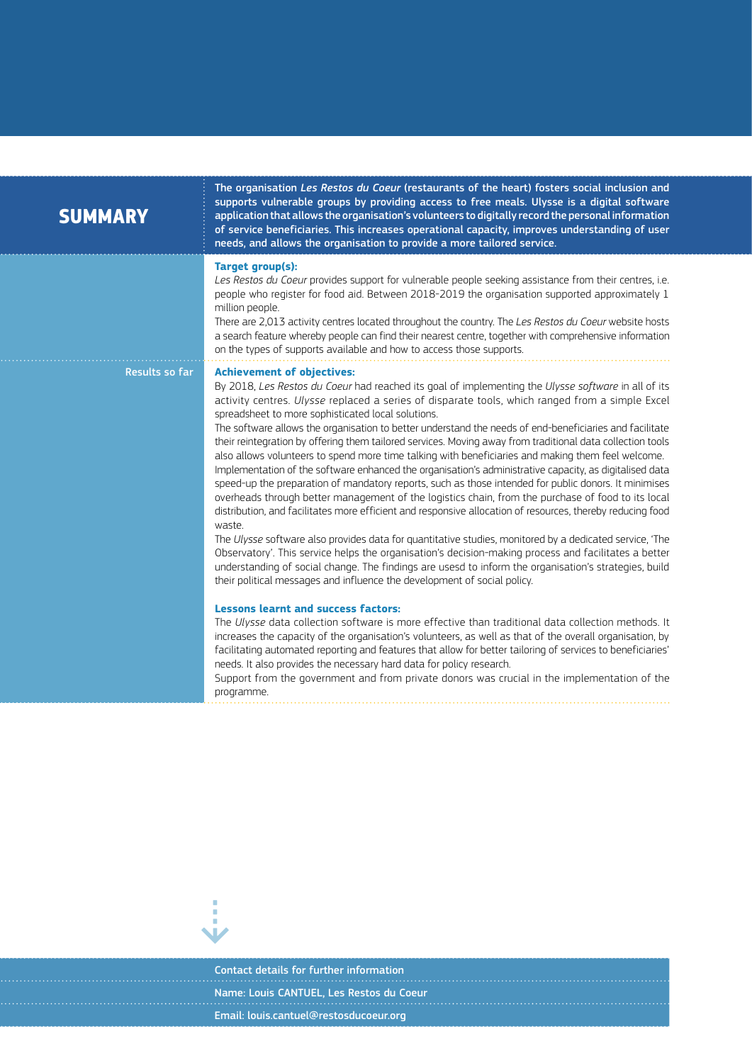## SUMMARY

**The organisation *Les Restos du Coeur* (restaurants of the heart) fosters social inclusion and supports vulnerable groups by providing access to free meals. Ulysse is a digital software application that allows the organisation's volunteers to digitally record the personal information of service beneficiaries. This increases operational capacity, improves understanding of user needs, and allows the organisation to provide a more tailored service.**

### Target group(s):

*Les Restos du Coeur* provides support for vulnerable people seeking assistance from their centres, i.e. people who register for food aid. Between 2018-2019 the organisation supported approximately 1 million people.

There are 2,013 activity centres located throughout the country. The *Les Restos du Coeur* website hosts a search feature whereby people can find their nearest centre, together with comprehensive information on the types of supports available and how to access those supports.

## Results so far

### Achievement of objectives:

By 2018, *Les Restos du Coeur* had reached its goal of implementing the *Ulysse software* in all of its activity centres. *Ulysse* replaced a series of disparate tools, which ranged from a simple Excel spreadsheet to more sophisticated local solutions.

The software allows the organisation to better understand the needs of end-beneficiaries and facilitate their reintegration by offering them tailored services. Moving away from traditional data collection tools also allows volunteers to spend more time talking with beneficiaries and making them feel welcome.

Implementation of the software enhanced the organisation's administrative capacity, as digitalised data speed-up the preparation of mandatory reports, such as those intended for public donors. It minimises overheads through better management of the logistics chain, from the purchase of food to its local distribution, and facilitates more efficient and responsive allocation of resources, thereby reducing food waste.

The *Ulysse* software also provides data for quantitative studies, monitored by a dedicated service, 'The Observatory'. This service helps the organisation's decision-making process and facilitates a better understanding of social change. The findings are usesd to inform the organisation's strategies, build their political messages and influence the development of social policy.

### Lessons learnt and success factors:

The *Ulysse* data collection software is more effective than traditional data collection methods. It increases the capacity of the organisation's volunteers, as well as that of the overall organisation, by facilitating automated reporting and features that allow for better tailoring of services to beneficiaries' needs. It also provides the necessary hard data for policy research.

Support from the government and from private donors was crucial in the implementation of the programme.

Contact details for further information

Name: Louis CANTUEL, Les Restos du Coeur

Email: louis.cantuel@restosducoeur.org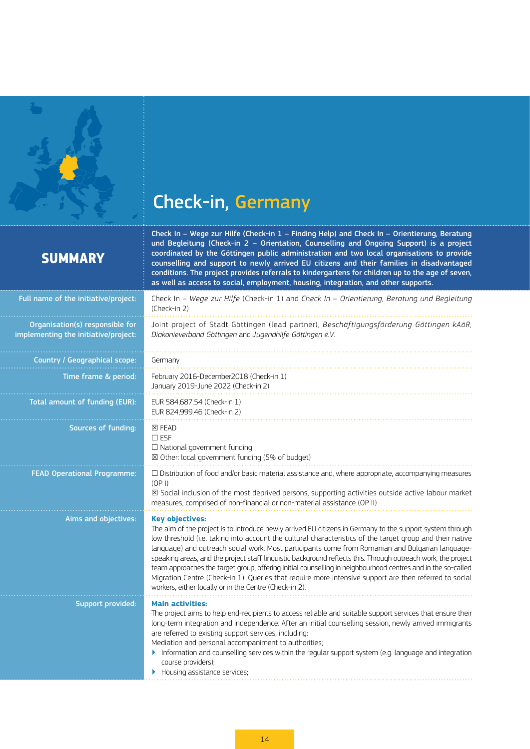# Check-in, Germany

## SUMMARY

**Check In – Wege zur Hilfe (Check-in 1 – Finding Help) and Check In – Orientierung, Beratung und Begleitung (Check-in 2 – Orientation, Counselling and Ongoing Support) is a project coordinated by the Göttingen public administration and two local organisations to provide counselling and support to newly arrived EU citizens and their families in disadvantaged conditions. The project provides referrals to kindergartens for children up to the age of seven, as well as access to social, employment, housing, integration, and other supports.**

| | |
|---|---|
| Full name of the initiative/project: | Check In – *Wege zur Hilfe* (Check-in 1) and *Check In – Orientierung, Beratung und Begleitung* (Check-in 2) |
| Organisation(s) responsible for implementing the initiative/project: | Joint project of Stadt Göttingen (lead partner), *Beschäftigungsförderung Göttingen kAöR, Diakonieverband Göttingen* and *Jugendhilfe Göttingen e.V.* |
| Country / Geographical scope: | Germany |
| Time frame & period: | February 2016-December2018 (Check-in 1)<br>January 2019-June 2022 (Check-in 2) |
| Total amount of funding (EUR): | EUR 584,687.54 (Check-in 1)<br>EUR 824,999.46 (Check-in 2) |
| Sources of funding: | ☒ FEAD<br>☐ ESF<br>☐ National government funding<br>☒ Other: local government funding (5% of budget) |
| FEAD Operational Programme: | ☐ Distribution of food and/or basic material assistance and, where appropriate, accompanying measures (OP I)<br>☒ Social inclusion of the most deprived persons, supporting activities outside active labour market measures, comprised of non-financial or non-material assistance (OP II) |
| Aims and objectives: | **Key objectives:**<br>The aim of the project is to introduce newly arrived EU citizens in Germany to the support system through low threshold (i.e. taking into account the cultural characteristics of the target group and their native language) and outreach social work. Most participants come from Romanian and Bulgarian language-speaking areas, and the project staff linguistic background reflects this. Through outreach work, the project team approaches the target group, offering initial counselling in neighbourhood centres and in the so-called Migration Centre (Check-in 1). Queries that require more intensive support are then referred to social workers, either locally or in the Centre (Check-in 2). |
| Support provided: | **Main activities:**<br>The project aims to help end-recipients to access reliable and suitable support services that ensure their long-term integration and independence. After an initial counselling session, newly arrived immigrants are referred to existing support services, including:<br>Mediation and personal accompaniment to authorities;<br>‣ Information and counselling services within the regular support system (e.g. language and integration course providers);<br>‣ Housing assistance services; |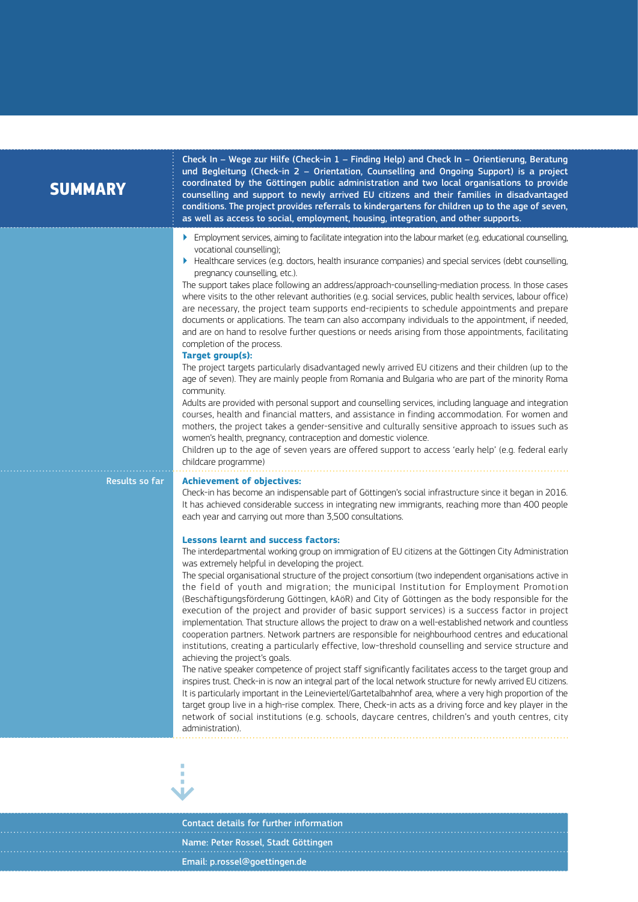## SUMMARY

**Check In – Wege zur Hilfe (Check-in 1 – Finding Help) and Check In – Orientierung, Beratung und Begleitung (Check-in 2 – Orientation, Counselling and Ongoing Support) is a project coordinated by the Göttingen public administration and two local organisations to provide counselling and support to newly arrived EU citizens and their families in disadvantaged conditions. The project provides referrals to kindergartens for children up to the age of seven, as well as access to social, employment, housing, integration, and other supports.**

- Employment services, aiming to facilitate integration into the labour market (e.g. educational counselling, vocational counselling);
- Healthcare services (e.g. doctors, health insurance companies) and special services (debt counselling, pregnancy counselling, etc.).

The support takes place following an address/approach-counselling-mediation process. In those cases where visits to the other relevant authorities (e.g. social services, public health services, labour office) are necessary, the project team supports end-recipients to schedule appointments and prepare documents or applications. The team can also accompany individuals to the appointment, if needed, and are on hand to resolve further questions or needs arising from those appointments, facilitating completion of the process.

**Target group(s):**

The project targets particularly disadvantaged newly arrived EU citizens and their children (up to the age of seven). They are mainly people from Romania and Bulgaria who are part of the minority Roma community.

Adults are provided with personal support and counselling services, including language and integration courses, health and financial matters, and assistance in finding accommodation. For women and mothers, the project takes a gender-sensitive and culturally sensitive approach to issues such as women's health, pregnancy, contraception and domestic violence.

Children up to the age of seven years are offered support to access 'early help' (e.g. federal early childcare programme)

### Results so far

**Achievement of objectives:**

Check-in has become an indispensable part of Göttingen's social infrastructure since it began in 2016. It has achieved considerable success in integrating new immigrants, reaching more than 400 people each year and carrying out more than 3,500 consultations.

**Lessons learnt and success factors:**

The interdepartmental working group on immigration of EU citizens at the Göttingen City Administration was extremely helpful in developing the project.

The special organisational structure of the project consortium (two independent organisations active in the field of youth and migration; the municipal Institution for Employment Promotion (Beschäftigungsförderung Göttingen, kAöR) and City of Göttingen as the body responsible for the execution of the project and provider of basic support services) is a success factor in project implementation. That structure allows the project to draw on a well-established network and countless cooperation partners. Network partners are responsible for neighbourhood centres and educational institutions, creating a particularly effective, low-threshold counselling and service structure and achieving the project's goals.

The native speaker competence of project staff significantly facilitates access to the target group and inspires trust. Check-in is now an integral part of the local network structure for newly arrived EU citizens. It is particularly important in the Leineviertel/Gartetalbahnhof area, where a very high proportion of the target group live in a high-rise complex. There, Check-in acts as a driving force and key player in the network of social institutions (e.g. schools, daycare centres, children's and youth centres, city administration).

Contact details for further information

Name: Peter Rossel, Stadt Göttingen

Email: p.rossel@goettingen.de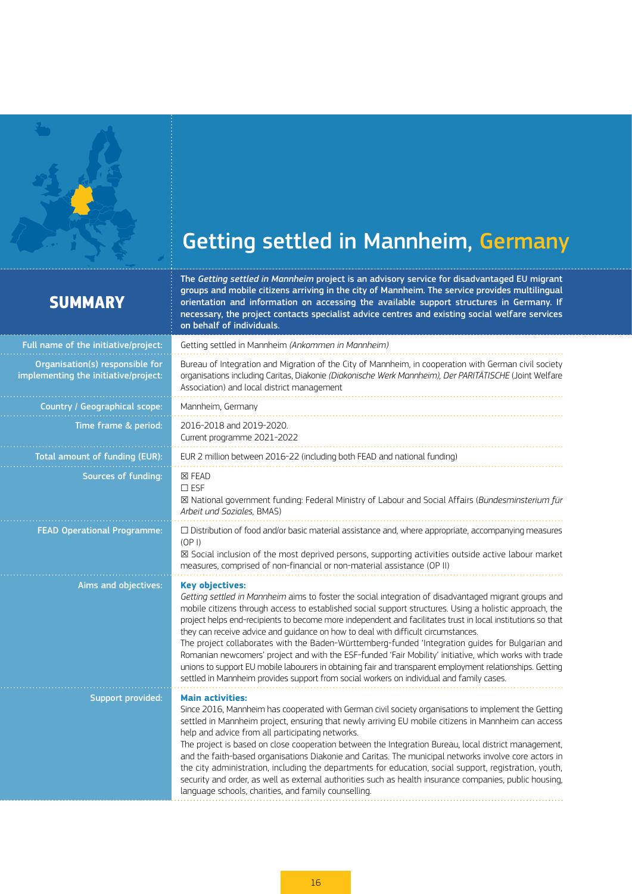# Getting settled in Mannheim, Germany

## SUMMARY

**The *Getting settled in Mannheim* project is an advisory service for disadvantaged EU migrant groups and mobile citizens arriving in the city of Mannheim. The service provides multilingual orientation and information on accessing the available support structures in Germany. If necessary, the project contacts specialist advice centres and existing social welfare services on behalf of individuals.**

| | |
|---|---|
| Full name of the initiative/project: | Getting settled in Mannheim *(Ankommen in Mannheim)* |
| Organisation(s) responsible for implementing the initiative/project: | Bureau of Integration and Migration of the City of Mannheim, in cooperation with German civil society organisations including Caritas, Diakonie *(Diakonische Werk Mannheim), Der PARITÄTISCHE* (Joint Welfare Association) and local district management |
| Country / Geographical scope: | Mannheim, Germany |
| Time frame & period: | 2016-2018 and 2019-2020.<br>Current programme 2021-2022 |
| Total amount of funding (EUR): | EUR 2 million between 2016-22 (including both FEAD and national funding) |
| Sources of funding: | ☒ FEAD<br>☐ ESF<br>☒ National government funding: Federal Ministry of Labour and Social Affairs (*Bundesminsterium für Arbeit und Soziales*, BMAS) |
| FEAD Operational Programme: | ☐ Distribution of food and/or basic material assistance and, where appropriate, accompanying measures (OP I)<br>☒ Social inclusion of the most deprived persons, supporting activities outside active labour market measures, comprised of non-financial or non-material assistance (OP II) |
| Aims and objectives: | **Key objectives:**<br>*Getting settled in Mannheim* aims to foster the social integration of disadvantaged migrant groups and mobile citizens through access to established social support structures. Using a holistic approach, the project helps end-recipients to become more independent and facilitates trust in local institutions so that they can receive advice and guidance on how to deal with difficult circumstances.<br>The project collaborates with the Baden-Württemberg-funded 'Integration guides for Bulgarian and Romanian newcomers' project and with the ESF-funded 'Fair Mobility' initiative, which works with trade unions to support EU mobile labourers in obtaining fair and transparent employment relationships. Getting settled in Mannheim provides support from social workers on individual and family cases. |
| Support provided: | **Main activities:**<br>Since 2016, Mannheim has cooperated with German civil society organisations to implement the Getting settled in Mannheim project, ensuring that newly arriving EU mobile citizens in Mannheim can access help and advice from all participating networks.<br>The project is based on close cooperation between the Integration Bureau, local district management, and the faith-based organisations Diakonie and Caritas. The municipal networks involve core actors in the city administration, including the departments for education, social support, registration, youth, security and order, as well as external authorities such as health insurance companies, public housing, language schools, charities, and family counselling. |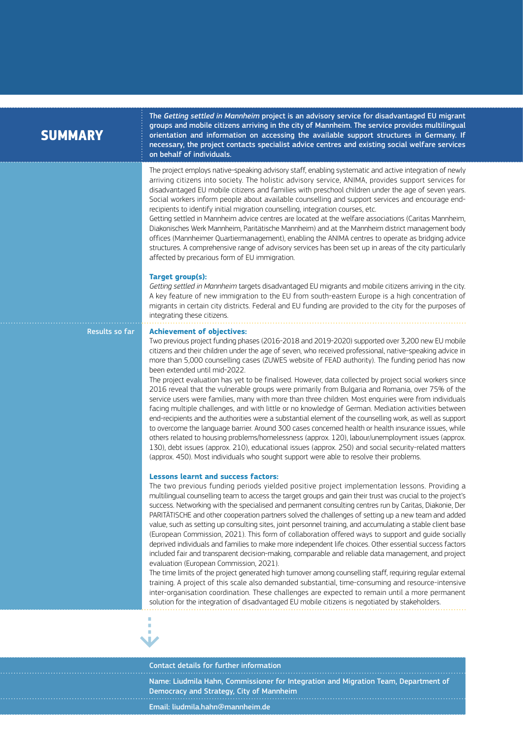## SUMMARY

**The *Getting settled in Mannheim* project is an advisory service for disadvantaged EU migrant groups and mobile citizens arriving in the city of Mannheim. The service provides multilingual orientation and information on accessing the available support structures in Germany. If necessary, the project contacts specialist advice centres and existing social welfare services on behalf of individuals.**

The project employs native-speaking advisory staff, enabling systematic and active integration of newly arriving citizens into society. The holistic advisory service, ANIMA, provides support services for disadvantaged EU mobile citizens and families with preschool children under the age of seven years. Social workers inform people about available counselling and support services and encourage end-recipients to identify initial migration counselling, integration courses, etc.

Getting settled in Mannheim advice centres are located at the welfare associations (Caritas Mannheim, Diakonisches Werk Mannheim, Paritätische Mannheim) and at the Mannheim district management body offices (Mannheimer Quartiermanagement), enabling the ANIMA centres to operate as bridging advice structures. A comprehensive range of advisory services has been set up in areas of the city particularly affected by precarious form of EU immigration.

**Target group(s):**

*Getting settled in Mannheim* targets disadvantaged EU migrants and mobile citizens arriving in the city. A key feature of new immigration to the EU from south-eastern Europe is a high concentration of migrants in certain city districts. Federal and EU funding are provided to the city for the purposes of integrating these citizens.

### Results so far

**Achievement of objectives:**

Two previous project funding phases (2016-2018 and 2019-2020) supported over 3,200 new EU mobile citizens and their children under the age of seven, who received professional, native-speaking advice in more than 5,000 counselling cases (ZUWES website of FEAD authority). The funding period has now been extended until mid-2022.

The project evaluation has yet to be finalised. However, data collected by project social workers since 2016 reveal that the vulnerable groups were primarily from Bulgaria and Romania, over 75% of the service users were families, many with more than three children. Most enquiries were from individuals facing multiple challenges, and with little or no knowledge of German. Mediation activities between end-recipients and the authorities were a substantial element of the counselling work, as well as support to overcome the language barrier. Around 300 cases concerned health or health insurance issues, while others related to housing problems/homelessness (approx. 120), labour/unemployment issues (approx. 130), debt issues (approx. 210), educational issues (approx. 250) and social security-related matters (approx. 450). Most individuals who sought support were able to resolve their problems.

**Lessons learnt and success factors:**

The two previous funding periods yielded positive project implementation lessons. Providing a multilingual counselling team to access the target groups and gain their trust was crucial to the project's success. Networking with the specialised and permanent consulting centres run by Caritas, Diakonie, Der PARITÄTISCHE and other cooperation partners solved the challenges of setting up a new team and added value, such as setting up consulting sites, joint personnel training, and accumulating a stable client base (European Commission, 2021). This form of collaboration offered ways to support and guide socially deprived individuals and families to make more independent life choices. Other essential success factors included fair and transparent decision-making, comparable and reliable data management, and project evaluation (European Commission, 2021).

The time limits of the project generated high turnover among counselling staff, requiring regular external training. A project of this scale also demanded substantial, time-consuming and resource-intensive inter-organisation coordination. These challenges are expected to remain until a more permanent solution for the integration of disadvantaged EU mobile citizens is negotiated by stakeholders.

**Contact details for further information**

Name: Liudmila Hahn, Commissioner for Integration and Migration Team, Department of Democracy and Strategy, City of Mannheim

Email: liudmila.hahn@mannheim.de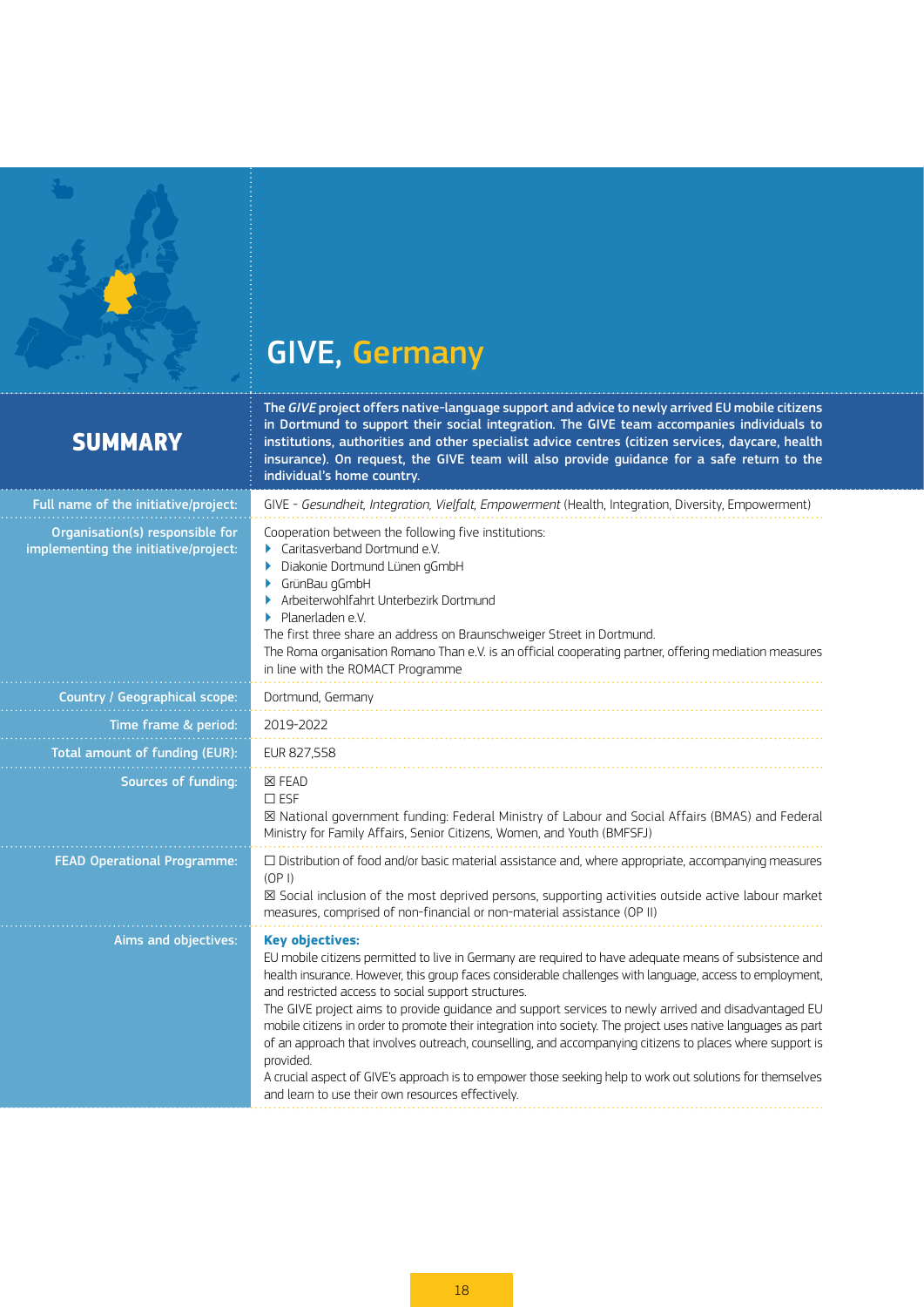# GIVE, Germany

## SUMMARY

The *GIVE* project offers native-language support and advice to newly arrived EU mobile citizens in Dortmund to support their social integration. The GIVE team accompanies individuals to institutions, authorities and other specialist advice centres (citizen services, daycare, health insurance). On request, the GIVE team will also provide guidance for a safe return to the individual's home country.

| | |
|---|---|
| Full name of the initiative/project: | GIVE - *Gesundheit, Integration, Vielfalt, Empowerment* (Health, Integration, Diversity, Empowerment) |
| Organisation(s) responsible for implementing the initiative/project: | Cooperation between the following five institutions:<br>▸ Caritasverband Dortmund e.V.<br>▸ Diakonie Dortmund Lünen gGmbH<br>▸ GrünBau gGmbH<br>▸ Arbeiterwohlfahrt Unterbezirk Dortmund<br>▸ Planerladen e.V.<br>The first three share an address on Braunschweiger Street in Dortmund.<br>The Roma organisation Romano Than e.V. is an official cooperating partner, offering mediation measures in line with the ROMACT Programme |
| Country / Geographical scope: | Dortmund, Germany |
| Time frame & period: | 2019-2022 |
| Total amount of funding (EUR): | EUR 827,558 |
| Sources of funding: | ☒ FEAD<br>☐ ESF<br>☒ National government funding: Federal Ministry of Labour and Social Affairs (BMAS) and Federal Ministry for Family Affairs, Senior Citizens, Women, and Youth (BMFSFJ) |
| FEAD Operational Programme: | ☐ Distribution of food and/or basic material assistance and, where appropriate, accompanying measures (OP I)<br>☒ Social inclusion of the most deprived persons, supporting activities outside active labour market measures, comprised of non-financial or non-material assistance (OP II) |
| Aims and objectives: | **Key objectives:**<br>EU mobile citizens permitted to live in Germany are required to have adequate means of subsistence and health insurance. However, this group faces considerable challenges with language, access to employment, and restricted access to social support structures.<br>The GIVE project aims to provide guidance and support services to newly arrived and disadvantaged EU mobile citizens in order to promote their integration into society. The project uses native languages as part of an approach that involves outreach, counselling, and accompanying citizens to places where support is provided.<br>A crucial aspect of GIVE's approach is to empower those seeking help to work out solutions for themselves and learn to use their own resources effectively. |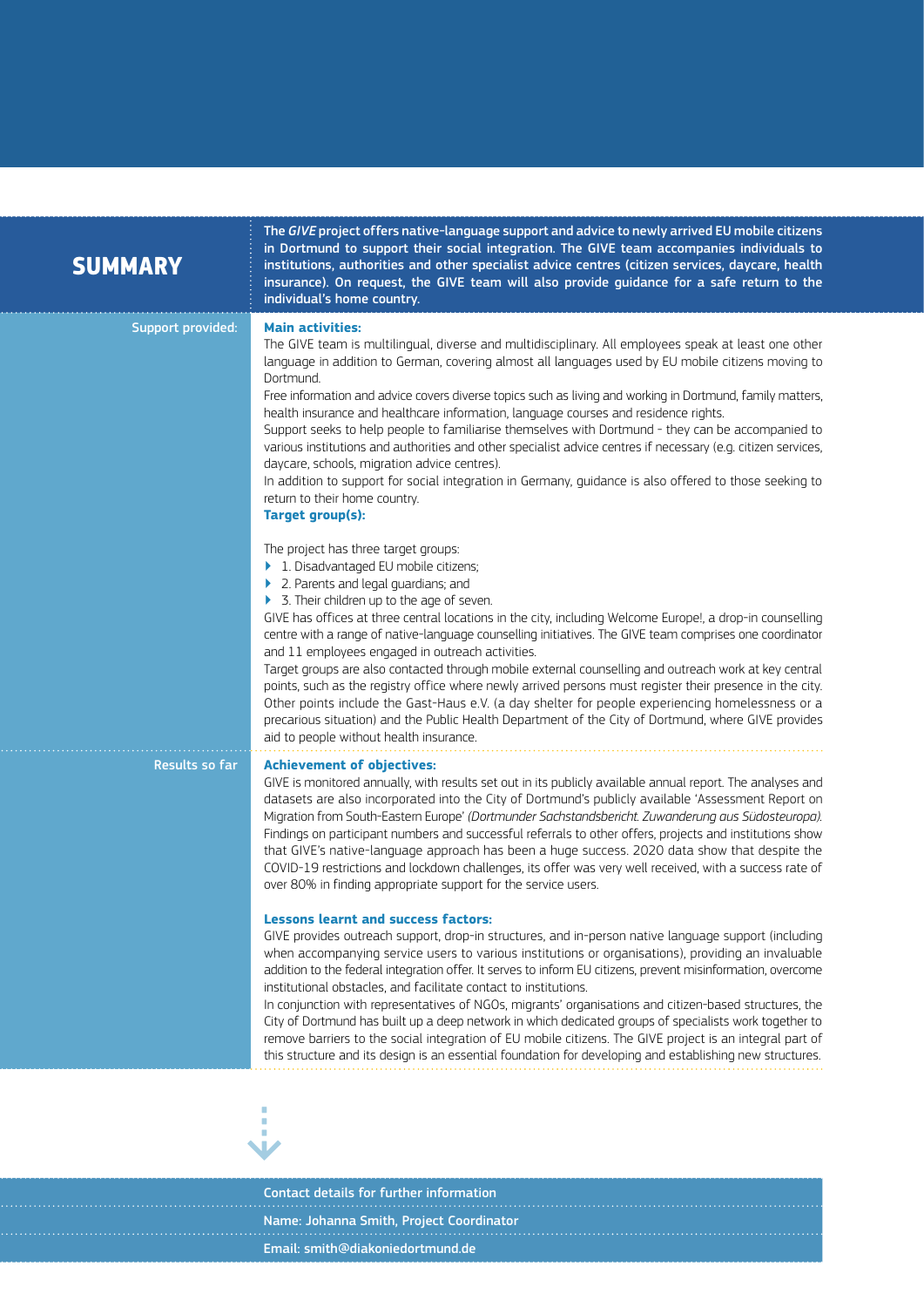## SUMMARY

**The *GIVE* project offers native-language support and advice to newly arrived EU mobile citizens in Dortmund to support their social integration. The GIVE team accompanies individuals to institutions, authorities and other specialist advice centres (citizen services, daycare, health insurance). On request, the GIVE team will also provide guidance for a safe return to the individual's home country.**

### Support provided:

**Main activities:**

The GIVE team is multilingual, diverse and multidisciplinary. All employees speak at least one other language in addition to German, covering almost all languages used by EU mobile citizens moving to Dortmund.

Free information and advice covers diverse topics such as living and working in Dortmund, family matters, health insurance and healthcare information, language courses and residence rights.

Support seeks to help people to familiarise themselves with Dortmund - they can be accompanied to various institutions and authorities and other specialist advice centres if necessary (e.g. citizen services, daycare, schools, migration advice centres).

In addition to support for social integration in Germany, guidance is also offered to those seeking to return to their home country.

**Target group(s):**

The project has three target groups:

- 1. Disadvantaged EU mobile citizens;
- 2. Parents and legal guardians; and
- 3. Their children up to the age of seven.

GIVE has offices at three central locations in the city, including Welcome Europe!, a drop-in counselling centre with a range of native-language counselling initiatives. The GIVE team comprises one coordinator and 11 employees engaged in outreach activities.

Target groups are also contacted through mobile external counselling and outreach work at key central points, such as the registry office where newly arrived persons must register their presence in the city. Other points include the Gast-Haus e.V. (a day shelter for people experiencing homelessness or a precarious situation) and the Public Health Department of the City of Dortmund, where GIVE provides aid to people without health insurance.

### Results so far

**Achievement of objectives:**

GIVE is monitored annually, with results set out in its publicly available annual report. The analyses and datasets are also incorporated into the City of Dortmund's publicly available 'Assessment Report on Migration from South-Eastern Europe' *(Dortmunder Sachstandsbericht. Zuwanderung aus Südosteuropa)*. Findings on participant numbers and successful referrals to other offers, projects and institutions show that GIVE's native-language approach has been a huge success. 2020 data show that despite the COVID-19 restrictions and lockdown challenges, its offer was very well received, with a success rate of over 80% in finding appropriate support for the service users.

**Lessons learnt and success factors:**

GIVE provides outreach support, drop-in structures, and in-person native language support (including when accompanying service users to various institutions or organisations), providing an invaluable addition to the federal integration offer. It serves to inform EU citizens, prevent misinformation, overcome institutional obstacles, and facilitate contact to institutions.

In conjunction with representatives of NGOs, migrants' organisations and citizen-based structures, the City of Dortmund has built up a deep network in which dedicated groups of specialists work together to remove barriers to the social integration of EU mobile citizens. The GIVE project is an integral part of this structure and its design is an essential foundation for developing and establishing new structures.

**Contact details for further information**

Name: Johanna Smith, Project Coordinator

Email: smith@diakoniedortmund.de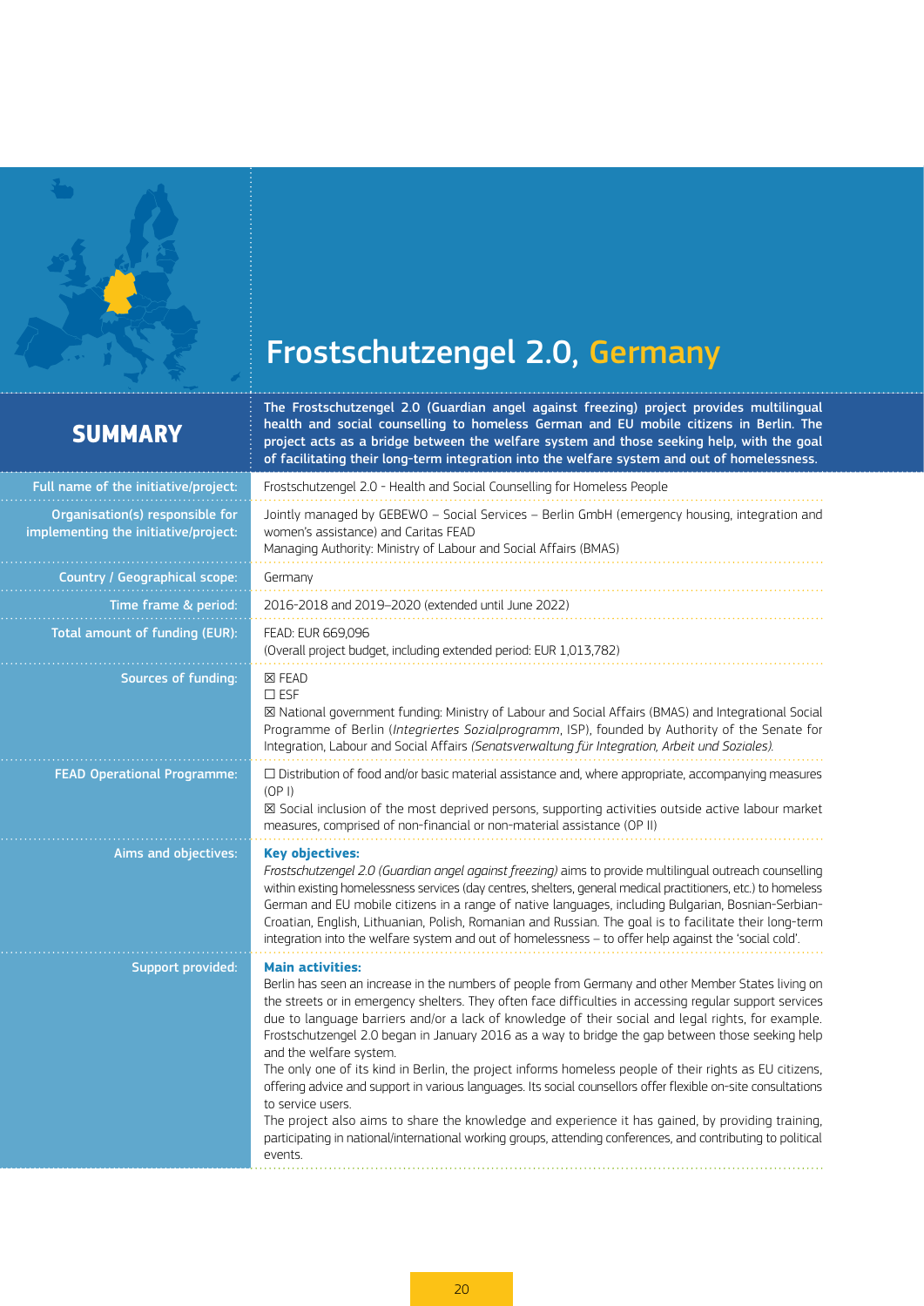# Frostschutzengel 2.0, Germany

## SUMMARY

**The Frostschutzengel 2.0 (Guardian angel against freezing) project provides multilingual health and social counselling to homeless German and EU mobile citizens in Berlin. The project acts as a bridge between the welfare system and those seeking help, with the goal of facilitating their long-term integration into the welfare system and out of homelessness.**

| | |
|---|---|
| Full name of the initiative/project: | Frostschutzengel 2.0 - Health and Social Counselling for Homeless People |
| Organisation(s) responsible for implementing the initiative/project: | Jointly managed by GEBEWO – Social Services – Berlin GmbH (emergency housing, integration and women's assistance) and Caritas FEAD<br>Managing Authority: Ministry of Labour and Social Affairs (BMAS) |
| Country / Geographical scope: | Germany |
| Time frame & period: | 2016-2018 and 2019–2020 (extended until June 2022) |
| Total amount of funding (EUR): | FEAD: EUR 669,096<br>(Overall project budget, including extended period: EUR 1,013,782) |
| Sources of funding: | ☒ FEAD<br>☐ ESF<br>☒ National government funding: Ministry of Labour and Social Affairs (BMAS) and Integrational Social Programme of Berlin (*Integriertes Sozialprogramm*, ISP), founded by Authority of the Senate for Integration, Labour and Social Affairs *(Senatsverwaltung für Integration, Arbeit und Soziales).* |
| FEAD Operational Programme: | ☐ Distribution of food and/or basic material assistance and, where appropriate, accompanying measures (OP I)<br>☒ Social inclusion of the most deprived persons, supporting activities outside active labour market measures, comprised of non-financial or non-material assistance (OP II) |
| Aims and objectives: | **Key objectives:**<br>*Frostschutzengel 2.0 (Guardian angel against freezing)* aims to provide multilingual outreach counselling within existing homelessness services (day centres, shelters, general medical practitioners, etc.) to homeless German and EU mobile citizens in a range of native languages, including Bulgarian, Bosnian-Serbian-Croatian, English, Lithuanian, Polish, Romanian and Russian. The goal is to facilitate their long-term integration into the welfare system and out of homelessness – to offer help against the 'social cold'. |
| Support provided: | **Main activities:**<br>Berlin has seen an increase in the numbers of people from Germany and other Member States living on the streets or in emergency shelters. They often face difficulties in accessing regular support services due to language barriers and/or a lack of knowledge of their social and legal rights, for example. Frostschutzengel 2.0 began in January 2016 as a way to bridge the gap between those seeking help and the welfare system.<br>The only one of its kind in Berlin, the project informs homeless people of their rights as EU citizens, offering advice and support in various languages. Its social counsellors offer flexible on-site consultations to service users.<br>The project also aims to share the knowledge and experience it has gained, by providing training, participating in national/international working groups, attending conferences, and contributing to political events. |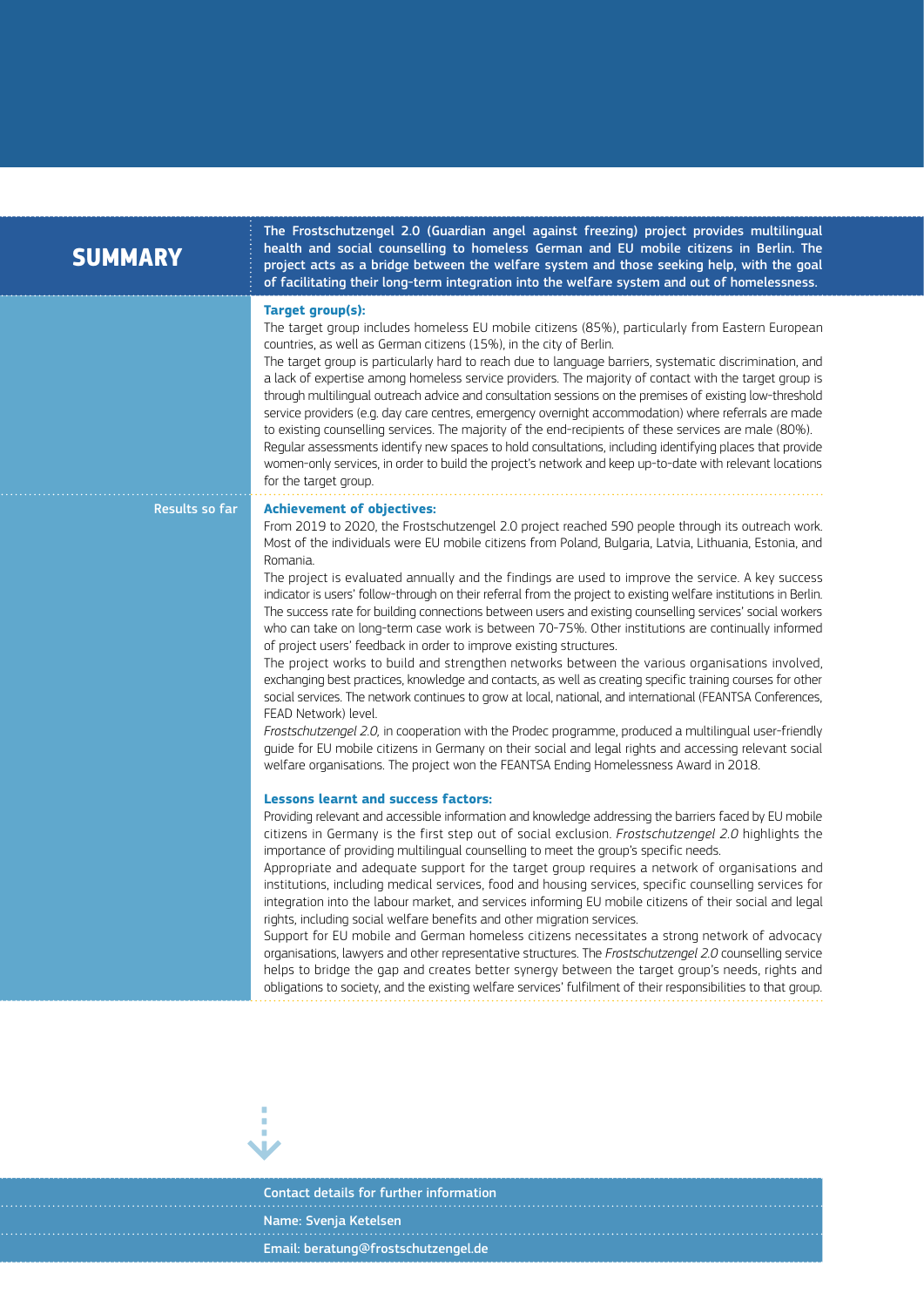## SUMMARY

**The Frostschutzengel 2.0 (Guardian angel against freezing) project provides multilingual health and social counselling to homeless German and EU mobile citizens in Berlin. The project acts as a bridge between the welfare system and those seeking help, with the goal of facilitating their long-term integration into the welfare system and out of homelessness.**

### Target group(s):

The target group includes homeless EU mobile citizens (85%), particularly from Eastern European countries, as well as German citizens (15%), in the city of Berlin.

The target group is particularly hard to reach due to language barriers, systematic discrimination, and a lack of expertise among homeless service providers. The majority of contact with the target group is through multilingual outreach advice and consultation sessions on the premises of existing low-threshold service providers (e.g. day care centres, emergency overnight accommodation) where referrals are made to existing counselling services. The majority of the end-recipients of these services are male (80%).

Regular assessments identify new spaces to hold consultations, including identifying places that provide women-only services, in order to build the project's network and keep up-to-date with relevant locations for the target group.

**Results so far**

### Achievement of objectives:

From 2019 to 2020, the Frostschutzengel 2.0 project reached 590 people through its outreach work. Most of the individuals were EU mobile citizens from Poland, Bulgaria, Latvia, Lithuania, Estonia, and Romania.

The project is evaluated annually and the findings are used to improve the service. A key success indicator is users' follow-through on their referral from the project to existing welfare institutions in Berlin. The success rate for building connections between users and existing counselling services' social workers who can take on long-term case work is between 70-75%. Other institutions are continually informed of project users' feedback in order to improve existing structures.

The project works to build and strengthen networks between the various organisations involved, exchanging best practices, knowledge and contacts, as well as creating specific training courses for other social services. The network continues to grow at local, national, and international (FEANTSA Conferences, FEAD Network) level.

*Frostschutzengel 2.0,* in cooperation with the Prodec programme, produced a multilingual user-friendly guide for EU mobile citizens in Germany on their social and legal rights and accessing relevant social welfare organisations. The project won the FEANTSA Ending Homelessness Award in 2018.

### Lessons learnt and success factors:

Providing relevant and accessible information and knowledge addressing the barriers faced by EU mobile citizens in Germany is the first step out of social exclusion. *Frostschutzengel 2.0* highlights the importance of providing multilingual counselling to meet the group's specific needs.

Appropriate and adequate support for the target group requires a network of organisations and institutions, including medical services, food and housing services, specific counselling services for integration into the labour market, and services informing EU mobile citizens of their social and legal rights, including social welfare benefits and other migration services.

Support for EU mobile and German homeless citizens necessitates a strong network of advocacy organisations, lawyers and other representative structures. The *Frostschutzengel 2.0* counselling service helps to bridge the gap and creates better synergy between the target group's needs, rights and obligations to society, and the existing welfare services' fulfilment of their responsibilities to that group.

**Contact details for further information**

Name: Svenja Ketelsen

Email: beratung@frostschutzengel.de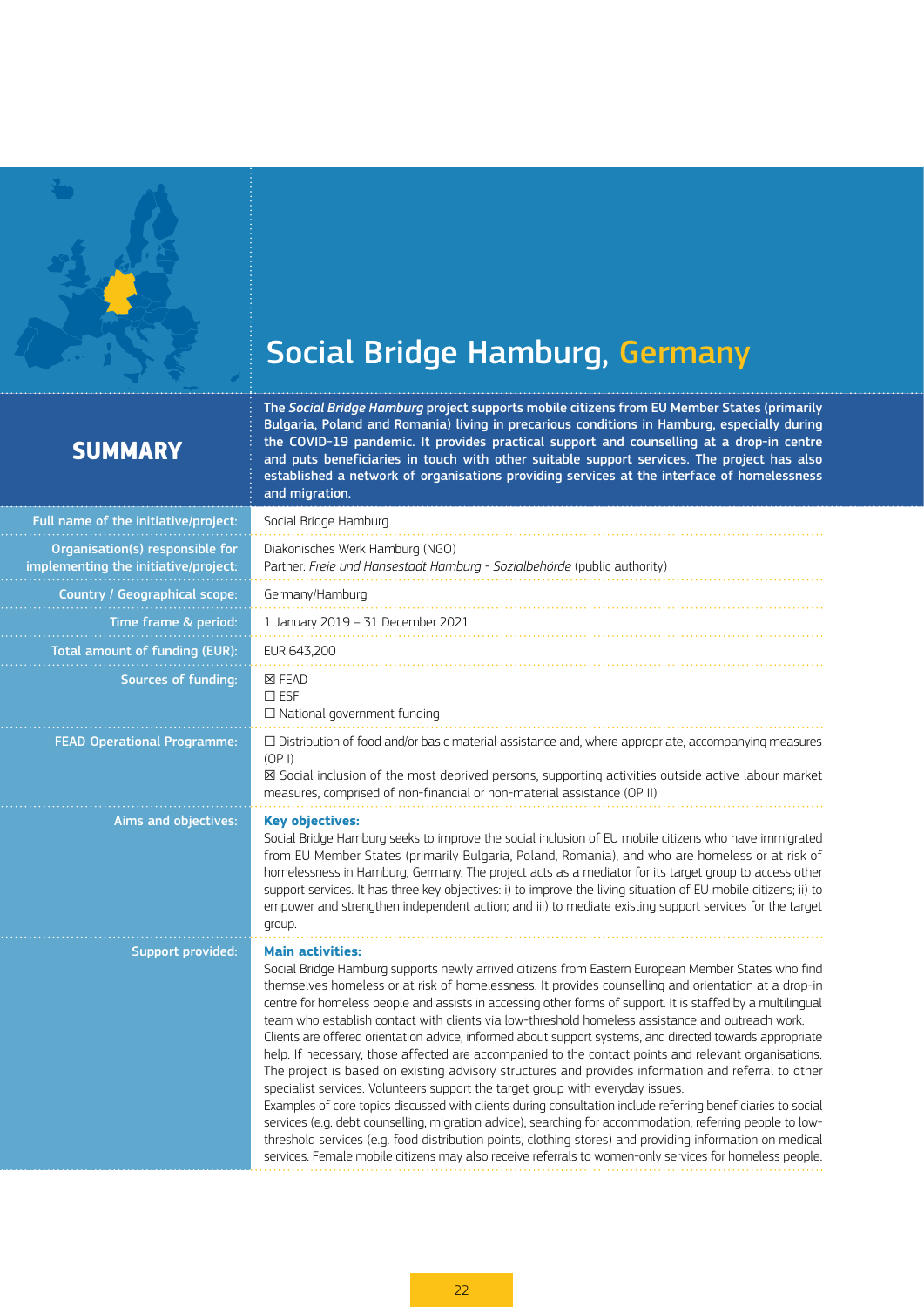# Social Bridge Hamburg, Germany

## SUMMARY

**The *Social Bridge Hamburg* project supports mobile citizens from EU Member States (primarily Bulgaria, Poland and Romania) living in precarious conditions in Hamburg, especially during the COVID-19 pandemic. It provides practical support and counselling at a drop-in centre and puts beneficiaries in touch with other suitable support services. The project has also established a network of organisations providing services at the interface of homelessness and migration.**

| | |
|---|---|
| Full name of the initiative/project: | Social Bridge Hamburg |
| Organisation(s) responsible for implementing the initiative/project: | Diakonisches Werk Hamburg (NGO)<br>Partner: *Freie und Hansestadt Hamburg - Sozialbehörde* (public authority) |
| Country / Geographical scope: | Germany/Hamburg |
| Time frame & period: | 1 January 2019 – 31 December 2021 |
| Total amount of funding (EUR): | EUR 643,200 |
| Sources of funding: | ☒ FEAD<br>☐ ESF<br>☐ National government funding |
| FEAD Operational Programme: | ☐ Distribution of food and/or basic material assistance and, where appropriate, accompanying measures (OP I)<br>☒ Social inclusion of the most deprived persons, supporting activities outside active labour market measures, comprised of non-financial or non-material assistance (OP II) |
| Aims and objectives: | **Key objectives:**<br>Social Bridge Hamburg seeks to improve the social inclusion of EU mobile citizens who have immigrated from EU Member States (primarily Bulgaria, Poland, Romania), and who are homeless or at risk of homelessness in Hamburg, Germany. The project acts as a mediator for its target group to access other support services. It has three key objectives: i) to improve the living situation of EU mobile citizens; ii) to empower and strengthen independent action; and iii) to mediate existing support services for the target group. |
| Support provided: | **Main activities:**<br>Social Bridge Hamburg supports newly arrived citizens from Eastern European Member States who find themselves homeless or at risk of homelessness. It provides counselling and orientation at a drop-in centre for homeless people and assists in accessing other forms of support. It is staffed by a multilingual team who establish contact with clients via low-threshold homeless assistance and outreach work.<br>Clients are offered orientation advice, informed about support systems, and directed towards appropriate help. If necessary, those affected are accompanied to the contact points and relevant organisations. The project is based on existing advisory structures and provides information and referral to other specialist services. Volunteers support the target group with everyday issues.<br>Examples of core topics discussed with clients during consultation include referring beneficiaries to social services (e.g. debt counselling, migration advice), searching for accommodation, referring people to low-threshold services (e.g. food distribution points, clothing stores) and providing information on medical services. Female mobile citizens may also receive referrals to women-only services for homeless people. |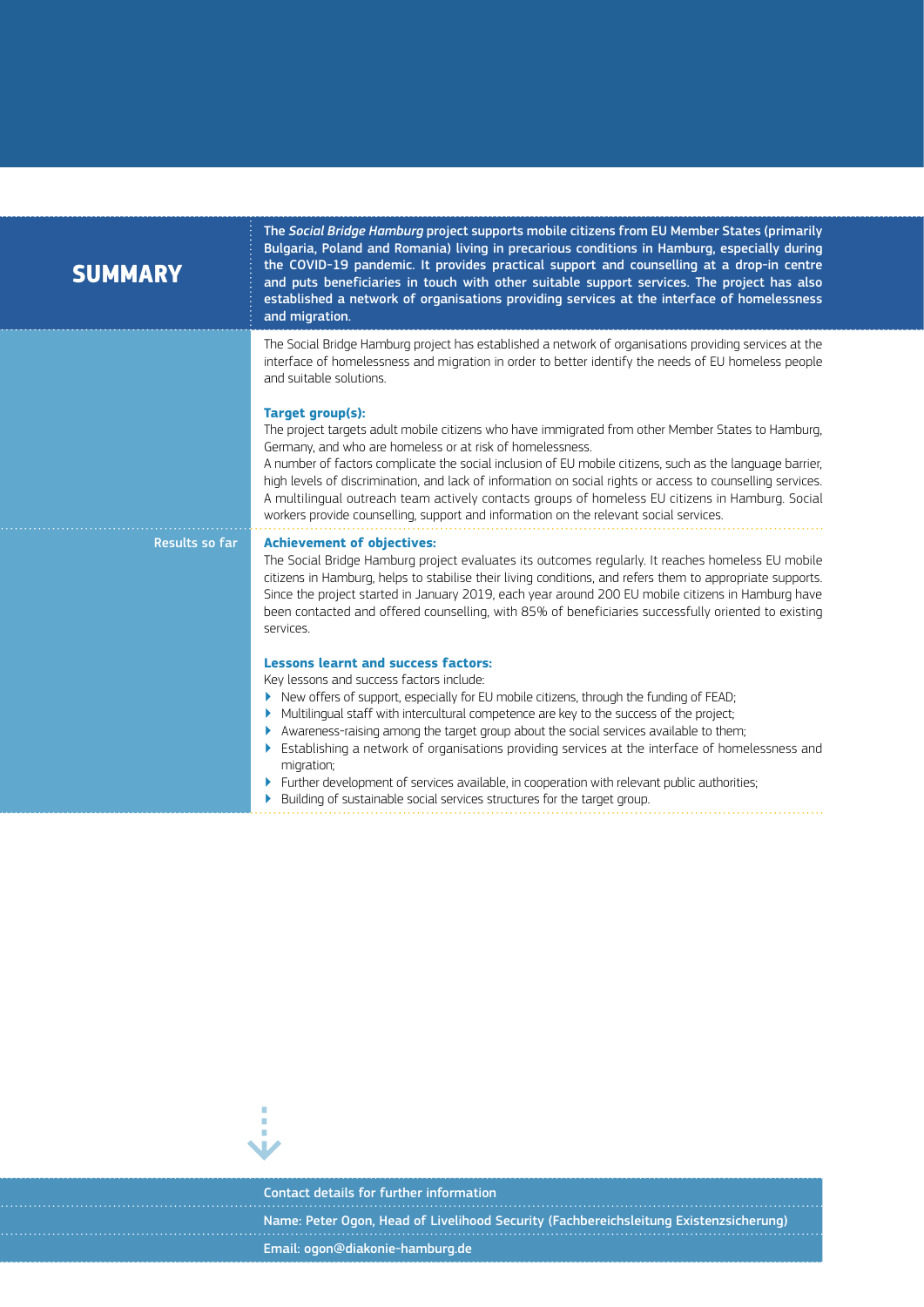## SUMMARY

**The *Social Bridge Hamburg* project supports mobile citizens from EU Member States (primarily Bulgaria, Poland and Romania) living in precarious conditions in Hamburg, especially during the COVID-19 pandemic. It provides practical support and counselling at a drop-in centre and puts beneficiaries in touch with other suitable support services. The project has also established a network of organisations providing services at the interface of homelessness and migration.**

The Social Bridge Hamburg project has established a network of organisations providing services at the interface of homelessness and migration in order to better identify the needs of EU homeless people and suitable solutions.

### Target group(s):

The project targets adult mobile citizens who have immigrated from other Member States to Hamburg, Germany, and who are homeless or at risk of homelessness.

A number of factors complicate the social inclusion of EU mobile citizens, such as the language barrier, high levels of discrimination, and lack of information on social rights or access to counselling services. A multilingual outreach team actively contacts groups of homeless EU citizens in Hamburg. Social workers provide counselling, support and information on the relevant social services.

Results so far

### Achievement of objectives:

The Social Bridge Hamburg project evaluates its outcomes regularly. It reaches homeless EU mobile citizens in Hamburg, helps to stabilise their living conditions, and refers them to appropriate supports. Since the project started in January 2019, each year around 200 EU mobile citizens in Hamburg have been contacted and offered counselling, with 85% of beneficiaries successfully oriented to existing services.

### Lessons learnt and success factors:

Key lessons and success factors include:

- New offers of support, especially for EU mobile citizens, through the funding of FEAD;
- Multilingual staff with intercultural competence are key to the success of the project;
- Awareness-raising among the target group about the social services available to them;
- Establishing a network of organisations providing services at the interface of homelessness and migration;
- Further development of services available, in cooperation with relevant public authorities;
- Building of sustainable social services structures for the target group.

Contact details for further information

Name: Peter Ogon, Head of Livelihood Security (Fachbereichsleitung Existenzsicherung)

Email: ogon@diakonie-hamburg.de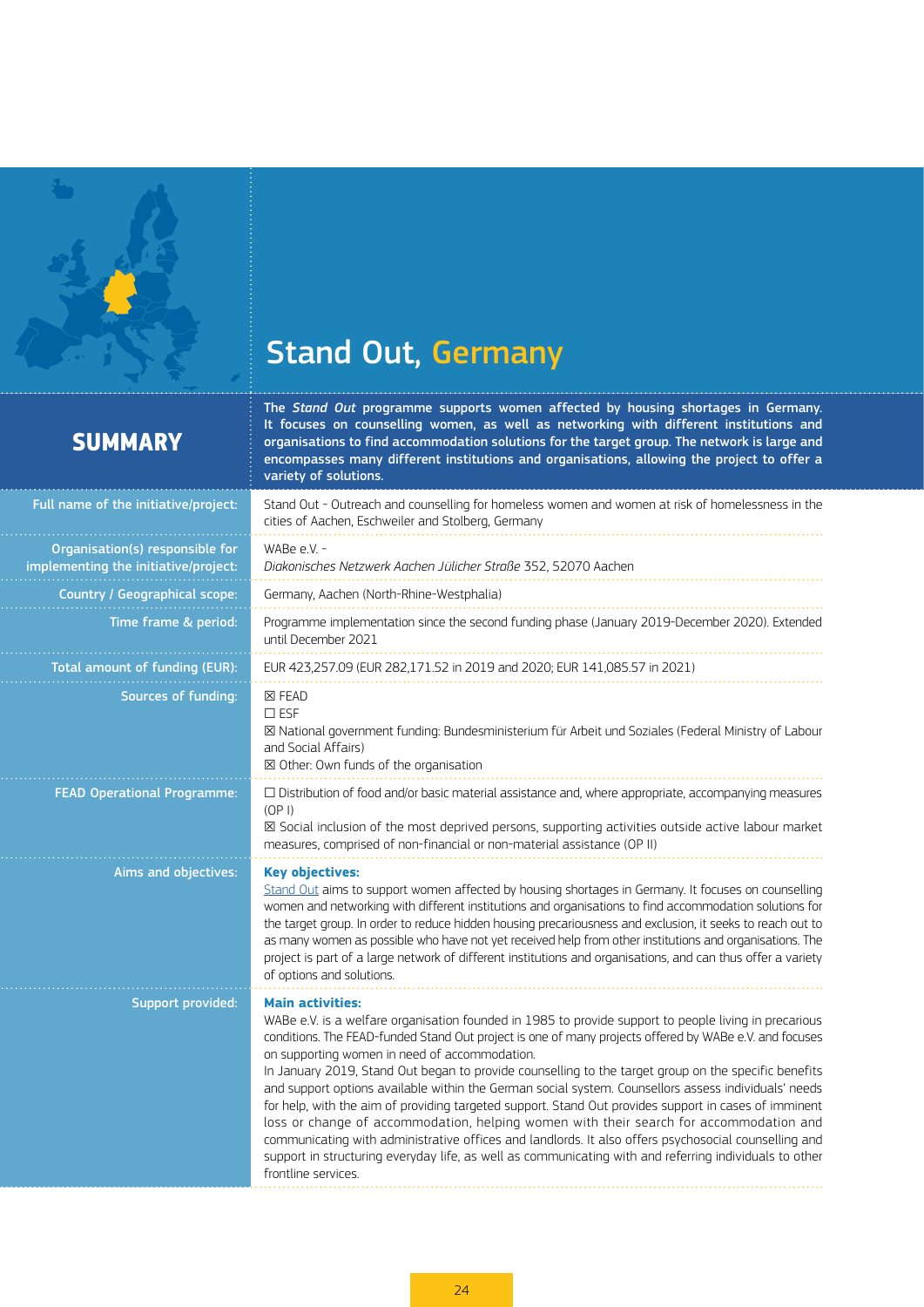# Stand Out, Germany

## SUMMARY

**The *Stand Out* programme supports women affected by housing shortages in Germany. It focuses on counselling women, as well as networking with different institutions and organisations to find accommodation solutions for the target group. The network is large and encompasses many different institutions and organisations, allowing the project to offer a variety of solutions.**

| | |
|---|---|
| **Full name of the initiative/project:** | Stand Out - Outreach and counselling for homeless women and women at risk of homelessness in the cities of Aachen, Eschweiler and Stolberg, Germany |
| **Organisation(s) responsible for implementing the initiative/project:** | WABe e.V. - *Diakonisches Netzwerk Aachen Jülicher Straße* 352, 52070 Aachen |
| **Country / Geographical scope:** | Germany, Aachen (North-Rhine-Westphalia) |
| **Time frame & period:** | Programme implementation since the second funding phase (January 2019-December 2020). Extended until December 2021 |
| **Total amount of funding (EUR):** | EUR 423,257.09 (EUR 282,171.52 in 2019 and 2020; EUR 141,085.57 in 2021) |
| **Sources of funding:** | ☒ FEAD<br>☐ ESF<br>☒ National government funding: Bundesministerium für Arbeit und Soziales (Federal Ministry of Labour and Social Affairs)<br>☒ Other: Own funds of the organisation |
| **FEAD Operational Programme:** | ☐ Distribution of food and/or basic material assistance and, where appropriate, accompanying measures (OP I)<br>☒ Social inclusion of the most deprived persons, supporting activities outside active labour market measures, comprised of non-financial or non-material assistance (OP II) |
| **Aims and objectives:** | **Key objectives:**<br>Stand Out aims to support women affected by housing shortages in Germany. It focuses on counselling women and networking with different institutions and organisations to find accommodation solutions for the target group. In order to reduce hidden housing precariousness and exclusion, it seeks to reach out to as many women as possible who have not yet received help from other institutions and organisations. The project is part of a large network of different institutions and organisations, and can thus offer a variety of options and solutions. |
| **Support provided:** | **Main activities:**<br>WABe e.V. is a welfare organisation founded in 1985 to provide support to people living in precarious conditions. The FEAD-funded Stand Out project is one of many projects offered by WABe e.V. and focuses on supporting women in need of accommodation.<br>In January 2019, Stand Out began to provide counselling to the target group on the specific benefits and support options available within the German social system. Counsellors assess individuals' needs for help, with the aim of providing targeted support. Stand Out provides support in cases of imminent loss or change of accommodation, helping women with their search for accommodation and communicating with administrative offices and landlords. It also offers psychosocial counselling and support in structuring everyday life, as well as communicating with and referring individuals to other frontline services. |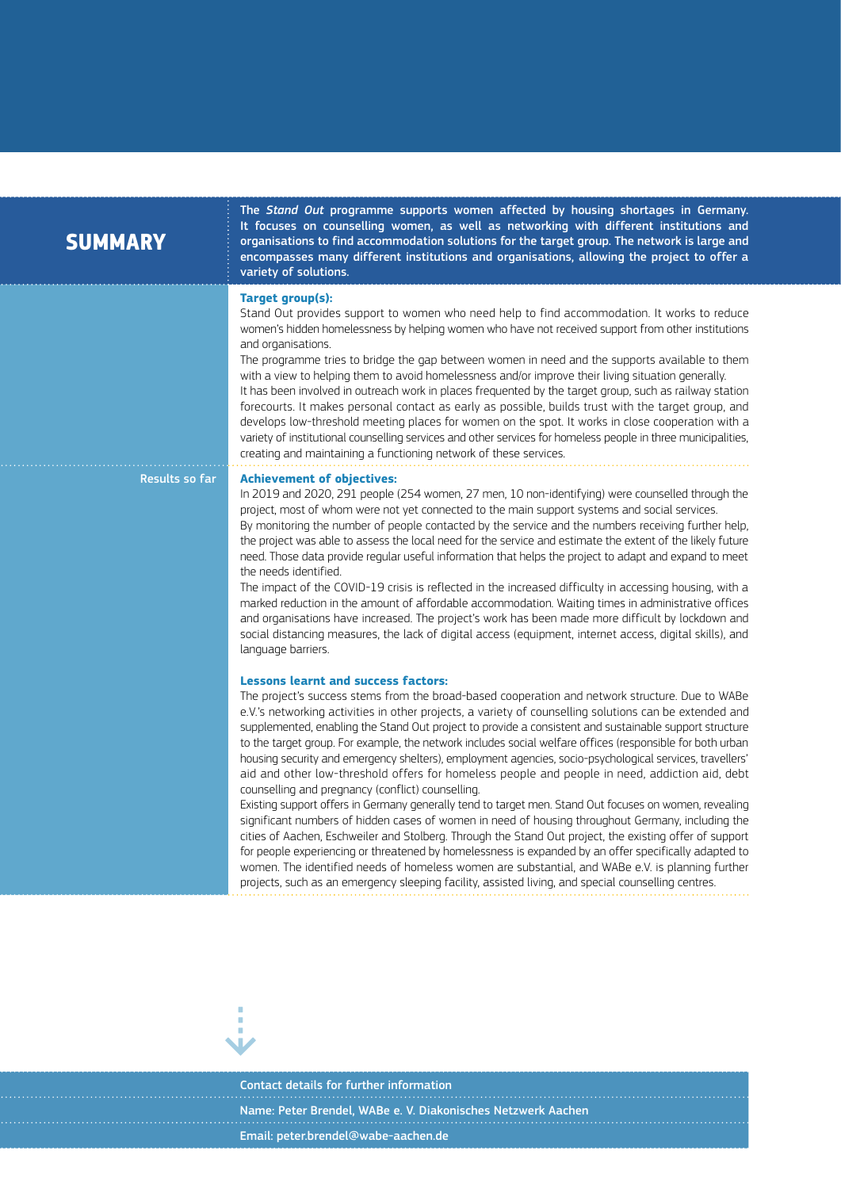## SUMMARY

**The *Stand Out* programme supports women affected by housing shortages in Germany. It focuses on counselling women, as well as networking with different institutions and organisations to find accommodation solutions for the target group. The network is large and encompasses many different institutions and organisations, allowing the project to offer a variety of solutions.**

### Target group(s):

Stand Out provides support to women who need help to find accommodation. It works to reduce women's hidden homelessness by helping women who have not received support from other institutions and organisations.

The programme tries to bridge the gap between women in need and the supports available to them with a view to helping them to avoid homelessness and/or improve their living situation generally.

It has been involved in outreach work in places frequented by the target group, such as railway station forecourts. It makes personal contact as early as possible, builds trust with the target group, and develops low-threshold meeting places for women on the spot. It works in close cooperation with a variety of institutional counselling services and other services for homeless people in three municipalities, creating and maintaining a functioning network of these services.

**Results so far**

### Achievement of objectives:

In 2019 and 2020, 291 people (254 women, 27 men, 10 non-identifying) were counselled through the project, most of whom were not yet connected to the main support systems and social services.

By monitoring the number of people contacted by the service and the numbers receiving further help, the project was able to assess the local need for the service and estimate the extent of the likely future need. Those data provide regular useful information that helps the project to adapt and expand to meet the needs identified.

The impact of the COVID-19 crisis is reflected in the increased difficulty in accessing housing, with a marked reduction in the amount of affordable accommodation. Waiting times in administrative offices and organisations have increased. The project's work has been made more difficult by lockdown and social distancing measures, the lack of digital access (equipment, internet access, digital skills), and language barriers.

### Lessons learnt and success factors:

The project's success stems from the broad-based cooperation and network structure. Due to WABe e.V.'s networking activities in other projects, a variety of counselling solutions can be extended and supplemented, enabling the Stand Out project to provide a consistent and sustainable support structure to the target group. For example, the network includes social welfare offices (responsible for both urban housing security and emergency shelters), employment agencies, socio-psychological services, travellers' aid and other low-threshold offers for homeless people and people in need, addiction aid, debt counselling and pregnancy (conflict) counselling.

Existing support offers in Germany generally tend to target men. Stand Out focuses on women, revealing significant numbers of hidden cases of women in need of housing throughout Germany, including the cities of Aachen, Eschweiler and Stolberg. Through the Stand Out project, the existing offer of support for people experiencing or threatened by homelessness is expanded by an offer specifically adapted to women. The identified needs of homeless women are substantial, and WABe e.V. is planning further projects, such as an emergency sleeping facility, assisted living, and special counselling centres.

**Contact details for further information**

Name: Peter Brendel, WABe e. V. Diakonisches Netzwerk Aachen

Email: peter.brendel@wabe-aachen.de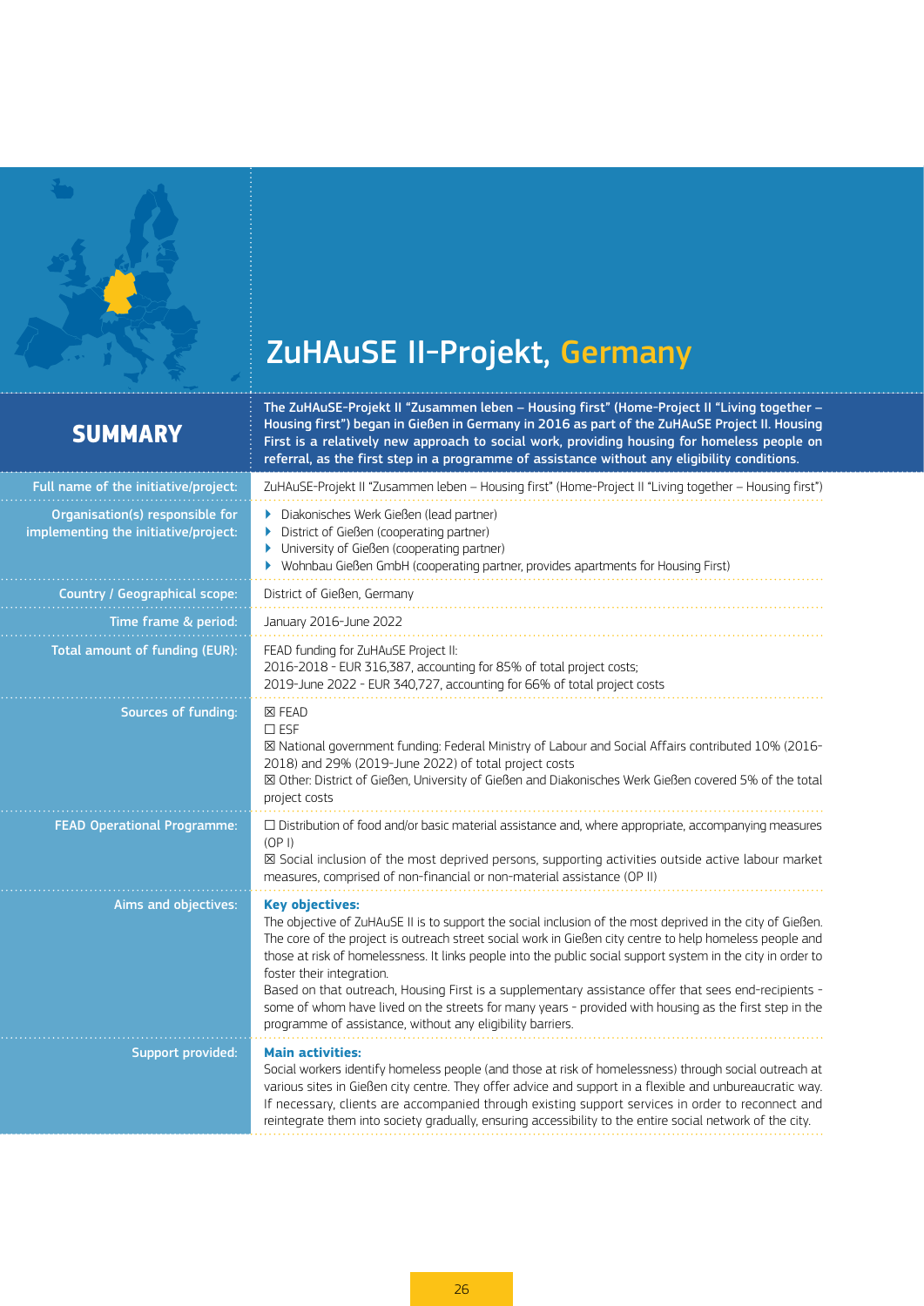# ZuHAuSE II-Projekt, Germany

## SUMMARY

**The ZuHAuSE-Projekt II "Zusammen leben – Housing first" (Home-Project II "Living together – Housing first") began in Gießen in Germany in 2016 as part of the ZuHAuSE Project II. Housing First is a relatively new approach to social work, providing housing for homeless people on referral, as the first step in a programme of assistance without any eligibility conditions.**

| | |
|---|---|
| **Full name of the initiative/project:** | ZuHAuSE-Projekt II "Zusammen leben – Housing first" (Home-Project II "Living together – Housing first") |
| **Organisation(s) responsible for implementing the initiative/project:** | ▸ Diakonisches Werk Gießen (lead partner)<br>▸ District of Gießen (cooperating partner)<br>▸ University of Gießen (cooperating partner)<br>▸ Wohnbau Gießen GmbH (cooperating partner, provides apartments for Housing First) |
| **Country / Geographical scope:** | District of Gießen, Germany |
| **Time frame & period:** | January 2016-June 2022 |
| **Total amount of funding (EUR):** | FEAD funding for ZuHAuSE Project II:<br>2016-2018 - EUR 316,387, accounting for 85% of total project costs;<br>2019-June 2022 - EUR 340,727, accounting for 66% of total project costs |
| **Sources of funding:** | ☒ FEAD<br>☐ ESF<br>☒ National government funding: Federal Ministry of Labour and Social Affairs contributed 10% (2016-2018) and 29% (2019-June 2022) of total project costs<br>☒ Other: District of Gießen, University of Gießen and Diakonisches Werk Gießen covered 5% of the total project costs |
| **FEAD Operational Programme:** | ☐ Distribution of food and/or basic material assistance and, where appropriate, accompanying measures (OP I)<br>☒ Social inclusion of the most deprived persons, supporting activities outside active labour market measures, comprised of non-financial or non-material assistance (OP II) |
| **Aims and objectives:** | **Key objectives:**<br>The objective of ZuHAuSE II is to support the social inclusion of the most deprived in the city of Gießen. The core of the project is outreach street social work in Gießen city centre to help homeless people and those at risk of homelessness. It links people into the public social support system in the city in order to foster their integration.<br>Based on that outreach, Housing First is a supplementary assistance offer that sees end-recipients - some of whom have lived on the streets for many years - provided with housing as the first step in the programme of assistance, without any eligibility barriers. |
| **Support provided:** | **Main activities:**<br>Social workers identify homeless people (and those at risk of homelessness) through social outreach at various sites in Gießen city centre. They offer advice and support in a flexible and unbureaucratic way. If necessary, clients are accompanied through existing support services in order to reconnect and reintegrate them into society gradually, ensuring accessibility to the entire social network of the city. |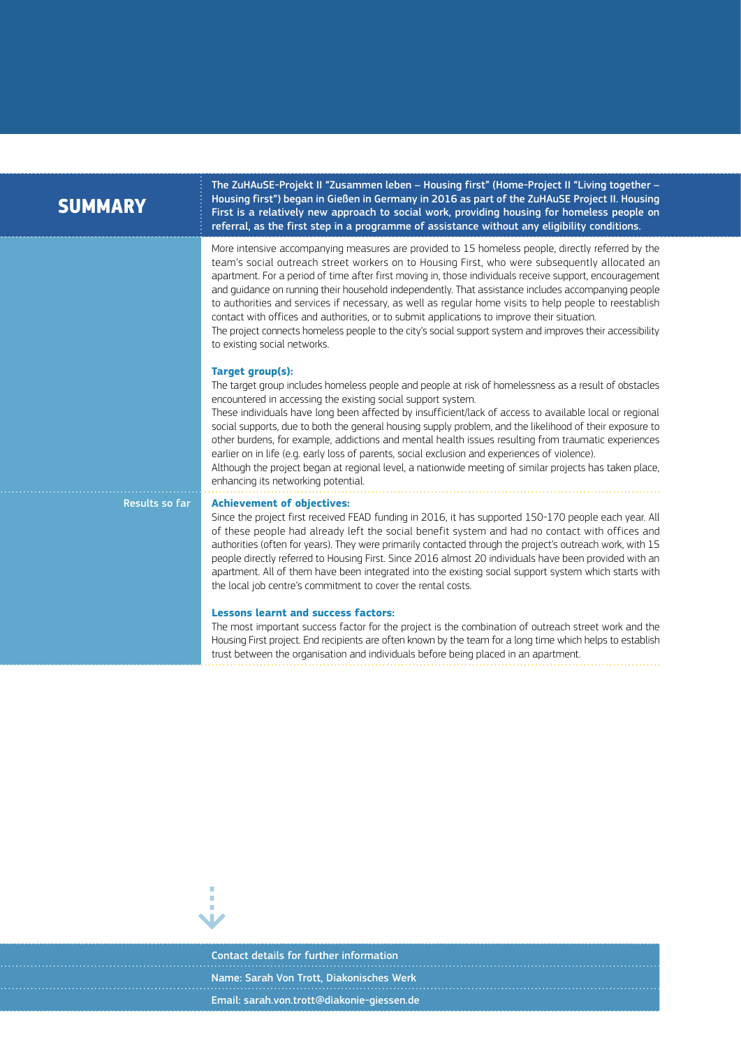## SUMMARY

**The ZuHAuSE-Projekt II "Zusammen leben – Housing first" (Home-Project II "Living together – Housing first") began in Gießen in Germany in 2016 as part of the ZuHAuSE Project II. Housing First is a relatively new approach to social work, providing housing for homeless people on referral, as the first step in a programme of assistance without any eligibility conditions.**

More intensive accompanying measures are provided to 15 homeless people, directly referred by the team's social outreach street workers on to Housing First, who were subsequently allocated an apartment. For a period of time after first moving in, those individuals receive support, encouragement and guidance on running their household independently. That assistance includes accompanying people to authorities and services if necessary, as well as regular home visits to help people to reestablish contact with offices and authorities, or to submit applications to improve their situation.
The project connects homeless people to the city's social support system and improves their accessibility to existing social networks.

### Target group(s):

The target group includes homeless people and people at risk of homelessness as a result of obstacles encountered in accessing the existing social support system.
These individuals have long been affected by insufficient/lack of access to available local or regional social supports, due to both the general housing supply problem, and the likelihood of their exposure to other burdens, for example, addictions and mental health issues resulting from traumatic experiences earlier on in life (e.g. early loss of parents, social exclusion and experiences of violence).
Although the project began at regional level, a nationwide meeting of similar projects has taken place, enhancing its networking potential.

## Results so far

### Achievement of objectives:

Since the project first received FEAD funding in 2016, it has supported 150-170 people each year. All of these people had already left the social benefit system and had no contact with offices and authorities (often for years). They were primarily contacted through the project's outreach work, with 15 people directly referred to Housing First. Since 2016 almost 20 individuals have been provided with an apartment. All of them have been integrated into the existing social support system which starts with the local job centre's commitment to cover the rental costs.

### Lessons learnt and success factors:

The most important success factor for the project is the combination of outreach street work and the Housing First project. End recipients are often known by the team for a long time which helps to establish trust between the organisation and individuals before being placed in an apartment.

Contact details for further information

Name: Sarah Von Trott, Diakonisches Werk

Email: sarah.von.trott@diakonie-giessen.de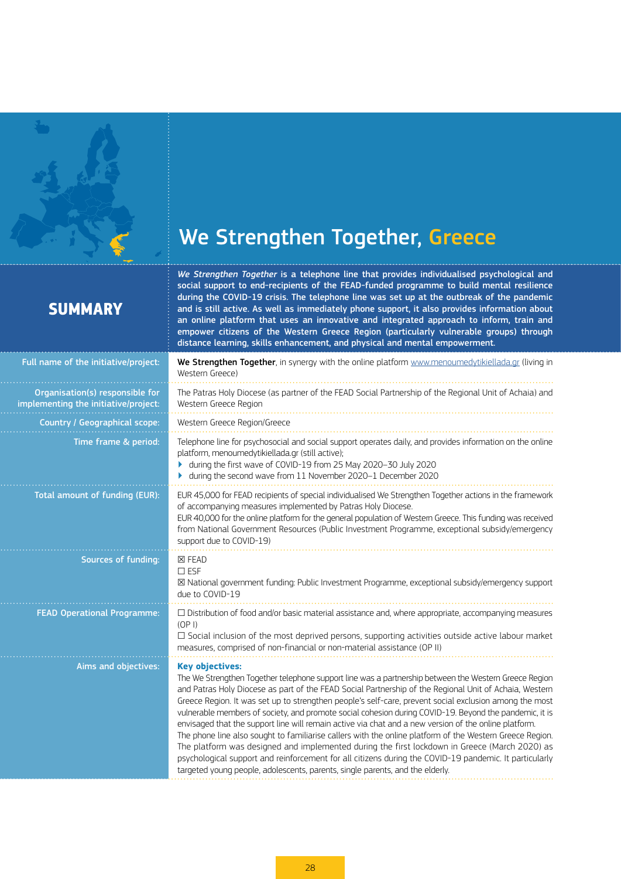# We Strengthen Together, Greece

## SUMMARY

***We Strengthen Together*** **is a telephone line that provides individualised psychological and social support to end-recipients of the FEAD-funded programme to build mental resilience during the COVID-19 crisis. The telephone line was set up at the outbreak of the pandemic and is still active. As well as immediately phone support, it also provides information about an online platform that uses an innovative and integrated approach to inform, train and empower citizens of the Western Greece Region (particularly vulnerable groups) through distance learning, skills enhancement, and physical and mental empowerment.**

| | |
|---|---|
| Full name of the initiative/project: | **We Strengthen Together**, in synergy with the online platform www.menoumedytikiellada.gr (living in Western Greece) |
| Organisation(s) responsible for implementing the initiative/project: | The Patras Holy Diocese (as partner of the FEAD Social Partnership of the Regional Unit of Achaia) and Western Greece Region |
| Country / Geographical scope: | Western Greece Region/Greece |
| Time frame & period: | Telephone line for psychosocial and social support operates daily, and provides information on the online platform, menoumedytikiellada.gr (still active);<br>▸ during the first wave of COVID-19 from 25 May 2020–30 July 2020<br>▸ during the second wave from 11 November 2020–1 December 2020 |
| Total amount of funding (EUR): | EUR 45,000 for FEAD recipients of special individualised We Strengthen Together actions in the framework of accompanying measures implemented by Patras Holy Diocese.<br>EUR 40,000 for the online platform for the general population of Western Greece. This funding was received from National Government Resources (Public Investment Programme, exceptional subsidy/emergency support due to COVID-19) |
| Sources of funding: | ☒ FEAD<br>☐ ESF<br>☒ National government funding: Public Investment Programme, exceptional subsidy/emergency support due to COVID-19 |
| FEAD Operational Programme: | ☐ Distribution of food and/or basic material assistance and, where appropriate, accompanying measures (OP I)<br>☐ Social inclusion of the most deprived persons, supporting activities outside active labour market measures, comprised of non-financial or non-material assistance (OP II) |
| Aims and objectives: | **Key objectives:**<br>The We Strengthen Together telephone support line was a partnership between the Western Greece Region and Patras Holy Diocese as part of the FEAD Social Partnership of the Regional Unit of Achaia, Western Greece Region. It was set up to strengthen people's self-care, prevent social exclusion among the most vulnerable members of society, and promote social cohesion during COVID-19. Beyond the pandemic, it is envisaged that the support line will remain active via chat and a new version of the online platform.<br>The phone line also sought to familiarise callers with the online platform of the Western Greece Region. The platform was designed and implemented during the first lockdown in Greece (March 2020) as psychological support and reinforcement for all citizens during the COVID-19 pandemic. It particularly targeted young people, adolescents, parents, single parents, and the elderly. |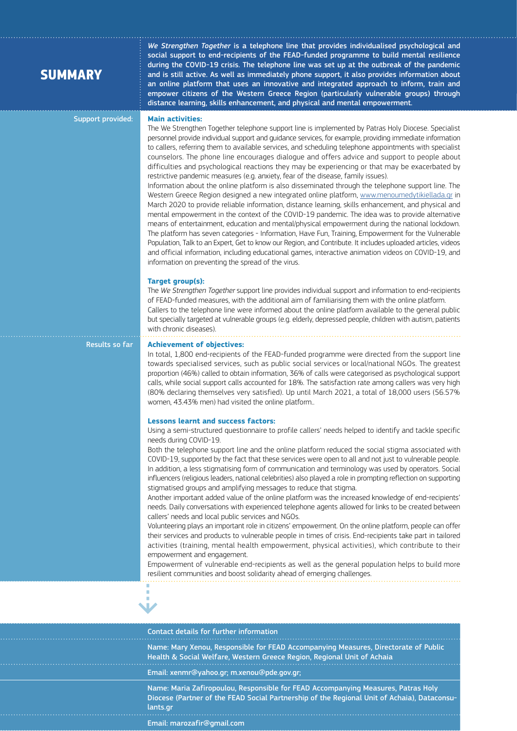## SUMMARY

***We Strengthen Together*** **is a telephone line that provides individualised psychological and social support to end-recipients of the FEAD-funded programme to build mental resilience during the COVID-19 crisis. The telephone line was set up at the outbreak of the pandemic and is still active. As well as immediately phone support, it also provides information about an online platform that uses an innovative and integrated approach to inform, train and empower citizens of the Western Greece Region (particularly vulnerable groups) through distance learning, skills enhancement, and physical and mental empowerment.**

**Support provided:**

### Main activities:

The We Strengthen Together telephone support line is implemented by Patras Holy Diocese. Specialist personnel provide individual support and guidance services, for example, providing immediate information to callers, referring them to available services, and scheduling telephone appointments with specialist counselors. The phone line encourages dialogue and offers advice and support to people about difficulties and psychological reactions they may be experiencing or that may be exacerbated by restrictive pandemic measures (e.g. anxiety, fear of the disease, family issues).

Information about the online platform is also disseminated through the telephone support line. The Western Greece Region designed a new integrated online platform, www.menoumedytikiellada.gr in March 2020 to provide reliable information, distance learning, skills enhancement, and physical and mental empowerment in the context of the COVID-19 pandemic. The idea was to provide alternative means of entertainment, education and mental/physical empowerment during the national lockdown. The platform has seven categories - Information, Have Fun, Training, Empowerment for the Vulnerable Population, Talk to an Expert, Get to know our Region, and Contribute. It includes uploaded articles, videos and official information, including educational games, interactive animation videos on COVID-19, and information on preventing the spread of the virus.

### Target group(s):

The *We Strengthen Together* support line provides individual support and information to end-recipients of FEAD-funded measures, with the additional aim of familiarising them with the online platform. Callers to the telephone line were informed about the online platform available to the general public but specially targeted at vulnerable groups (e.g. elderly, depressed people, children with autism, patients with chronic diseases).

**Results so far**

### Achievement of objectives:

In total, 1,800 end-recipients of the FEAD-funded programme were directed from the support line towards specialised services, such as public social services or local/national NGOs. The greatest proportion (46%) called to obtain information, 36% of calls were categorised as psychological support calls, while social support calls accounted for 18%. The satisfaction rate among callers was very high (80% declaring themselves very satisfied). Up until March 2021, a total of 18,000 users (56.57% women, 43.43% men) had visited the online platform..

### Lessons learnt and success factors:

Using a semi-structured questionnaire to profile callers' needs helped to identify and tackle specific needs during COVID-19.

Both the telephone support line and the online platform reduced the social stigma associated with COVID-19, supported by the fact that these services were open to all and not just to vulnerable people. In addition, a less stigmatising form of communication and terminology was used by operators. Social influencers (religious leaders, national celebrities) also played a role in prompting reflection on supporting stigmatised groups and amplifying messages to reduce that stigma.

Another important added value of the online platform was the increased knowledge of end-recipients' needs. Daily conversations with experienced telephone agents allowed for links to be created between callers' needs and local public services and NGOs.

Volunteering plays an important role in citizens' empowerment. On the online platform, people can offer their services and products to vulnerable people in times of crisis. End-recipients take part in tailored activities (training, mental health empowerment, physical activities), which contribute to their empowerment and engagement.

Empowerment of vulnerable end-recipients as well as the general population helps to build more resilient communities and boost solidarity ahead of emerging challenges.

**Contact details for further information**

**Name: Mary Xenou, Responsible for FEAD Accompanying Measures, Directorate of Public Health & Social Welfare, Western Greece Region, Regional Unit of Achaia**

**Email: xenmr@yahoo.gr; m.xenou@pde.gov.gr;**

**Name: Maria Zafiropoulou, Responsible for FEAD Accompanying Measures, Patras Holy Diocese (Partner of the FEAD Social Partnership of the Regional Unit of Achaia), Dataconsulants.gr**

**Email: marozafir@gmail.com**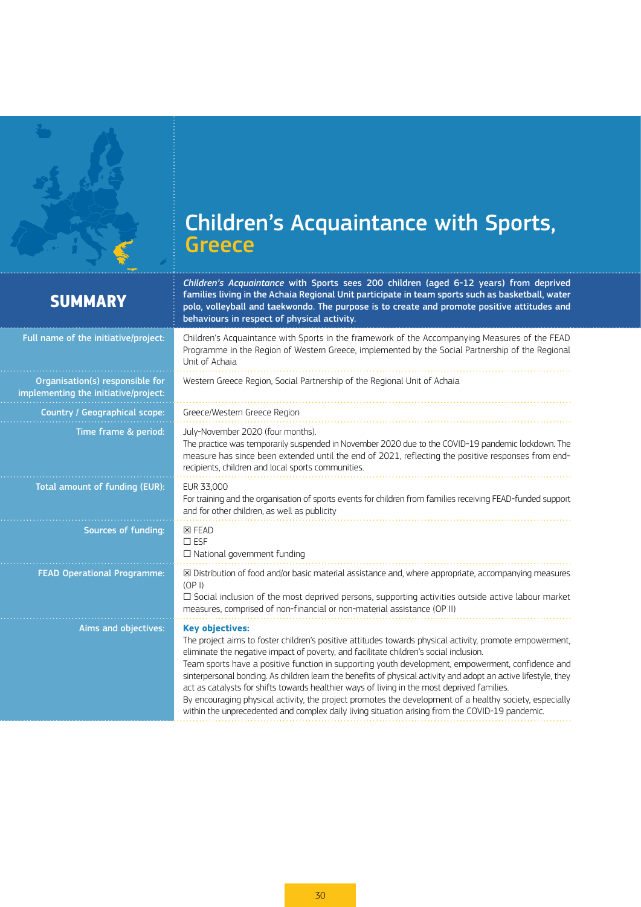# Children's Acquaintance with Sports, Greece

## SUMMARY

***Children's Acquaintance* with Sports sees 200 children (aged 6-12 years) from deprived families living in the Achaia Regional Unit participate in team sports such as basketball, water polo, volleyball and taekwondo. The purpose is to create and promote positive attitudes and behaviours in respect of physical activity.**

| | |
|---|---|
| **Full name of the initiative/project:** | Children's Acquaintance with Sports in the framework of the Accompanying Measures of the FEAD Programme in the Region of Western Greece, implemented by the Social Partnership of the Regional Unit of Achaia |
| **Organisation(s) responsible for implementing the initiative/project:** | Western Greece Region, Social Partnership of the Regional Unit of Achaia |
| **Country / Geographical scope:** | Greece/Western Greece Region |
| **Time frame & period:** | July-November 2020 (four months).<br>The practice was temporarily suspended in November 2020 due to the COVID-19 pandemic lockdown. The measure has since been extended until the end of 2021, reflecting the positive responses from end-recipients, children and local sports communities. |
| **Total amount of funding (EUR):** | EUR 33,000<br>For training and the organisation of sports events for children from families receiving FEAD-funded support and for other children, as well as publicity |
| **Sources of funding:** | ☒ FEAD<br>☐ ESF<br>☐ National government funding |
| **FEAD Operational Programme:** | ☒ Distribution of food and/or basic material assistance and, where appropriate, accompanying measures (OP I)<br>☐ Social inclusion of the most deprived persons, supporting activities outside active labour market measures, comprised of non-financial or non-material assistance (OP II) |
| **Aims and objectives:** | **Key objectives:**<br>The project aims to foster children's positive attitudes towards physical activity, promote empowerment, eliminate the negative impact of poverty, and facilitate children's social inclusion.<br>Team sports have a positive function in supporting youth development, empowerment, confidence and sinterpersonal bonding. As children learn the benefits of physical activity and adopt an active lifestyle, they act as catalysts for shifts towards healthier ways of living in the most deprived families.<br>By encouraging physical activity, the project promotes the development of a healthy society, especially within the unprecedented and complex daily living situation arising from the COVID-19 pandemic. |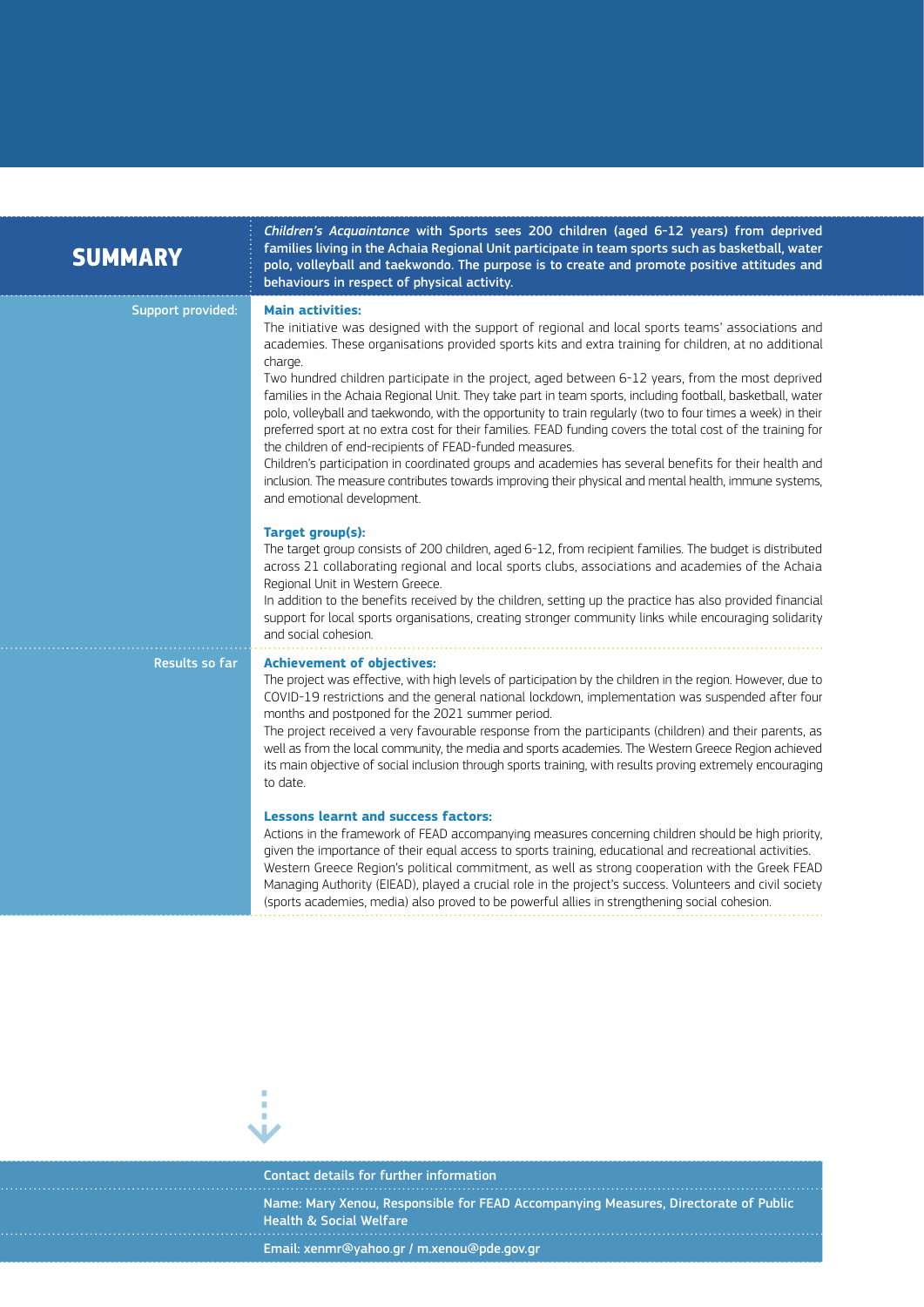## SUMMARY

*Children's Acquaintance* with Sports sees 200 children (aged 6-12 years) from deprived families living in the Achaia Regional Unit participate in team sports such as basketball, water polo, volleyball and taekwondo. The purpose is to create and promote positive attitudes and behaviours in respect of physical activity.

### Support provided:

**Main activities:**

The initiative was designed with the support of regional and local sports teams' associations and academies. These organisations provided sports kits and extra training for children, at no additional charge.

Two hundred children participate in the project, aged between 6-12 years, from the most deprived families in the Achaia Regional Unit. They take part in team sports, including football, basketball, water polo, volleyball and taekwondo, with the opportunity to train regularly (two to four times a week) in their preferred sport at no extra cost for their families. FEAD funding covers the total cost of the training for the children of end-recipients of FEAD-funded measures.

Children's participation in coordinated groups and academies has several benefits for their health and inclusion. The measure contributes towards improving their physical and mental health, immune systems, and emotional development.

**Target group(s):**

The target group consists of 200 children, aged 6-12, from recipient families. The budget is distributed across 21 collaborating regional and local sports clubs, associations and academies of the Achaia Regional Unit in Western Greece.

In addition to the benefits received by the children, setting up the practice has also provided financial support for local sports organisations, creating stronger community links while encouraging solidarity and social cohesion.

### Results so far

**Achievement of objectives:**

The project was effective, with high levels of participation by the children in the region. However, due to COVID-19 restrictions and the general national lockdown, implementation was suspended after four months and postponed for the 2021 summer period.

The project received a very favourable response from the participants (children) and their parents, as well as from the local community, the media and sports academies. The Western Greece Region achieved its main objective of social inclusion through sports training, with results proving extremely encouraging to date.

**Lessons learnt and success factors:**

Actions in the framework of FEAD accompanying measures concerning children should be high priority, given the importance of their equal access to sports training, educational and recreational activities.

Western Greece Region's political commitment, as well as strong cooperation with the Greek FEAD Managing Authority (EIEAD), played a crucial role in the project's success. Volunteers and civil society (sports academies, media) also proved to be powerful allies in strengthening social cohesion.

**Contact details for further information**

Name: Mary Xenou, Responsible for FEAD Accompanying Measures, Directorate of Public Health & Social Welfare

Email: xenmr@yahoo.gr / m.xenou@pde.gov.gr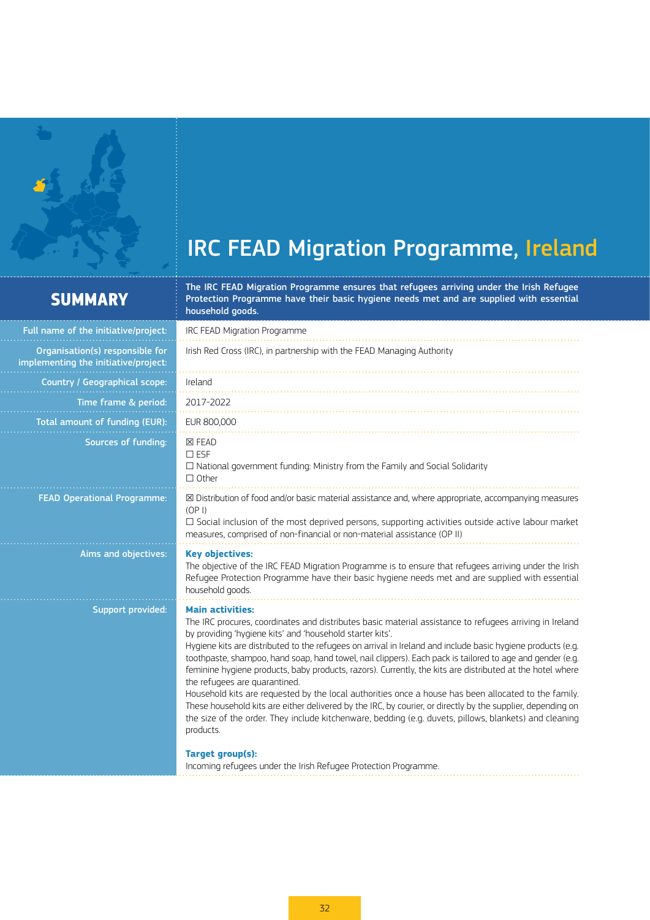# IRC FEAD Migration Programme, Ireland

## SUMMARY

**The IRC FEAD Migration Programme ensures that refugees arriving under the Irish Refugee Protection Programme have their basic hygiene needs met and are supplied with essential household goods.**

| | |
|---|---|
| Full name of the initiative/project: | IRC FEAD Migration Programme |
| Organisation(s) responsible for implementing the initiative/project: | Irish Red Cross (IRC), in partnership with the FEAD Managing Authority |
| Country / Geographical scope: | Ireland |
| Time frame & period: | 2017-2022 |
| Total amount of funding (EUR): | EUR 800,000 |
| Sources of funding: | ☒ FEAD<br>☐ ESF<br>☐ National government funding: Ministry from the Family and Social Solidarity<br>☐ Other |
| FEAD Operational Programme: | ☒ Distribution of food and/or basic material assistance and, where appropriate, accompanying measures (OP I)<br>☐ Social inclusion of the most deprived persons, supporting activities outside active labour market measures, comprised of non-financial or non-material assistance (OP II) |
| Aims and objectives: | **Key objectives:**<br>The objective of the IRC FEAD Migration Programme is to ensure that refugees arriving under the Irish Refugee Protection Programme have their basic hygiene needs met and are supplied with essential household goods. |
| Support provided: | **Main activities:**<br>The IRC procures, coordinates and distributes basic material assistance to refugees arriving in Ireland by providing 'hygiene kits' and 'household starter kits'.<br>Hygiene kits are distributed to the refugees on arrival in Ireland and include basic hygiene products (e.g. toothpaste, shampoo, hand soap, hand towel, nail clippers). Each pack is tailored to age and gender (e.g. feminine hygiene products, baby products, razors). Currently, the kits are distributed at the hotel where the refugees are quarantined.<br>Household kits are requested by the local authorities once a house has been allocated to the family. These household kits are either delivered by the IRC, by courier, or directly by the supplier, depending on the size of the order. They include kitchenware, bedding (e.g. duvets, pillows, blankets) and cleaning products.<br><br>**Target group(s):**<br>Incoming refugees under the Irish Refugee Protection Programme. |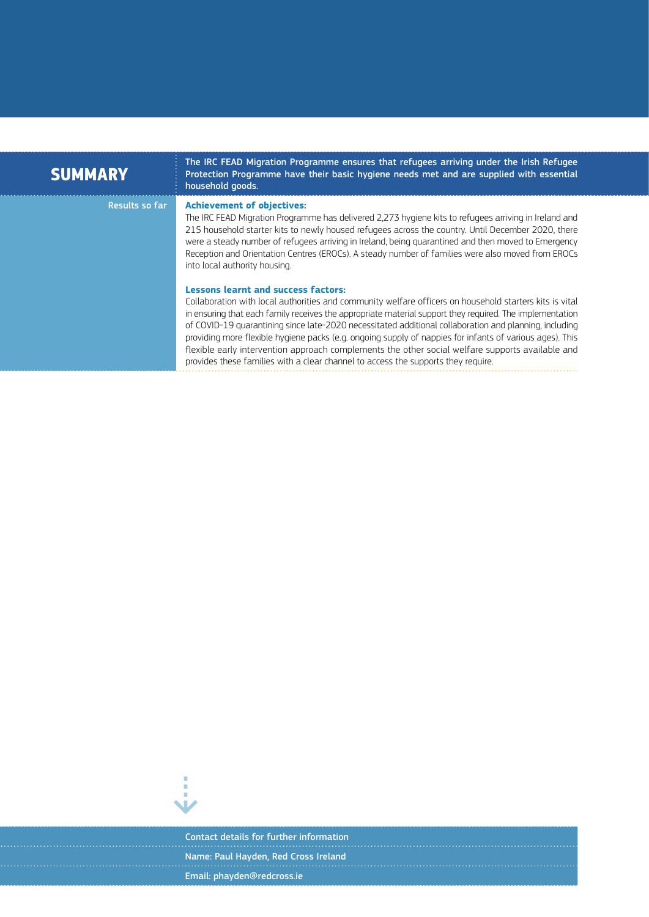## SUMMARY

**The IRC FEAD Migration Programme ensures that refugees arriving under the Irish Refugee Protection Programme have their basic hygiene needs met and are supplied with essential household goods.**

### Results so far

**Achievement of objectives:**

The IRC FEAD Migration Programme has delivered 2,273 hygiene kits to refugees arriving in Ireland and 215 household starter kits to newly housed refugees across the country. Until December 2020, there were a steady number of refugees arriving in Ireland, being quarantined and then moved to Emergency Reception and Orientation Centres (EROCs). A steady number of families were also moved from EROCs into local authority housing.

**Lessons learnt and success factors:**

Collaboration with local authorities and community welfare officers on household starters kits is vital in ensuring that each family receives the appropriate material support they required. The implementation of COVID-19 quarantining since late-2020 necessitated additional collaboration and planning, including providing more flexible hygiene packs (e.g. ongoing supply of nappies for infants of various ages). This flexible early intervention approach complements the other social welfare supports available and provides these families with a clear channel to access the supports they require.

**Contact details for further information**

Name: Paul Hayden, Red Cross Ireland

Email: phayden@redcross.ie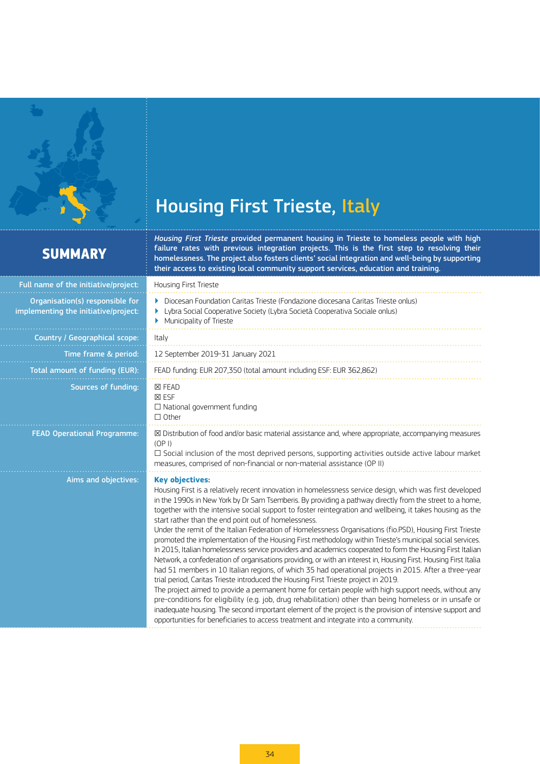# Housing First Trieste, Italy

## SUMMARY

***Housing First Trieste*** **provided permanent housing in Trieste to homeless people with high failure rates with previous integration projects. This is the first step to resolving their homelessness. The project also fosters clients' social integration and well-being by supporting their access to existing local community support services, education and training.**

| | |
|---|---|
| **Full name of the initiative/project:** | Housing First Trieste |
| **Organisation(s) responsible for implementing the initiative/project:** | ▸ Diocesan Foundation Caritas Trieste (Fondazione diocesana Caritas Trieste onlus)<br>▸ Lybra Social Cooperative Society (Lybra Società Cooperativa Sociale onlus)<br>▸ Municipality of Trieste |
| **Country / Geographical scope:** | Italy |
| **Time frame & period:** | 12 September 2019-31 January 2021 |
| **Total amount of funding (EUR):** | FEAD funding: EUR 207,350 (total amount including ESF: EUR 362,862) |
| **Sources of funding:** | ☒ FEAD<br>☒ ESF<br>☐ National government funding<br>☐ Other |
| **FEAD Operational Programme:** | ☒ Distribution of food and/or basic material assistance and, where appropriate, accompanying measures (OP I)<br>☐ Social inclusion of the most deprived persons, supporting activities outside active labour market measures, comprised of non-financial or non-material assistance (OP II) |
| **Aims and objectives:** | **Key objectives:**<br>Housing First is a relatively recent innovation in homelessness service design, which was first developed in the 1990s in New York by Dr Sam Tsemberis. By providing a pathway directly from the street to a home, together with the intensive social support to foster reintegration and wellbeing, it takes housing as the start rather than the end point out of homelessness.<br>Under the remit of the Italian Federation of Homelessness Organisations (fio.PSD), Housing First Trieste promoted the implementation of the Housing First methodology within Trieste's municipal social services. In 2015, Italian homelessness service providers and academics cooperated to form the Housing First Italian Network, a confederation of organisations providing, or with an interest in, Housing First. Housing First Italia had 51 members in 10 Italian regions, of which 35 had operational projects in 2015. After a three-year trial period, Caritas Trieste introduced the Housing First Trieste project in 2019.<br>The project aimed to provide a permanent home for certain people with high support needs, without any pre-conditions for eligibility (e.g. job, drug rehabilitation) other than being homeless or in unsafe or inadequate housing. The second important element of the project is the provision of intensive support and opportunities for beneficiaries to access treatment and integrate into a community. |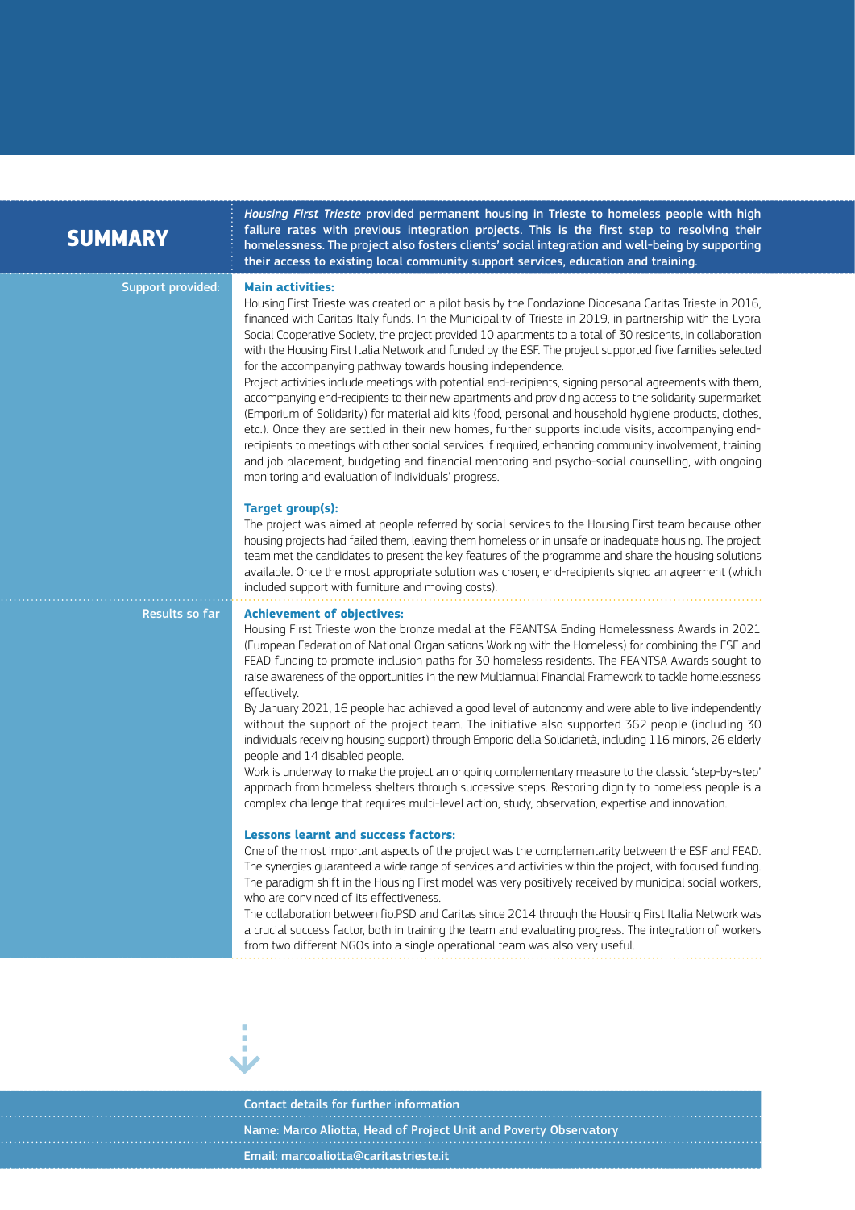## SUMMARY

***Housing First Trieste*** **provided permanent housing in Trieste to homeless people with high failure rates with previous integration projects. This is the first step to resolving their homelessness. The project also fosters clients' social integration and well-being by supporting their access to existing local community support services, education and training.**

**Support provided:**

### Main activities:

Housing First Trieste was created on a pilot basis by the Fondazione Diocesana Caritas Trieste in 2016, financed with Caritas Italy funds. In the Municipality of Trieste in 2019, in partnership with the Lybra Social Cooperative Society, the project provided 10 apartments to a total of 30 residents, in collaboration with the Housing First Italia Network and funded by the ESF. The project supported five families selected for the accompanying pathway towards housing independence.

Project activities include meetings with potential end-recipients, signing personal agreements with them, accompanying end-recipients to their new apartments and providing access to the solidarity supermarket (Emporium of Solidarity) for material aid kits (food, personal and household hygiene products, clothes, etc.). Once they are settled in their new homes, further supports include visits, accompanying end-recipients to meetings with other social services if required, enhancing community involvement, training and job placement, budgeting and financial mentoring and psycho-social counselling, with ongoing monitoring and evaluation of individuals' progress.

### Target group(s):

The project was aimed at people referred by social services to the Housing First team because other housing projects had failed them, leaving them homeless or in unsafe or inadequate housing. The project team met the candidates to present the key features of the programme and share the housing solutions available. Once the most appropriate solution was chosen, end-recipients signed an agreement (which included support with furniture and moving costs).

**Results so far**

### Achievement of objectives:

Housing First Trieste won the bronze medal at the FEANTSA Ending Homelessness Awards in 2021 (European Federation of National Organisations Working with the Homeless) for combining the ESF and FEAD funding to promote inclusion paths for 30 homeless residents. The FEANTSA Awards sought to raise awareness of the opportunities in the new Multiannual Financial Framework to tackle homelessness effectively.

By January 2021, 16 people had achieved a good level of autonomy and were able to live independently without the support of the project team. The initiative also supported 362 people (including 30 individuals receiving housing support) through Emporio della Solidarietà, including 116 minors, 26 elderly people and 14 disabled people.

Work is underway to make the project an ongoing complementary measure to the classic 'step-by-step' approach from homeless shelters through successive steps. Restoring dignity to homeless people is a complex challenge that requires multi-level action, study, observation, expertise and innovation.

### Lessons learnt and success factors:

One of the most important aspects of the project was the complementarity between the ESF and FEAD. The synergies guaranteed a wide range of services and activities within the project, with focused funding. The paradigm shift in the Housing First model was very positively received by municipal social workers, who are convinced of its effectiveness.

The collaboration between fio.PSD and Caritas since 2014 through the Housing First Italia Network was a crucial success factor, both in training the team and evaluating progress. The integration of workers from two different NGOs into a single operational team was also very useful.

**Contact details for further information**

Name: Marco Aliotta, Head of Project Unit and Poverty Observatory

Email: marcoaliotta@caritastrieste.it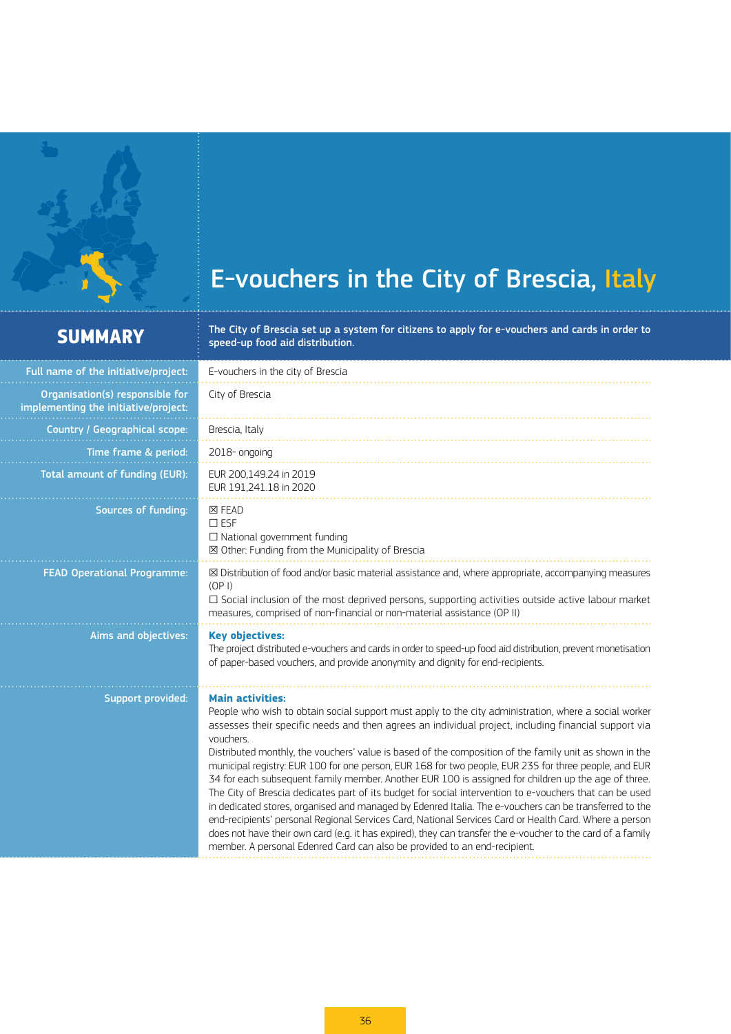# E-vouchers in the City of Brescia, Italy

## SUMMARY

**The City of Brescia set up a system for citizens to apply for e-vouchers and cards in order to speed-up food aid distribution.**

| | |
|---|---|
| Full name of the initiative/project: | E-vouchers in the city of Brescia |
| Organisation(s) responsible for implementing the initiative/project: | City of Brescia |
| Country / Geographical scope: | Brescia, Italy |
| Time frame & period: | 2018- ongoing |
| Total amount of funding (EUR): | EUR 200,149.24 in 2019<br>EUR 191,241.18 in 2020 |
| Sources of funding: | ☒ FEAD<br>☐ ESF<br>☐ National government funding<br>☒ Other: Funding from the Municipality of Brescia |
| FEAD Operational Programme: | ☒ Distribution of food and/or basic material assistance and, where appropriate, accompanying measures (OP I)<br>☐ Social inclusion of the most deprived persons, supporting activities outside active labour market measures, comprised of non-financial or non-material assistance (OP II) |
| Aims and objectives: | **Key objectives:**<br>The project distributed e-vouchers and cards in order to speed-up food aid distribution, prevent monetisation of paper-based vouchers, and provide anonymity and dignity for end-recipients. |
| Support provided: | **Main activities:**<br>People who wish to obtain social support must apply to the city administration, where a social worker assesses their specific needs and then agrees an individual project, including financial support via vouchers.<br>Distributed monthly, the vouchers' value is based of the composition of the family unit as shown in the municipal registry: EUR 100 for one person, EUR 168 for two people, EUR 235 for three people, and EUR 34 for each subsequent family member. Another EUR 100 is assigned for children up the age of three. The City of Brescia dedicates part of its budget for social intervention to e-vouchers that can be used in dedicated stores, organised and managed by Edenred Italia. The e-vouchers can be transferred to the end-recipients' personal Regional Services Card, National Services Card or Health Card. Where a person does not have their own card (e.g. it has expired), they can transfer the e-voucher to the card of a family member. A personal Edenred Card can also be provided to an end-recipient. |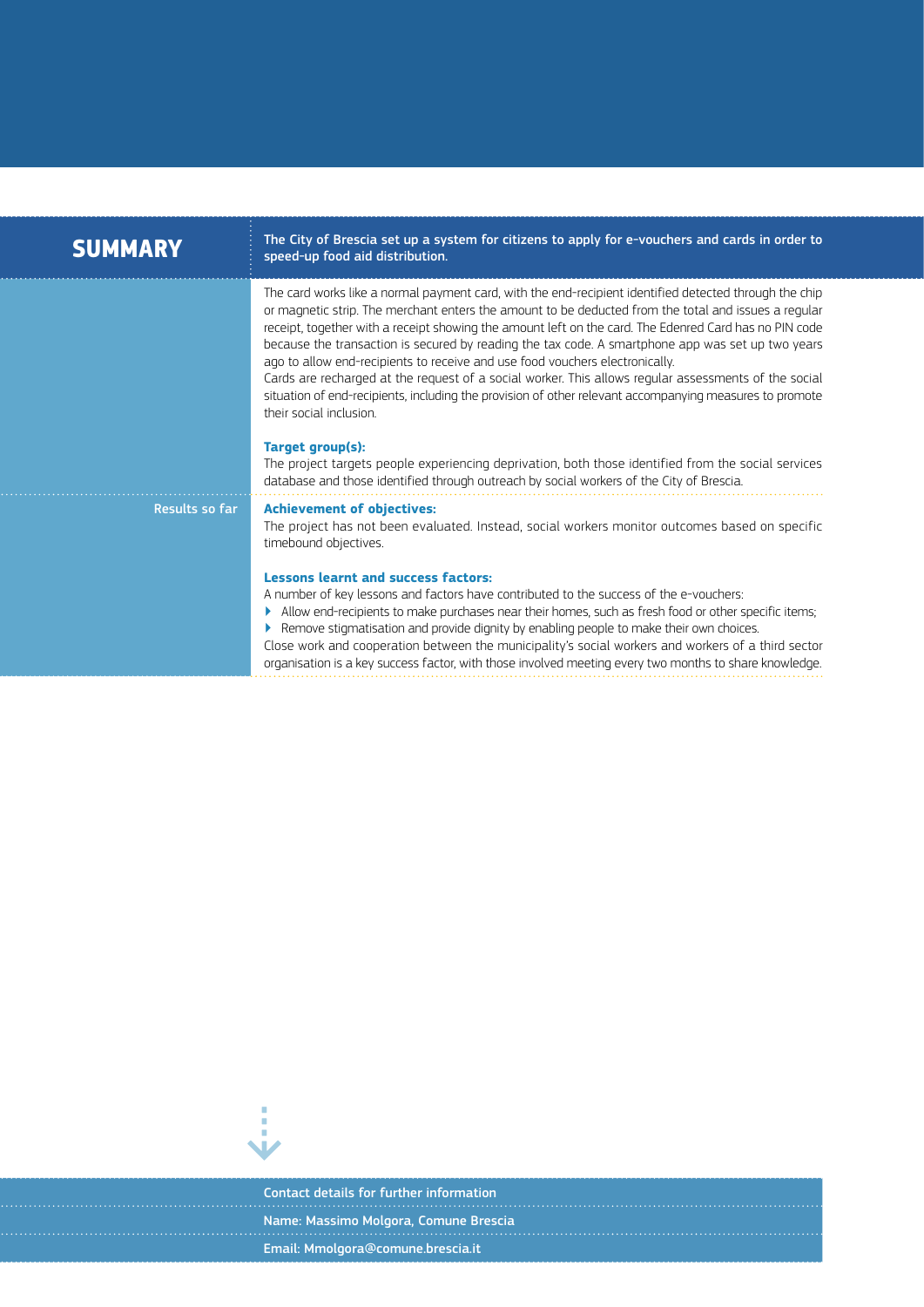## SUMMARY

**The City of Brescia set up a system for citizens to apply for e-vouchers and cards in order to speed-up food aid distribution.**

The card works like a normal payment card, with the end-recipient identified detected through the chip or magnetic strip. The merchant enters the amount to be deducted from the total and issues a regular receipt, together with a receipt showing the amount left on the card. The Edenred Card has no PIN code because the transaction is secured by reading the tax code. A smartphone app was set up two years ago to allow end-recipients to receive and use food vouchers electronically.
Cards are recharged at the request of a social worker. This allows regular assessments of the social situation of end-recipients, including the provision of other relevant accompanying measures to promote their social inclusion.

**Target group(s):**
The project targets people experiencing deprivation, both those identified from the social services database and those identified through outreach by social workers of the City of Brescia.

### Results so far

**Achievement of objectives:**
The project has not been evaluated. Instead, social workers monitor outcomes based on specific timebound objectives.

**Lessons learnt and success factors:**
A number of key lessons and factors have contributed to the success of the e-vouchers:

- Allow end-recipients to make purchases near their homes, such as fresh food or other specific items;
- Remove stigmatisation and provide dignity by enabling people to make their own choices.

Close work and cooperation between the municipality's social workers and workers of a third sector organisation is a key success factor, with those involved meeting every two months to share knowledge.

**Contact details for further information**

Name: Massimo Molgora, Comune Brescia

Email: Mmolgora@comune.brescia.it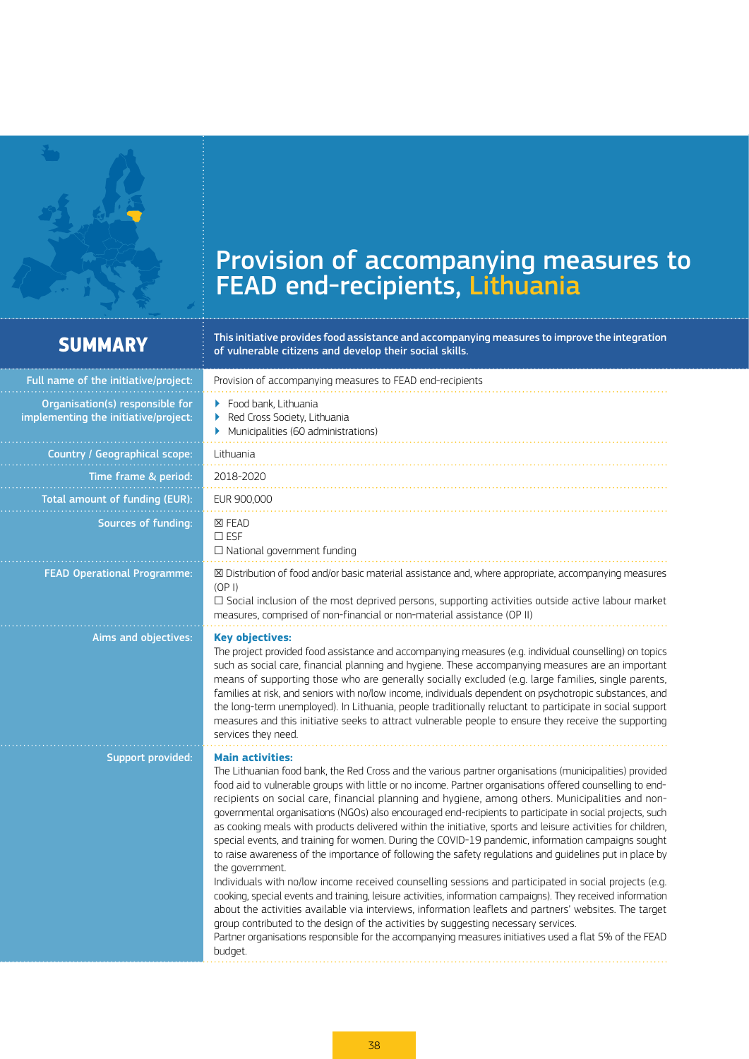# Provision of accompanying measures to FEAD end-recipients, Lithuania

## SUMMARY

**This initiative provides food assistance and accompanying measures to improve the integration of vulnerable citizens and develop their social skills.**

| | |
|---|---|
| Full name of the initiative/project: | Provision of accompanying measures to FEAD end-recipients |
| Organisation(s) responsible for implementing the initiative/project: | ▸ Food bank, Lithuania<br>▸ Red Cross Society, Lithuania<br>▸ Municipalities (60 administrations) |
| Country / Geographical scope: | Lithuania |
| Time frame & period: | 2018-2020 |
| Total amount of funding (EUR): | EUR 900,000 |
| Sources of funding: | ☒ FEAD<br>☐ ESF<br>☐ National government funding |
| FEAD Operational Programme: | ☒ Distribution of food and/or basic material assistance and, where appropriate, accompanying measures (OP I)<br>☐ Social inclusion of the most deprived persons, supporting activities outside active labour market measures, comprised of non-financial or non-material assistance (OP II) |
| Aims and objectives: | **Key objectives:**<br>The project provided food assistance and accompanying measures (e.g. individual counselling) on topics such as social care, financial planning and hygiene. These accompanying measures are an important means of supporting those who are generally socially excluded (e.g. large families, single parents, families at risk, and seniors with no/low income, individuals dependent on psychotropic substances, and the long-term unemployed). In Lithuania, people traditionally reluctant to participate in social support measures and this initiative seeks to attract vulnerable people to ensure they receive the supporting services they need. |
| Support provided: | **Main activities:**<br>The Lithuanian food bank, the Red Cross and the various partner organisations (municipalities) provided food aid to vulnerable groups with little or no income. Partner organisations offered counselling to end-recipients on social care, financial planning and hygiene, among others. Municipalities and non-governmental organisations (NGOs) also encouraged end-recipients to participate in social projects, such as cooking meals with products delivered within the initiative, sports and leisure activities for children, special events, and training for women. During the COVID-19 pandemic, information campaigns sought to raise awareness of the importance of following the safety regulations and guidelines put in place by the government.<br>Individuals with no/low income received counselling sessions and participated in social projects (e.g. cooking, special events and training, leisure activities, information campaigns). They received information about the activities available via interviews, information leaflets and partners' websites. The target group contributed to the design of the activities by suggesting necessary services.<br>Partner organisations responsible for the accompanying measures initiatives used a flat 5% of the FEAD budget. |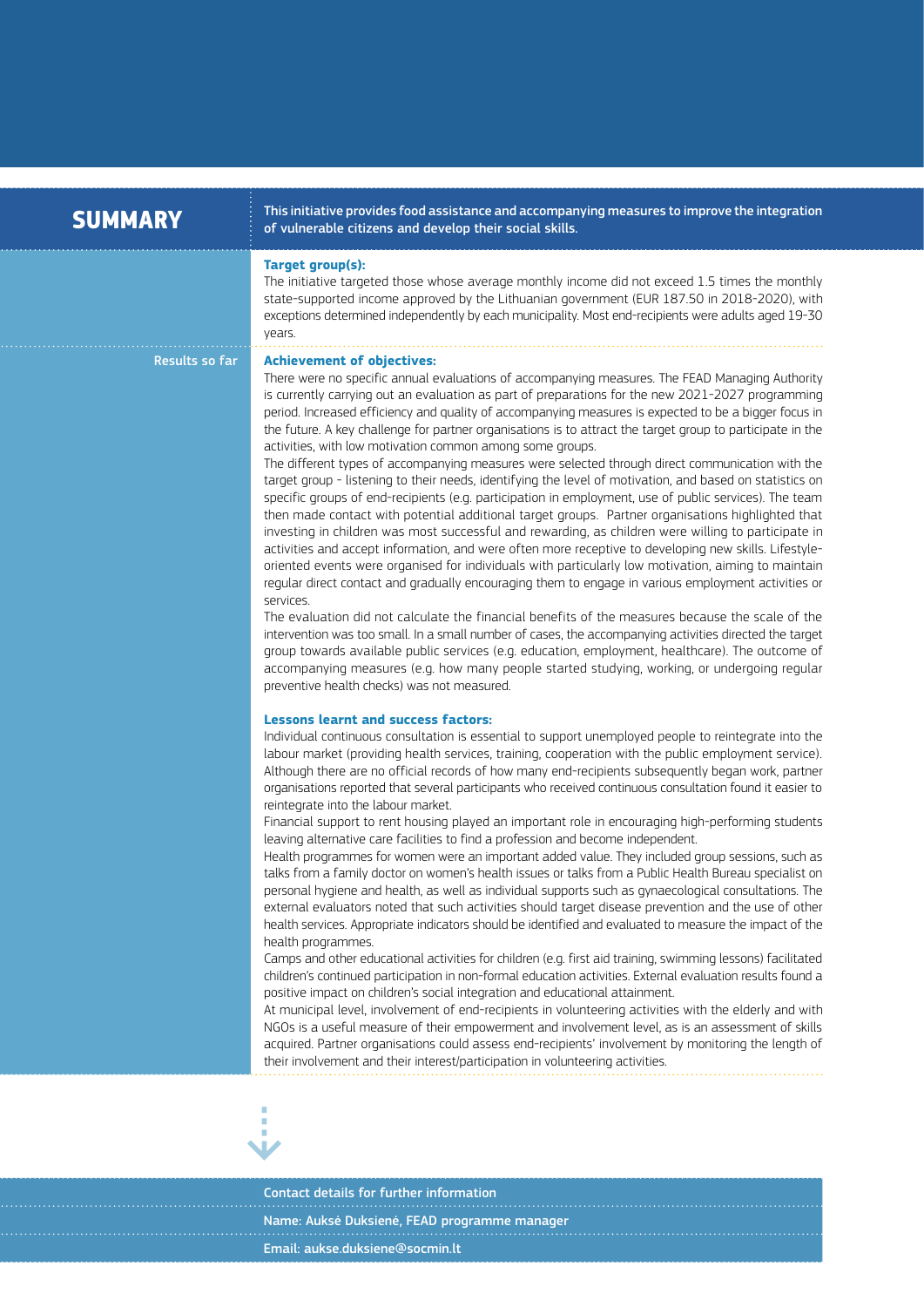## SUMMARY

**This initiative provides food assistance and accompanying measures to improve the integration of vulnerable citizens and develop their social skills.**

**Target group(s):**

The initiative targeted those whose average monthly income did not exceed 1.5 times the monthly state-supported income approved by the Lithuanian government (EUR 187.50 in 2018-2020), with exceptions determined independently by each municipality. Most end-recipients were adults aged 19-30 years.

### Results so far

**Achievement of objectives:**

There were no specific annual evaluations of accompanying measures. The FEAD Managing Authority is currently carrying out an evaluation as part of preparations for the new 2021-2027 programming period. Increased efficiency and quality of accompanying measures is expected to be a bigger focus in the future. A key challenge for partner organisations is to attract the target group to participate in the activities, with low motivation common among some groups.

The different types of accompanying measures were selected through direct communication with the target group - listening to their needs, identifying the level of motivation, and based on statistics on specific groups of end-recipients (e.g. participation in employment, use of public services). The team then made contact with potential additional target groups. Partner organisations highlighted that investing in children was most successful and rewarding, as children were willing to participate in activities and accept information, and were often more receptive to developing new skills. Lifestyle-oriented events were organised for individuals with particularly low motivation, aiming to maintain regular direct contact and gradually encouraging them to engage in various employment activities or services.

The evaluation did not calculate the financial benefits of the measures because the scale of the intervention was too small. In a small number of cases, the accompanying activities directed the target group towards available public services (e.g. education, employment, healthcare). The outcome of accompanying measures (e.g. how many people started studying, working, or undergoing regular preventive health checks) was not measured.

**Lessons learnt and success factors:**

Individual continuous consultation is essential to support unemployed people to reintegrate into the labour market (providing health services, training, cooperation with the public employment service). Although there are no official records of how many end-recipients subsequently began work, partner organisations reported that several participants who received continuous consultation found it easier to reintegrate into the labour market.

Financial support to rent housing played an important role in encouraging high-performing students leaving alternative care facilities to find a profession and become independent.

Health programmes for women were an important added value. They included group sessions, such as talks from a family doctor on women's health issues or talks from a Public Health Bureau specialist on personal hygiene and health, as well as individual supports such as gynaecological consultations. The external evaluators noted that such activities should target disease prevention and the use of other health services. Appropriate indicators should be identified and evaluated to measure the impact of the health programmes.

Camps and other educational activities for children (e.g. first aid training, swimming lessons) facilitated children's continued participation in non-formal education activities. External evaluation results found a positive impact on children's social integration and educational attainment.

At municipal level, involvement of end-recipients in volunteering activities with the elderly and with NGOs is a useful measure of their empowerment and involvement level, as is an assessment of skills acquired. Partner organisations could assess end-recipients' involvement by monitoring the length of their involvement and their interest/participation in volunteering activities.

**Contact details for further information**

Name: Aukse Duksienė, FEAD programme manager

Email: aukse.duksiene@socmin.lt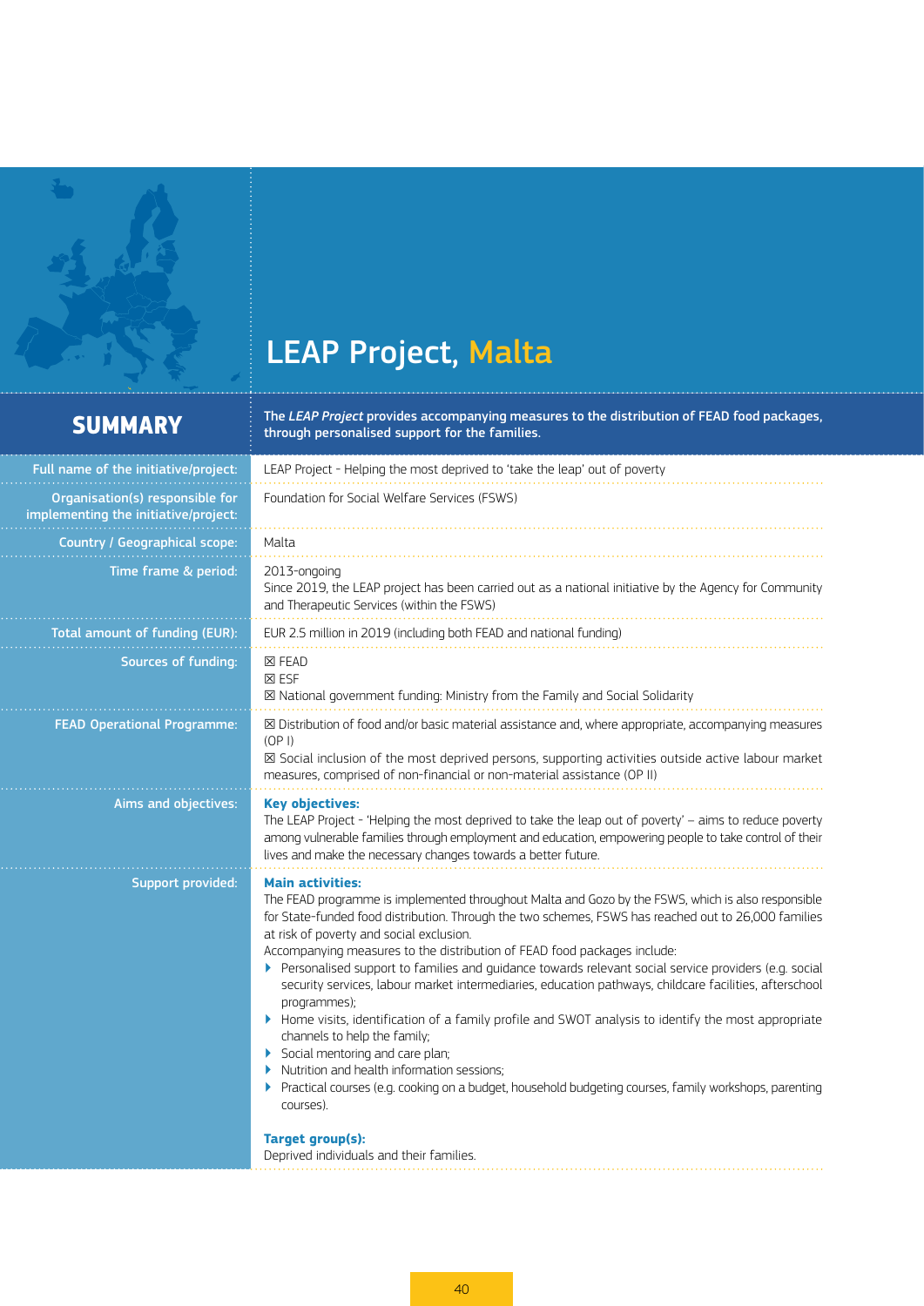# LEAP Project, Malta

## SUMMARY

**The *LEAP Project* provides accompanying measures to the distribution of FEAD food packages, through personalised support for the families.**

| | |
|---|---|
| **Full name of the initiative/project:** | LEAP Project - Helping the most deprived to 'take the leap' out of poverty |
| **Organisation(s) responsible for implementing the initiative/project:** | Foundation for Social Welfare Services (FSWS) |
| **Country / Geographical scope:** | Malta |
| **Time frame & period:** | 2013-ongoing<br>Since 2019, the LEAP project has been carried out as a national initiative by the Agency for Community and Therapeutic Services (within the FSWS) |
| **Total amount of funding (EUR):** | EUR 2.5 million in 2019 (including both FEAD and national funding) |
| **Sources of funding:** | ☒ FEAD<br>☒ ESF<br>☒ National government funding: Ministry from the Family and Social Solidarity |
| **FEAD Operational Programme:** | ☒ Distribution of food and/or basic material assistance and, where appropriate, accompanying measures (OP I)<br>☒ Social inclusion of the most deprived persons, supporting activities outside active labour market measures, comprised of non-financial or non-material assistance (OP II) |
| **Aims and objectives:** | **Key objectives:**<br>The LEAP Project - 'Helping the most deprived to take the leap out of poverty' – aims to reduce poverty among vulnerable families through employment and education, empowering people to take control of their lives and make the necessary changes towards a better future. |
| **Support provided:** | **Main activities:**<br>The FEAD programme is implemented throughout Malta and Gozo by the FSWS, which is also responsible for State-funded food distribution. Through the two schemes, FSWS has reached out to 26,000 families at risk of poverty and social exclusion.<br>Accompanying measures to the distribution of FEAD food packages include:<br>▸ Personalised support to families and guidance towards relevant social service providers (e.g. social security services, labour market intermediaries, education pathways, childcare facilities, afterschool programmes);<br>▸ Home visits, identification of a family profile and SWOT analysis to identify the most appropriate channels to help the family;<br>▸ Social mentoring and care plan;<br>▸ Nutrition and health information sessions;<br>▸ Practical courses (e.g. cooking on a budget, household budgeting courses, family workshops, parenting courses).<br><br>**Target group(s):**<br>Deprived individuals and their families. |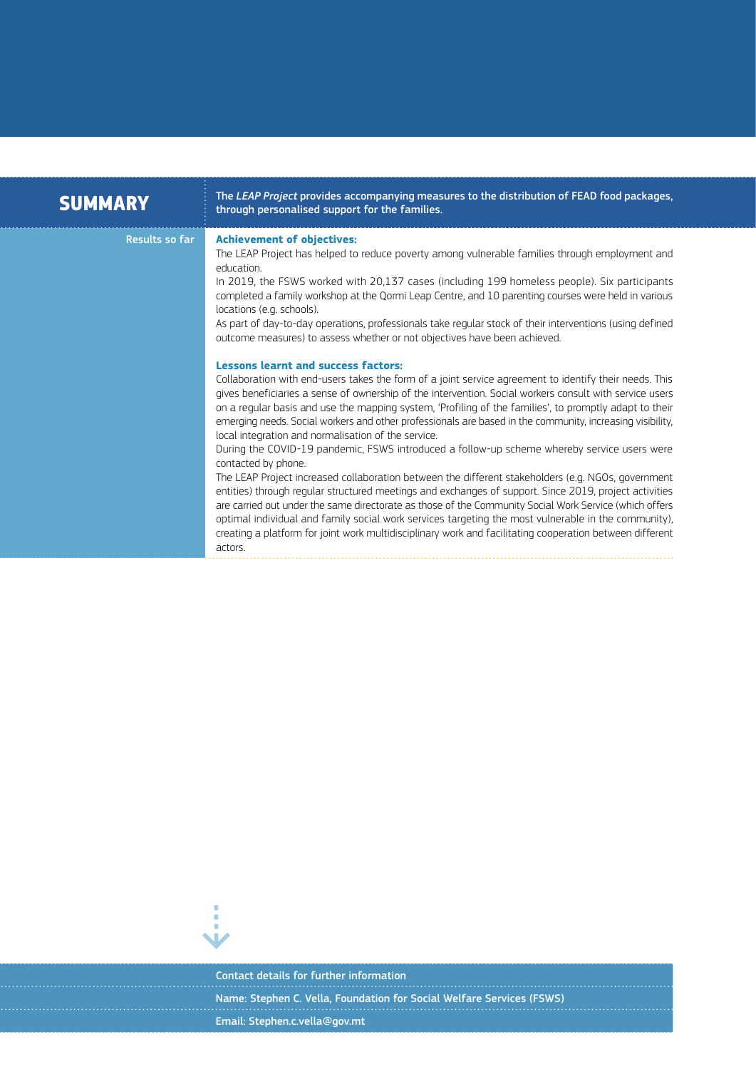## SUMMARY

The *LEAP Project* provides accompanying measures to the distribution of FEAD food packages, through personalised support for the families.

**Results so far**

**Achievement of objectives:**

The LEAP Project has helped to reduce poverty among vulnerable families through employment and education.

In 2019, the FSWS worked with 20,137 cases (including 199 homeless people). Six participants completed a family workshop at the Qormi Leap Centre, and 10 parenting courses were held in various locations (e.g. schools).

As part of day-to-day operations, professionals take regular stock of their interventions (using defined outcome measures) to assess whether or not objectives have been achieved.

**Lessons learnt and success factors:**

Collaboration with end-users takes the form of a joint service agreement to identify their needs. This gives beneficiaries a sense of ownership of the intervention. Social workers consult with service users on a regular basis and use the mapping system, 'Profiling of the families', to promptly adapt to their emerging needs. Social workers and other professionals are based in the community, increasing visibility, local integration and normalisation of the service.

During the COVID-19 pandemic, FSWS introduced a follow-up scheme whereby service users were contacted by phone.

The LEAP Project increased collaboration between the different stakeholders (e.g. NGOs, government entities) through regular structured meetings and exchanges of support. Since 2019, project activities are carried out under the same directorate as those of the Community Social Work Service (which offers optimal individual and family social work services targeting the most vulnerable in the community), creating a platform for joint work multidisciplinary work and facilitating cooperation between different actors.

**Contact details for further information**

Name: Stephen C. Vella, Foundation for Social Welfare Services (FSWS)

Email: Stephen.c.vella@gov.mt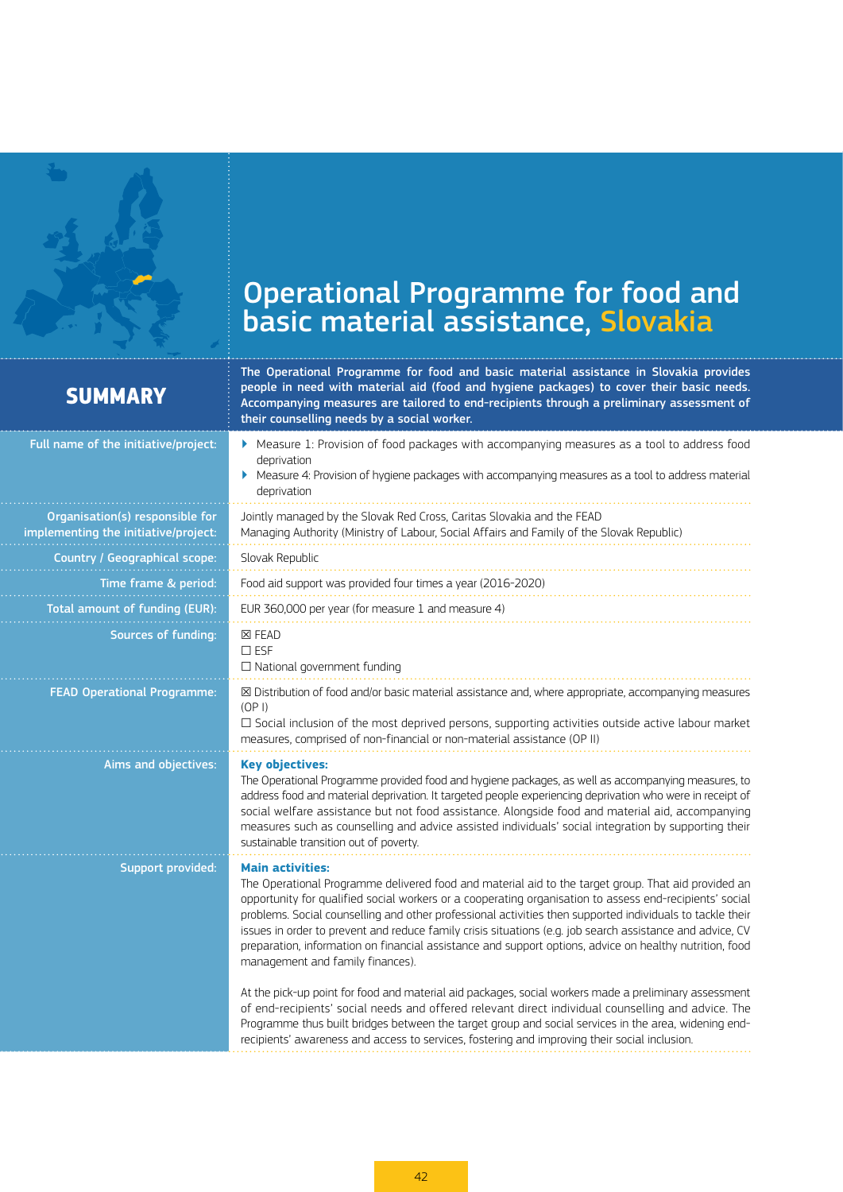# Operational Programme for food and basic material assistance, Slovakia

## SUMMARY

**The Operational Programme for food and basic material assistance in Slovakia provides people in need with material aid (food and hygiene packages) to cover their basic needs. Accompanying measures are tailored to end-recipients through a preliminary assessment of their counselling needs by a social worker.**

| | |
|---|---|
| Full name of the initiative/project: | Measure 1: Provision of food packages with accompanying measures as a tool to address food deprivation<br>Measure 4: Provision of hygiene packages with accompanying measures as a tool to address material deprivation |
| Organisation(s) responsible for implementing the initiative/project: | Jointly managed by the Slovak Red Cross, Caritas Slovakia and the FEAD Managing Authority (Ministry of Labour, Social Affairs and Family of the Slovak Republic) |
| Country / Geographical scope: | Slovak Republic |
| Time frame & period: | Food aid support was provided four times a year (2016-2020) |
| Total amount of funding (EUR): | EUR 360,000 per year (for measure 1 and measure 4) |
| Sources of funding: | ☒ FEAD<br>☐ ESF<br>☐ National government funding |
| FEAD Operational Programme: | ☒ Distribution of food and/or basic material assistance and, where appropriate, accompanying measures (OP I)<br>☐ Social inclusion of the most deprived persons, supporting activities outside active labour market measures, comprised of non-financial or non-material assistance (OP II) |
| Aims and objectives: | **Key objectives:**<br>The Operational Programme provided food and hygiene packages, as well as accompanying measures, to address food and material deprivation. It targeted people experiencing deprivation who were in receipt of social welfare assistance but not food assistance. Alongside food and material aid, accompanying measures such as counselling and advice assisted individuals' social integration by supporting their sustainable transition out of poverty. |
| Support provided: | **Main activities:**<br>The Operational Programme delivered food and material aid to the target group. That aid provided an opportunity for qualified social workers or a cooperating organisation to assess end-recipients' social problems. Social counselling and other professional activities then supported individuals to tackle their issues in order to prevent and reduce family crisis situations (e.g. job search assistance and advice, CV preparation, information on financial assistance and support options, advice on healthy nutrition, food management and family finances).<br><br>At the pick-up point for food and material aid packages, social workers made a preliminary assessment of end-recipients' social needs and offered relevant direct individual counselling and advice. The Programme thus built bridges between the target group and social services in the area, widening end-recipients' awareness and access to services, fostering and improving their social inclusion. |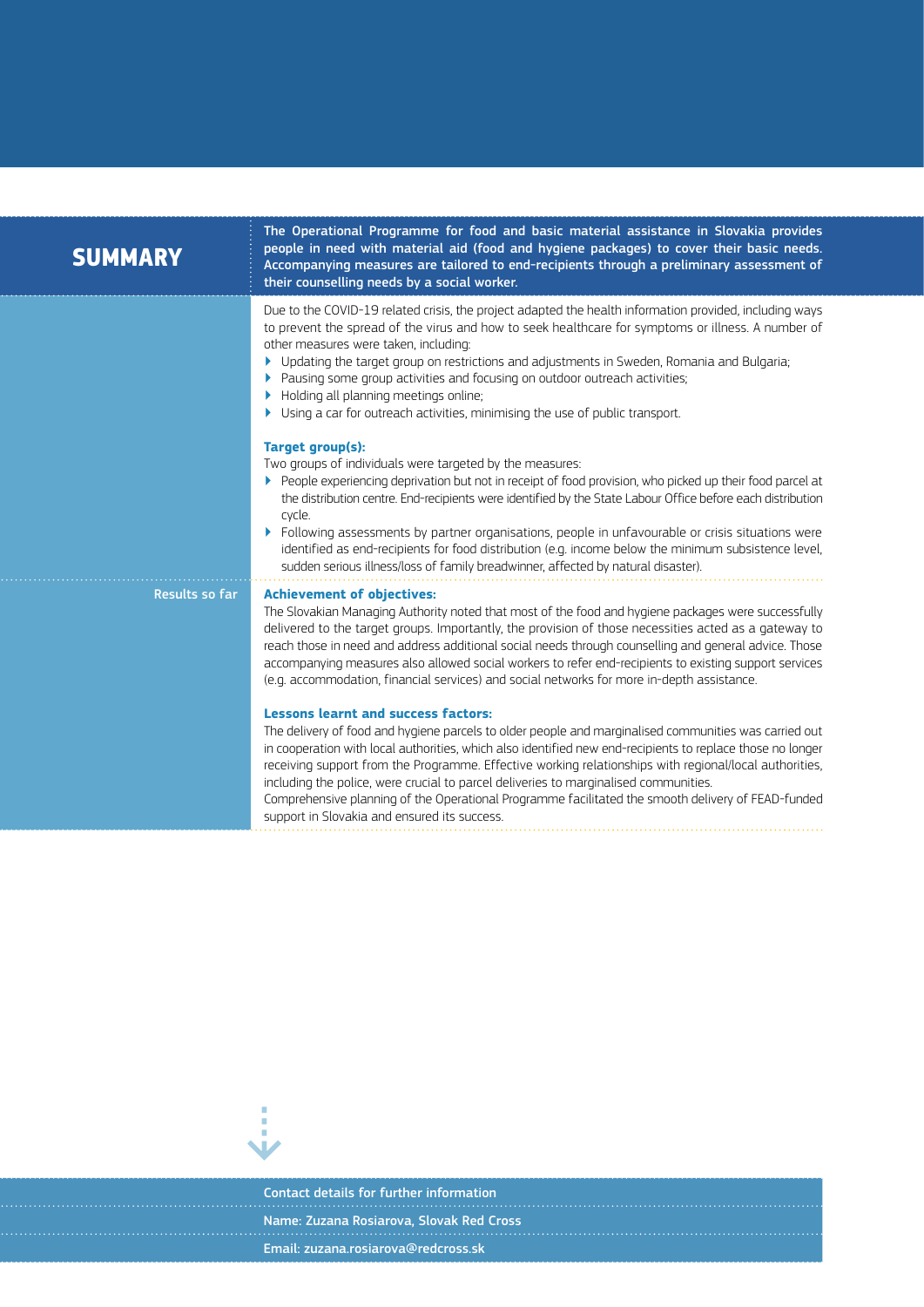## SUMMARY

**The Operational Programme for food and basic material assistance in Slovakia provides people in need with material aid (food and hygiene packages) to cover their basic needs. Accompanying measures are tailored to end-recipients through a preliminary assessment of their counselling needs by a social worker.**

Due to the COVID-19 related crisis, the project adapted the health information provided, including ways to prevent the spread of the virus and how to seek healthcare for symptoms or illness. A number of other measures were taken, including:

- Updating the target group on restrictions and adjustments in Sweden, Romania and Bulgaria;
- Pausing some group activities and focusing on outdoor outreach activities;
- Holding all planning meetings online;
- Using a car for outreach activities, minimising the use of public transport.

**Target group(s):**

Two groups of individuals were targeted by the measures:

- People experiencing deprivation but not in receipt of food provision, who picked up their food parcel at the distribution centre. End-recipients were identified by the State Labour Office before each distribution cycle.
- Following assessments by partner organisations, people in unfavourable or crisis situations were identified as end-recipients for food distribution (e.g. income below the minimum subsistence level, sudden serious illness/loss of family breadwinner, affected by natural disaster).

### Results so far

**Achievement of objectives:**

The Slovakian Managing Authority noted that most of the food and hygiene packages were successfully delivered to the target groups. Importantly, the provision of those necessities acted as a gateway to reach those in need and address additional social needs through counselling and general advice. Those accompanying measures also allowed social workers to refer end-recipients to existing support services (e.g. accommodation, financial services) and social networks for more in-depth assistance.

**Lessons learnt and success factors:**

The delivery of food and hygiene parcels to older people and marginalised communities was carried out in cooperation with local authorities, which also identified new end-recipients to replace those no longer receiving support from the Programme. Effective working relationships with regional/local authorities, including the police, were crucial to parcel deliveries to marginalised communities.

Comprehensive planning of the Operational Programme facilitated the smooth delivery of FEAD-funded support in Slovakia and ensured its success.

---

Contact details for further information

Name: Zuzana Rosiarova, Slovak Red Cross

Email: zuzana.rosiarova@redcross.sk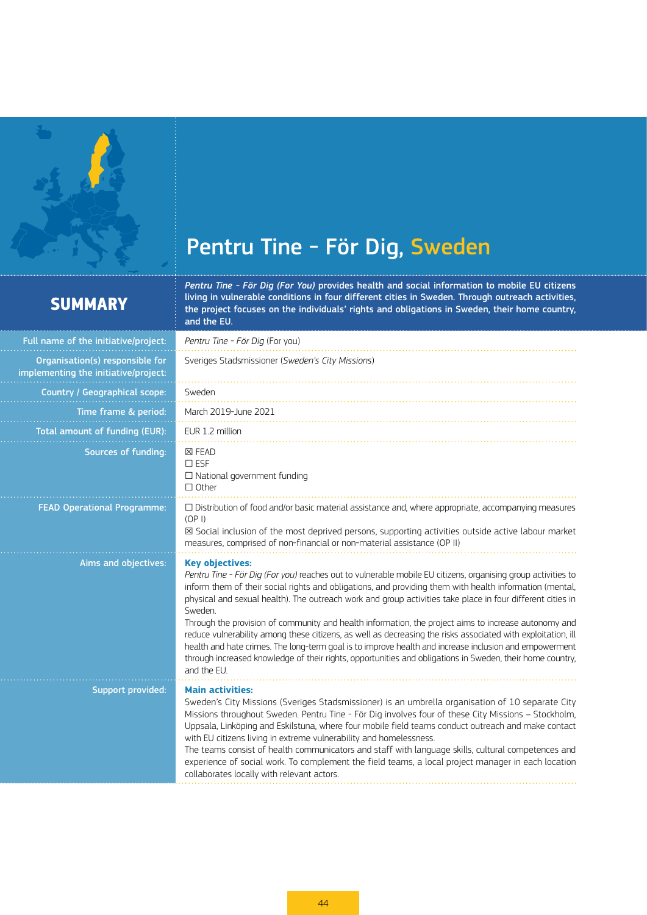# Pentru Tine – För Dig, Sweden

## SUMMARY

*Pentru Tine – För Dig (For You)* provides health and social information to mobile EU citizens living in vulnerable conditions in four different cities in Sweden. Through outreach activities, the project focuses on the individuals' rights and obligations in Sweden, their home country, and the EU.

| | |
|---|---|
| Full name of the initiative/project: | *Pentru Tine – För Dig* (For you) |
| Organisation(s) responsible for implementing the initiative/project: | Sveriges Stadsmissioner (*Sweden's City Missions*) |
| Country / Geographical scope: | Sweden |
| Time frame & period: | March 2019–June 2021 |
| Total amount of funding (EUR): | EUR 1.2 million |
| Sources of funding: | ☒ FEAD<br>☐ ESF<br>☐ National government funding<br>☐ Other |
| FEAD Operational Programme: | ☐ Distribution of food and/or basic material assistance and, where appropriate, accompanying measures (OP I)<br>☒ Social inclusion of the most deprived persons, supporting activities outside active labour market measures, comprised of non-financial or non-material assistance (OP II) |
| Aims and objectives: | **Key objectives:**<br>*Pentru Tine – För Dig (For you)* reaches out to vulnerable mobile EU citizens, organising group activities to inform them of their social rights and obligations, and providing them with health information (mental, physical and sexual health). The outreach work and group activities take place in four different cities in Sweden.<br>Through the provision of community and health information, the project aims to increase autonomy and reduce vulnerability among these citizens, as well as decreasing the risks associated with exploitation, ill health and hate crimes. The long-term goal is to improve health and increase inclusion and empowerment through increased knowledge of their rights, opportunities and obligations in Sweden, their home country, and the EU. |
| Support provided: | **Main activities:**<br>Sweden's City Missions (Sveriges Stadsmissioner) is an umbrella organisation of 10 separate City Missions throughout Sweden. Pentru Tine – För Dig involves four of these City Missions – Stockholm, Uppsala, Linköping and Eskilstuna, where four mobile field teams conduct outreach and make contact with EU citizens living in extreme vulnerability and homelessness.<br>The teams consist of health communicators and staff with language skills, cultural competences and experience of social work. To complement the field teams, a local project manager in each location collaborates locally with relevant actors. |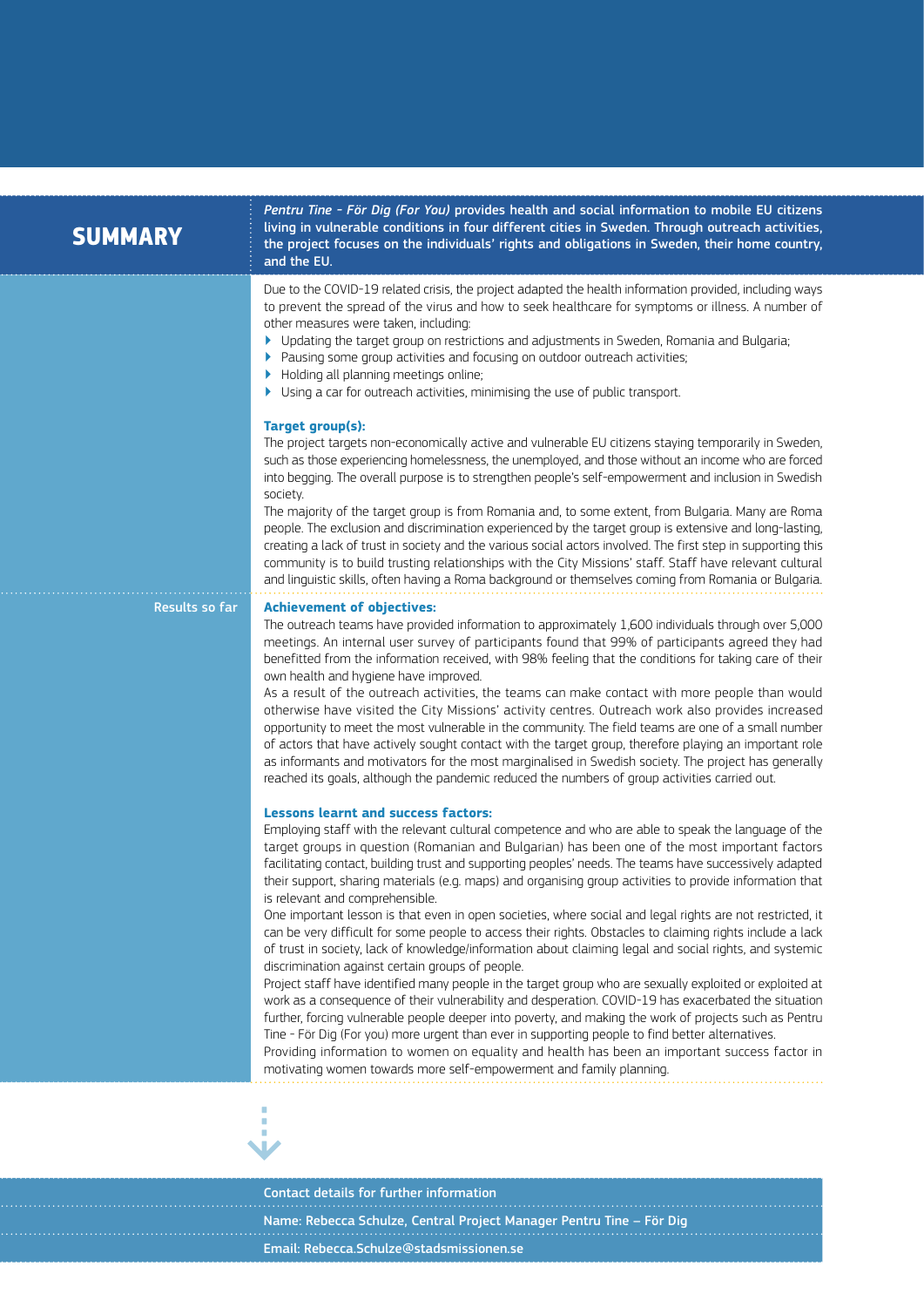## SUMMARY

***Pentru Tine - För Dig (For You)*** **provides health and social information to mobile EU citizens living in vulnerable conditions in four different cities in Sweden. Through outreach activities, the project focuses on the individuals' rights and obligations in Sweden, their home country, and the EU.**

Due to the COVID-19 related crisis, the project adapted the health information provided, including ways to prevent the spread of the virus and how to seek healthcare for symptoms or illness. A number of other measures were taken, including:

- Updating the target group on restrictions and adjustments in Sweden, Romania and Bulgaria;
- Pausing some group activities and focusing on outdoor outreach activities;
- Holding all planning meetings online;
- Using a car for outreach activities, minimising the use of public transport.

### Target group(s):

The project targets non-economically active and vulnerable EU citizens staying temporarily in Sweden, such as those experiencing homelessness, the unemployed, and those without an income who are forced into begging. The overall purpose is to strengthen people's self-empowerment and inclusion in Swedish society.

The majority of the target group is from Romania and, to some extent, from Bulgaria. Many are Roma people. The exclusion and discrimination experienced by the target group is extensive and long-lasting, creating a lack of trust in society and the various social actors involved. The first step in supporting this community is to build trusting relationships with the City Missions' staff. Staff have relevant cultural and linguistic skills, often having a Roma background or themselves coming from Romania or Bulgaria.

## Results so far

### Achievement of objectives:

The outreach teams have provided information to approximately 1,600 individuals through over 5,000 meetings. An internal user survey of participants found that 99% of participants agreed they had benefitted from the information received, with 98% feeling that the conditions for taking care of their own health and hygiene have improved.

As a result of the outreach activities, the teams can make contact with more people than would otherwise have visited the City Missions' activity centres. Outreach work also provides increased opportunity to meet the most vulnerable in the community. The field teams are one of a small number of actors that have actively sought contact with the target group, therefore playing an important role as informants and motivators for the most marginalised in Swedish society. The project has generally reached its goals, although the pandemic reduced the numbers of group activities carried out.

### Lessons learnt and success factors:

Employing staff with the relevant cultural competence and who are able to speak the language of the target groups in question (Romanian and Bulgarian) has been one of the most important factors facilitating contact, building trust and supporting peoples' needs. The teams have successively adapted their support, sharing materials (e.g. maps) and organising group activities to provide information that is relevant and comprehensible.

One important lesson is that even in open societies, where social and legal rights are not restricted, it can be very difficult for some people to access their rights. Obstacles to claiming rights include a lack of trust in society, lack of knowledge/information about claiming legal and social rights, and systemic discrimination against certain groups of people.

Project staff have identified many people in the target group who are sexually exploited or exploited at work as a consequence of their vulnerability and desperation. COVID-19 has exacerbated the situation further, forcing vulnerable people deeper into poverty, and making the work of projects such as Pentru Tine - För Dig (For you) more urgent than ever in supporting people to find better alternatives.

Providing information to women on equality and health has been an important success factor in motivating women towards more self-empowerment and family planning.

**Contact details for further information**

**Name: Rebecca Schulze, Central Project Manager Pentru Tine – För Dig**

**Email: Rebecca.Schulze@stadsmissionen.se**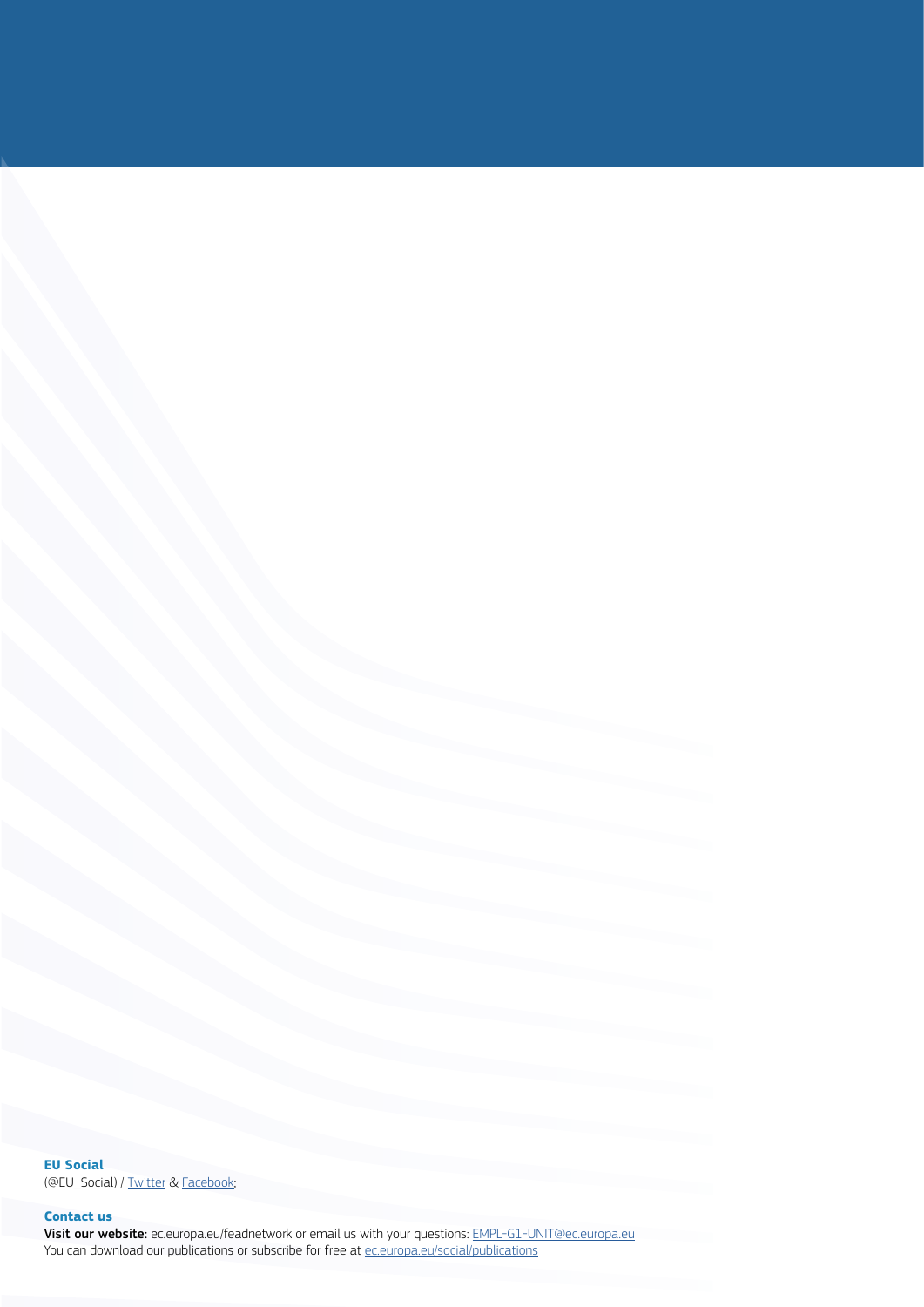**EU Social**
(@EU_Social) / Twitter & Facebook;

**Contact us**
**Visit our website:** ec.europa.eu/feadnetwork or email us with your questions: EMPL-G1-UNIT@ec.europa.eu
You can download our publications or subscribe for free at ec.europa.eu/social/publications